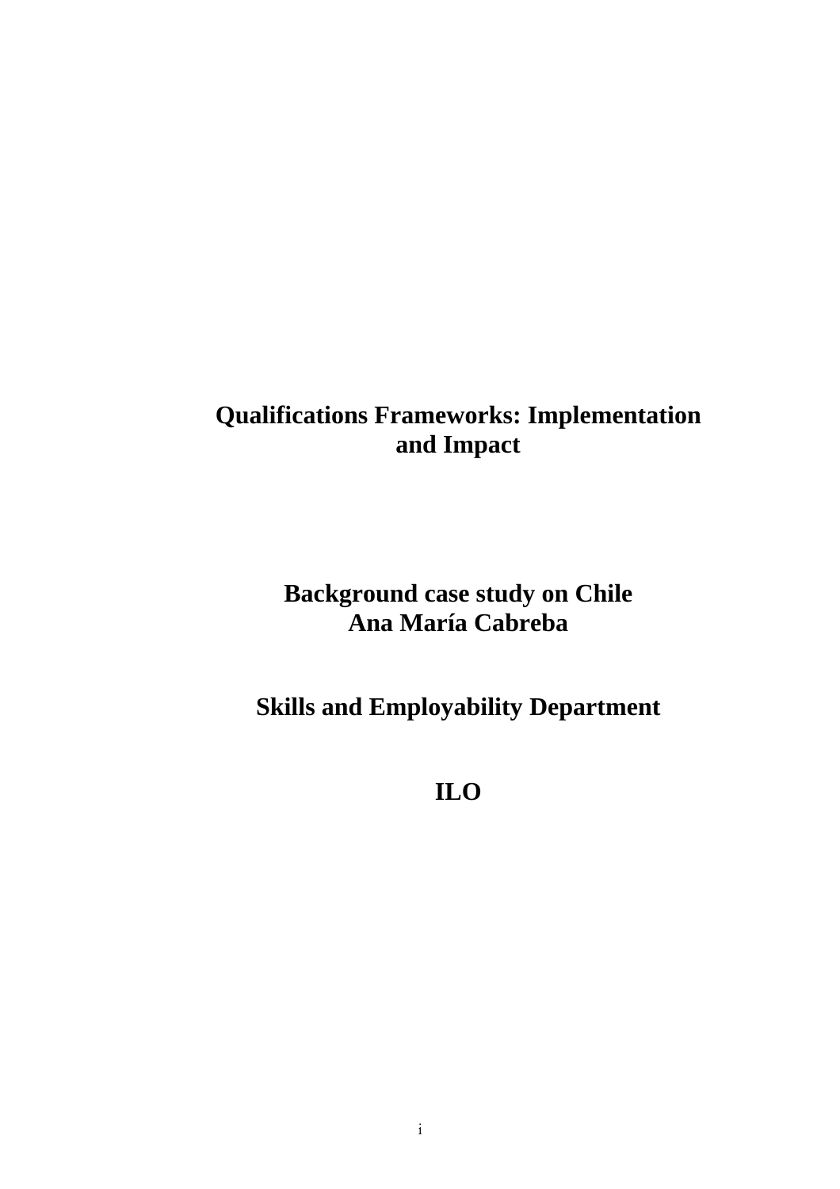# Qualifications Frameworks: Implementation and Impact

## Background case study on Chile
## Ana María Cabreba

## Skills and Employability Department

## ILO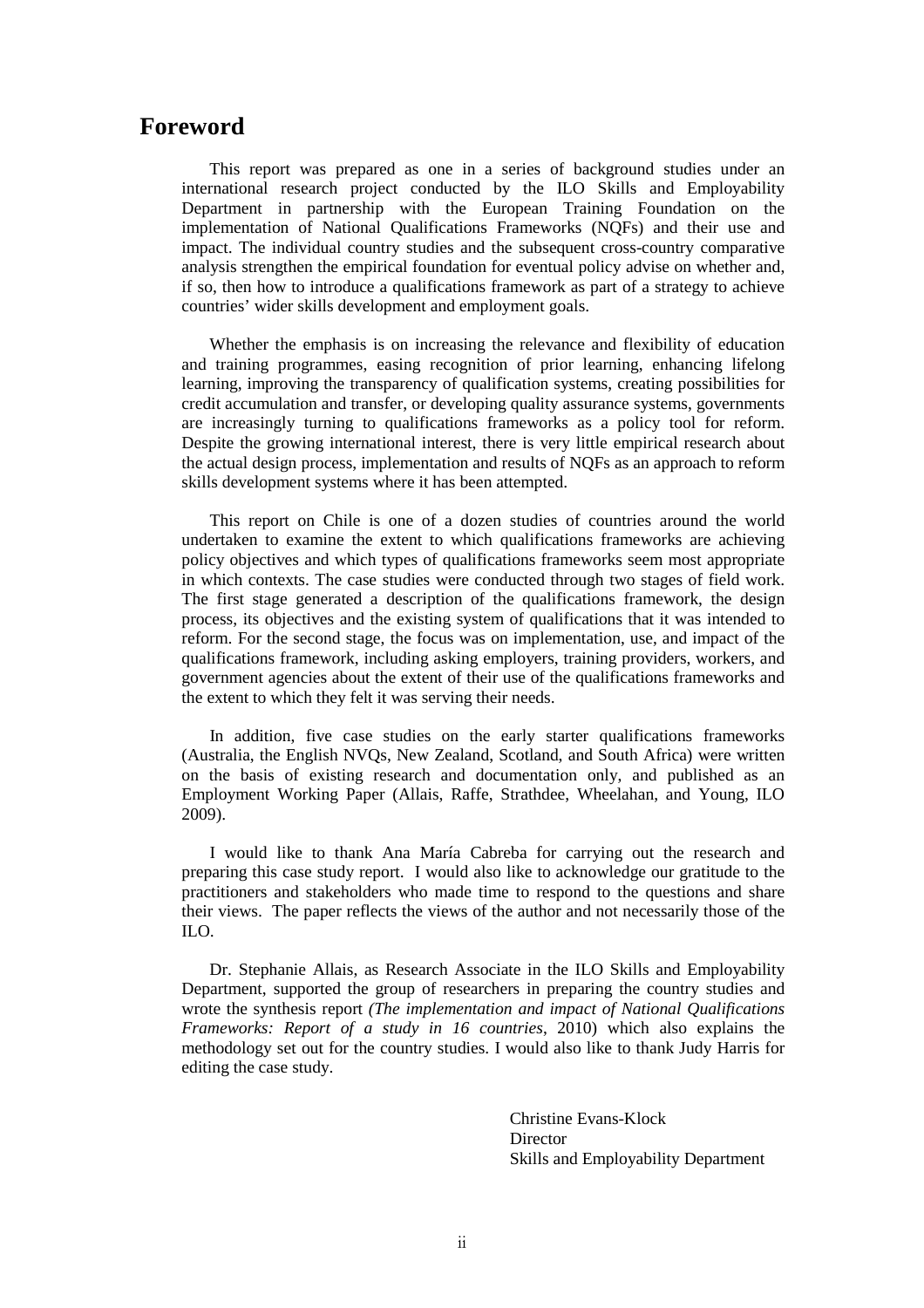# Foreword

This report was prepared as one in a series of background studies under an international research project conducted by the ILO Skills and Employability Department in partnership with the European Training Foundation on the implementation of National Qualifications Frameworks (NQFs) and their use and impact. The individual country studies and the subsequent cross-country comparative analysis strengthen the empirical foundation for eventual policy advise on whether and, if so, then how to introduce a qualifications framework as part of a strategy to achieve countries' wider skills development and employment goals.

Whether the emphasis is on increasing the relevance and flexibility of education and training programmes, easing recognition of prior learning, enhancing lifelong learning, improving the transparency of qualification systems, creating possibilities for credit accumulation and transfer, or developing quality assurance systems, governments are increasingly turning to qualifications frameworks as a policy tool for reform. Despite the growing international interest, there is very little empirical research about the actual design process, implementation and results of NQFs as an approach to reform skills development systems where it has been attempted.

This report on Chile is one of a dozen studies of countries around the world undertaken to examine the extent to which qualifications frameworks are achieving policy objectives and which types of qualifications frameworks seem most appropriate in which contexts. The case studies were conducted through two stages of field work. The first stage generated a description of the qualifications framework, the design process, its objectives and the existing system of qualifications that it was intended to reform. For the second stage, the focus was on implementation, use, and impact of the qualifications framework, including asking employers, training providers, workers, and government agencies about the extent of their use of the qualifications frameworks and the extent to which they felt it was serving their needs.

In addition, five case studies on the early starter qualifications frameworks (Australia, the English NVQs, New Zealand, Scotland, and South Africa) were written on the basis of existing research and documentation only, and published as an Employment Working Paper (Allais, Raffe, Strathdee, Wheelahan, and Young, ILO 2009).

I would like to thank Ana María Cabreba for carrying out the research and preparing this case study report. I would also like to acknowledge our gratitude to the practitioners and stakeholders who made time to respond to the questions and share their views. The paper reflects the views of the author and not necessarily those of the ILO.

Dr. Stephanie Allais, as Research Associate in the ILO Skills and Employability Department, supported the group of researchers in preparing the country studies and wrote the synthesis report *(The implementation and impact of National Qualifications Frameworks: Report of a study in 16 countries*, 2010) which also explains the methodology set out for the country studies. I would also like to thank Judy Harris for editing the case study.

Christine Evans-Klock
Director
Skills and Employability Department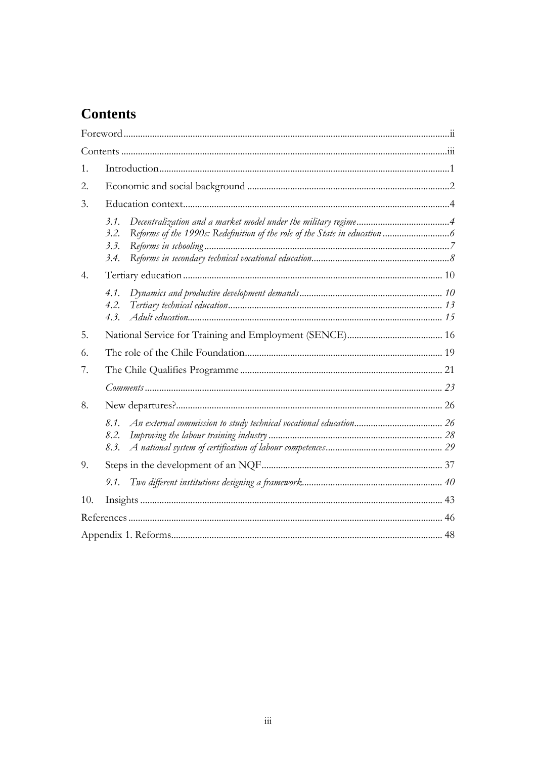# Contents

| | | |
|---|---|---|
| Foreword | | ii |
| Contents | | iii |
| 1. | Introduction | 1 |
| 2. | Economic and social background | 2 |
| 3. | Education context | 4 |
| | *3.1. Decentralization and a market model under the military regime* | *4* |
| | *3.2. Reforms of the 1990s: Redefinition of the role of the State in education* | *6* |
| | *3.3. Reforms in schooling* | *7* |
| | *3.4. Reforms in secondary technical vocational education* | *8* |
| 4. | Tertiary education | 10 |
| | *4.1. Dynamics and productive development demands* | *10* |
| | *4.2. Tertiary technical education* | *13* |
| | *4.3. Adult education* | *15* |
| 5. | National Service for Training and Employment (SENCE) | 16 |
| 6. | The role of the Chile Foundation | 19 |
| 7. | The Chile Qualifies Programme | 21 |
| | *Comments* | *23* |
| 8. | New departures? | 26 |
| | *8.1. An external commission to study technical vocational education* | *26* |
| | *8.2. Improving the labour training industry* | *28* |
| | *8.3. A national system of certification of labour competences* | *29* |
| 9. | Steps in the development of an NQF | 37 |
| | *9.1. Two different institutions designing a framework* | *40* |
| 10. | Insights | 43 |
| References | | 46 |
| Appendix 1. Reforms | | 48 |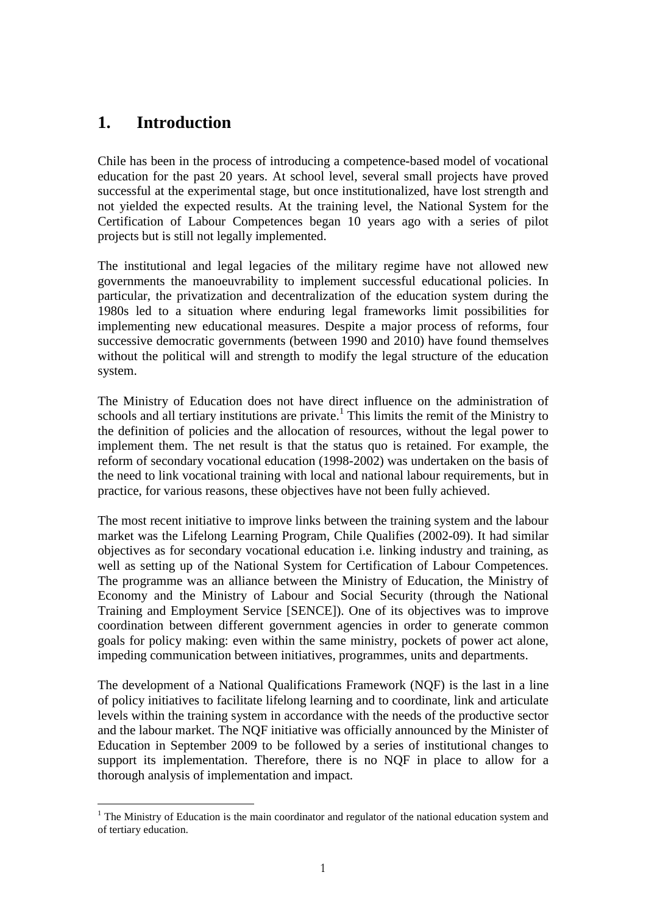# 1. Introduction

Chile has been in the process of introducing a competence-based model of vocational education for the past 20 years. At school level, several small projects have proved successful at the experimental stage, but once institutionalized, have lost strength and not yielded the expected results. At the training level, the National System for the Certification of Labour Competences began 10 years ago with a series of pilot projects but is still not legally implemented.

The institutional and legal legacies of the military regime have not allowed new governments the manoeuvrability to implement successful educational policies. In particular, the privatization and decentralization of the education system during the 1980s led to a situation where enduring legal frameworks limit possibilities for implementing new educational measures. Despite a major process of reforms, four successive democratic governments (between 1990 and 2010) have found themselves without the political will and strength to modify the legal structure of the education system.

The Ministry of Education does not have direct influence on the administration of schools and all tertiary institutions are private.[1] This limits the remit of the Ministry to the definition of policies and the allocation of resources, without the legal power to implement them. The net result is that the status quo is retained. For example, the reform of secondary vocational education (1998-2002) was undertaken on the basis of the need to link vocational training with local and national labour requirements, but in practice, for various reasons, these objectives have not been fully achieved.

The most recent initiative to improve links between the training system and the labour market was the Lifelong Learning Program, Chile Qualifies (2002-09). It had similar objectives as for secondary vocational education i.e. linking industry and training, as well as setting up of the National System for Certification of Labour Competences. The programme was an alliance between the Ministry of Education, the Ministry of Economy and the Ministry of Labour and Social Security (through the National Training and Employment Service [SENCE]). One of its objectives was to improve coordination between different government agencies in order to generate common goals for policy making: even within the same ministry, pockets of power act alone, impeding communication between initiatives, programmes, units and departments.

The development of a National Qualifications Framework (NQF) is the last in a line of policy initiatives to facilitate lifelong learning and to coordinate, link and articulate levels within the training system in accordance with the needs of the productive sector and the labour market. The NQF initiative was officially announced by the Minister of Education in September 2009 to be followed by a series of institutional changes to support its implementation. Therefore, there is no NQF in place to allow for a thorough analysis of implementation and impact.

[1] The Ministry of Education is the main coordinator and regulator of the national education system and of tertiary education.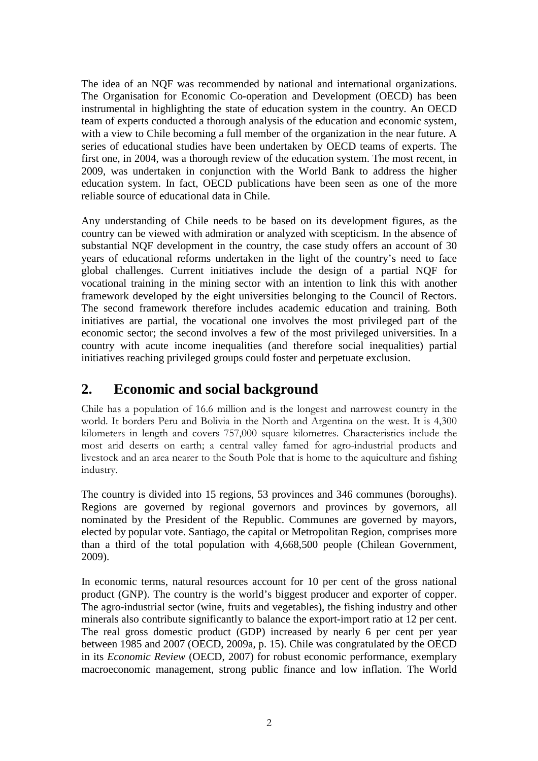The idea of an NQF was recommended by national and international organizations. The Organisation for Economic Co-operation and Development (OECD) has been instrumental in highlighting the state of education system in the country. An OECD team of experts conducted a thorough analysis of the education and economic system, with a view to Chile becoming a full member of the organization in the near future. A series of educational studies have been undertaken by OECD teams of experts. The first one, in 2004, was a thorough review of the education system. The most recent, in 2009, was undertaken in conjunction with the World Bank to address the higher education system. In fact, OECD publications have been seen as one of the more reliable source of educational data in Chile.

Any understanding of Chile needs to be based on its development figures, as the country can be viewed with admiration or analyzed with scepticism. In the absence of substantial NQF development in the country, the case study offers an account of 30 years of educational reforms undertaken in the light of the country's need to face global challenges. Current initiatives include the design of a partial NQF for vocational training in the mining sector with an intention to link this with another framework developed by the eight universities belonging to the Council of Rectors. The second framework therefore includes academic education and training. Both initiatives are partial, the vocational one involves the most privileged part of the economic sector; the second involves a few of the most privileged universities. In a country with acute income inequalities (and therefore social inequalities) partial initiatives reaching privileged groups could foster and perpetuate exclusion.

## 2. Economic and social background

Chile has a population of 16.6 million and is the longest and narrowest country in the world. It borders Peru and Bolivia in the North and Argentina on the west. It is 4,300 kilometers in length and covers 757,000 square kilometres. Characteristics include the most arid deserts on earth; a central valley famed for agro-industrial products and livestock and an area nearer to the South Pole that is home to the aquiculture and fishing industry.

The country is divided into 15 regions, 53 provinces and 346 communes (boroughs). Regions are governed by regional governors and provinces by governors, all nominated by the President of the Republic. Communes are governed by mayors, elected by popular vote. Santiago, the capital or Metropolitan Region, comprises more than a third of the total population with 4,668,500 people (Chilean Government, 2009).

In economic terms, natural resources account for 10 per cent of the gross national product (GNP). The country is the world's biggest producer and exporter of copper. The agro-industrial sector (wine, fruits and vegetables), the fishing industry and other minerals also contribute significantly to balance the export-import ratio at 12 per cent. The real gross domestic product (GDP) increased by nearly 6 per cent per year between 1985 and 2007 (OECD, 2009a, p. 15). Chile was congratulated by the OECD in its *Economic Review* (OECD, 2007) for robust economic performance, exemplary macroeconomic management, strong public finance and low inflation. The World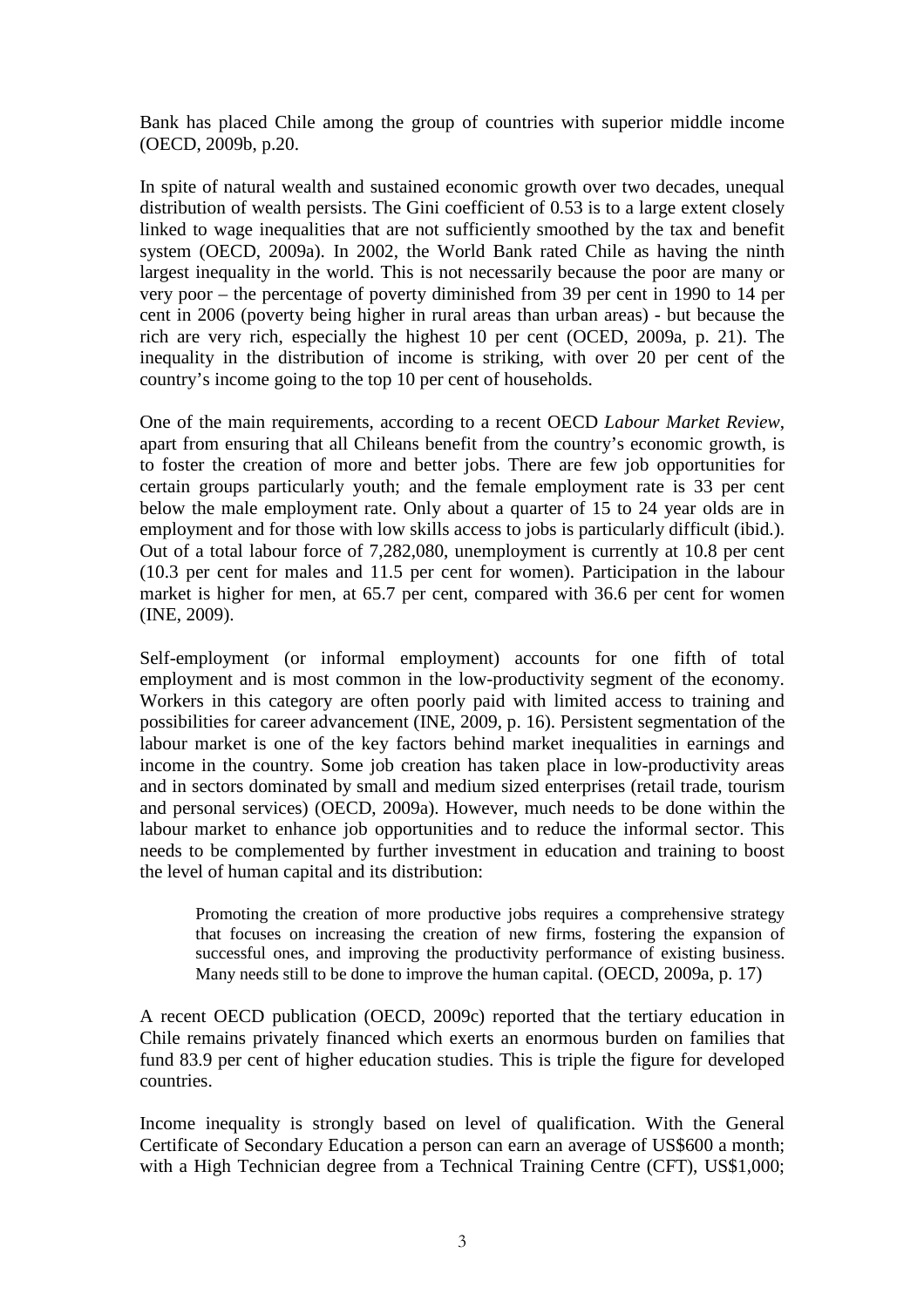Bank has placed Chile among the group of countries with superior middle income (OECD, 2009b, p.20.

In spite of natural wealth and sustained economic growth over two decades, unequal distribution of wealth persists. The Gini coefficient of 0.53 is to a large extent closely linked to wage inequalities that are not sufficiently smoothed by the tax and benefit system (OECD, 2009a). In 2002, the World Bank rated Chile as having the ninth largest inequality in the world. This is not necessarily because the poor are many or very poor – the percentage of poverty diminished from 39 per cent in 1990 to 14 per cent in 2006 (poverty being higher in rural areas than urban areas) - but because the rich are very rich, especially the highest 10 per cent (OCED, 2009a, p. 21). The inequality in the distribution of income is striking, with over 20 per cent of the country's income going to the top 10 per cent of households.

One of the main requirements, according to a recent OECD *Labour Market Review*, apart from ensuring that all Chileans benefit from the country's economic growth, is to foster the creation of more and better jobs. There are few job opportunities for certain groups particularly youth; and the female employment rate is 33 per cent below the male employment rate. Only about a quarter of 15 to 24 year olds are in employment and for those with low skills access to jobs is particularly difficult (ibid.). Out of a total labour force of 7,282,080, unemployment is currently at 10.8 per cent (10.3 per cent for males and 11.5 per cent for women). Participation in the labour market is higher for men, at 65.7 per cent, compared with 36.6 per cent for women (INE, 2009).

Self-employment (or informal employment) accounts for one fifth of total employment and is most common in the low-productivity segment of the economy. Workers in this category are often poorly paid with limited access to training and possibilities for career advancement (INE, 2009, p. 16). Persistent segmentation of the labour market is one of the key factors behind market inequalities in earnings and income in the country. Some job creation has taken place in low-productivity areas and in sectors dominated by small and medium sized enterprises (retail trade, tourism and personal services) (OECD, 2009a). However, much needs to be done within the labour market to enhance job opportunities and to reduce the informal sector. This needs to be complemented by further investment in education and training to boost the level of human capital and its distribution:

> Promoting the creation of more productive jobs requires a comprehensive strategy that focuses on increasing the creation of new firms, fostering the expansion of successful ones, and improving the productivity performance of existing business. Many needs still to be done to improve the human capital. (OECD, 2009a, p. 17)

A recent OECD publication (OECD, 2009c) reported that the tertiary education in Chile remains privately financed which exerts an enormous burden on families that fund 83.9 per cent of higher education studies. This is triple the figure for developed countries.

Income inequality is strongly based on level of qualification. With the General Certificate of Secondary Education a person can earn an average of US$600 a month; with a High Technician degree from a Technical Training Centre (CFT), US$1,000;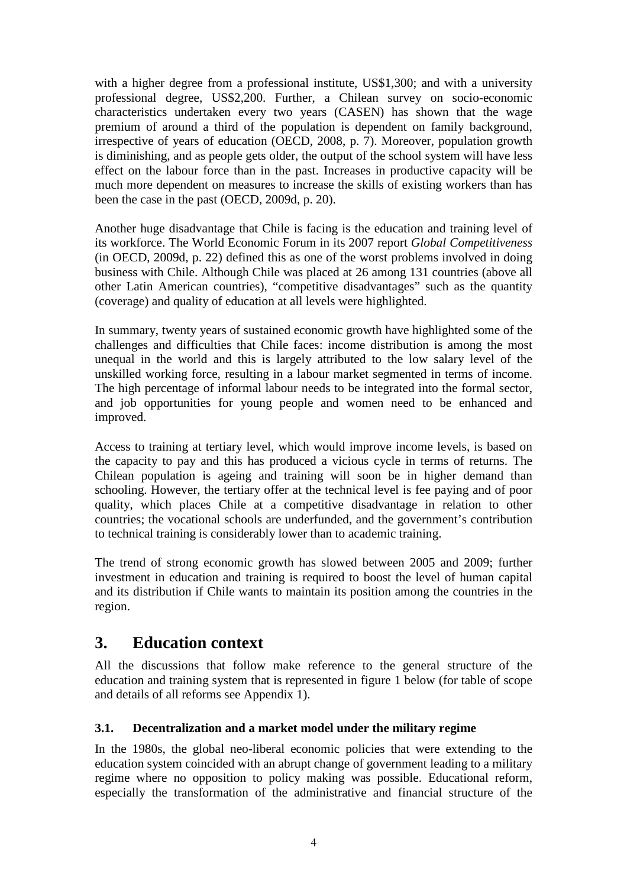with a higher degree from a professional institute, US$1,300; and with a university professional degree, US$2,200. Further, a Chilean survey on socio-economic characteristics undertaken every two years (CASEN) has shown that the wage premium of around a third of the population is dependent on family background, irrespective of years of education (OECD, 2008, p. 7). Moreover, population growth is diminishing, and as people gets older, the output of the school system will have less effect on the labour force than in the past. Increases in productive capacity will be much more dependent on measures to increase the skills of existing workers than has been the case in the past (OECD, 2009d, p. 20).

Another huge disadvantage that Chile is facing is the education and training level of its workforce. The World Economic Forum in its 2007 report *Global Competitiveness* (in OECD, 2009d, p. 22) defined this as one of the worst problems involved in doing business with Chile. Although Chile was placed at 26 among 131 countries (above all other Latin American countries), "competitive disadvantages" such as the quantity (coverage) and quality of education at all levels were highlighted.

In summary, twenty years of sustained economic growth have highlighted some of the challenges and difficulties that Chile faces: income distribution is among the most unequal in the world and this is largely attributed to the low salary level of the unskilled working force, resulting in a labour market segmented in terms of income. The high percentage of informal labour needs to be integrated into the formal sector, and job opportunities for young people and women need to be enhanced and improved.

Access to training at tertiary level, which would improve income levels, is based on the capacity to pay and this has produced a vicious cycle in terms of returns. The Chilean population is ageing and training will soon be in higher demand than schooling. However, the tertiary offer at the technical level is fee paying and of poor quality, which places Chile at a competitive disadvantage in relation to other countries; the vocational schools are underfunded, and the government's contribution to technical training is considerably lower than to academic training.

The trend of strong economic growth has slowed between 2005 and 2009; further investment in education and training is required to boost the level of human capital and its distribution if Chile wants to maintain its position among the countries in the region.

# 3. Education context

All the discussions that follow make reference to the general structure of the education and training system that is represented in figure 1 below (for table of scope and details of all reforms see Appendix 1).

### 3.1. Decentralization and a market model under the military regime

In the 1980s, the global neo-liberal economic policies that were extending to the education system coincided with an abrupt change of government leading to a military regime where no opposition to policy making was possible. Educational reform, especially the transformation of the administrative and financial structure of the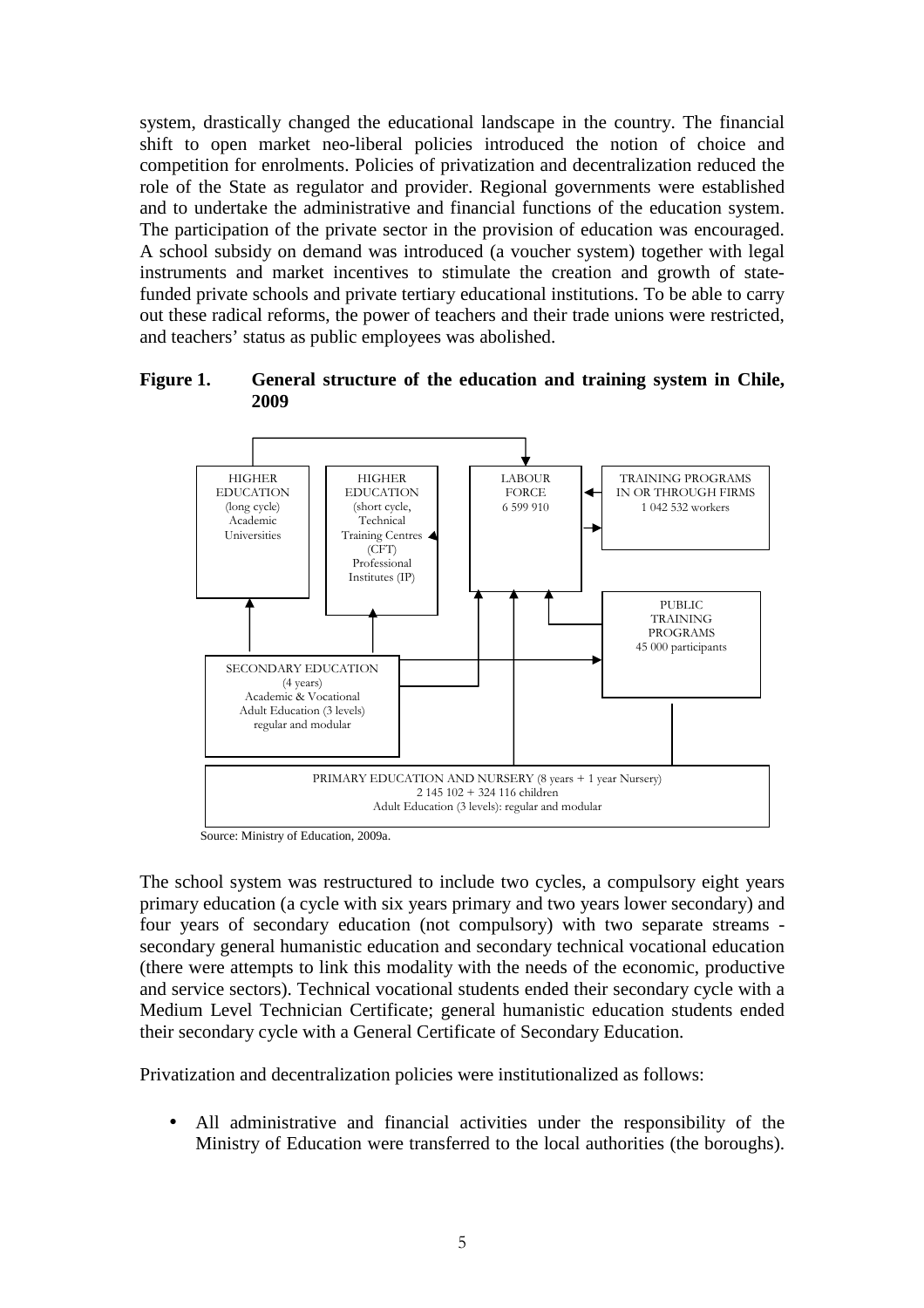system, drastically changed the educational landscape in the country. The financial shift to open market neo-liberal policies introduced the notion of choice and competition for enrolments. Policies of privatization and decentralization reduced the role of the State as regulator and provider. Regional governments were established and to undertake the administrative and financial functions of the education system. The participation of the private sector in the provision of education was encouraged. A school subsidy on demand was introduced (a voucher system) together with legal instruments and market incentives to stimulate the creation and growth of state-funded private schools and private tertiary educational institutions. To be able to carry out these radical reforms, the power of teachers and their trade unions were restricted, and teachers' status as public employees was abolished.

**Figure 1. General structure of the education and training system in Chile, 2009**

HIGHER EDUCATION (long cycle) Academic Universities

HIGHER EDUCATION (short cycle, Technical Training Centres (CFT) Professional Institutes (IP)

LABOUR FORCE 6 599 910

TRAINING PROGRAMS IN OR THROUGH FIRMS 1 042 532 workers

PUBLIC TRAINING PROGRAMS 45 000 participants

SECONDARY EDUCATION (4 years) Academic & Vocational Adult Education (3 levels) regular and modular

PRIMARY EDUCATION AND NURSERY (8 years + 1 year Nursery) 2 145 102 + 324 116 children Adult Education (3 levels): regular and modular

Source: Ministry of Education, 2009a.

The school system was restructured to include two cycles, a compulsory eight years primary education (a cycle with six years primary and two years lower secondary) and four years of secondary education (not compulsory) with two separate streams - secondary general humanistic education and secondary technical vocational education (there were attempts to link this modality with the needs of the economic, productive and service sectors). Technical vocational students ended their secondary cycle with a Medium Level Technician Certificate; general humanistic education students ended their secondary cycle with a General Certificate of Secondary Education.

Privatization and decentralization policies were institutionalized as follows:

- All administrative and financial activities under the responsibility of the Ministry of Education were transferred to the local authorities (the boroughs).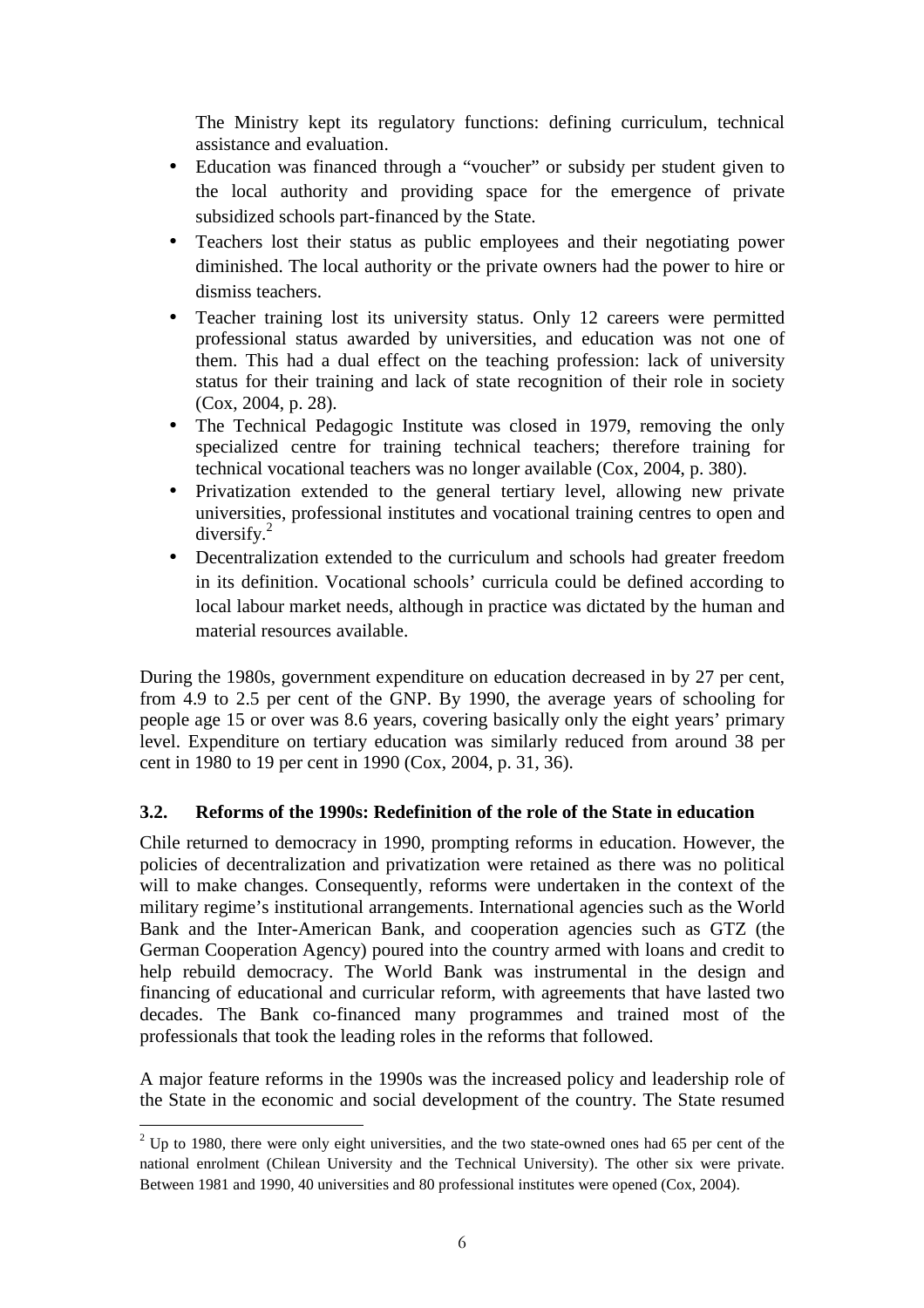The Ministry kept its regulatory functions: defining curriculum, technical assistance and evaluation.

- Education was financed through a "voucher" or subsidy per student given to the local authority and providing space for the emergence of private subsidized schools part-financed by the State.
- Teachers lost their status as public employees and their negotiating power diminished. The local authority or the private owners had the power to hire or dismiss teachers.
- Teacher training lost its university status. Only 12 careers were permitted professional status awarded by universities, and education was not one of them. This had a dual effect on the teaching profession: lack of university status for their training and lack of state recognition of their role in society (Cox, 2004, p. 28).
- The Technical Pedagogic Institute was closed in 1979, removing the only specialized centre for training technical teachers; therefore training for technical vocational teachers was no longer available (Cox, 2004, p. 380).
- Privatization extended to the general tertiary level, allowing new private universities, professional institutes and vocational training centres to open and diversify.[2]
- Decentralization extended to the curriculum and schools had greater freedom in its definition. Vocational schools' curricula could be defined according to local labour market needs, although in practice was dictated by the human and material resources available.

During the 1980s, government expenditure on education decreased in by 27 per cent, from 4.9 to 2.5 per cent of the GNP. By 1990, the average years of schooling for people age 15 or over was 8.6 years, covering basically only the eight years' primary level. Expenditure on tertiary education was similarly reduced from around 38 per cent in 1980 to 19 per cent in 1990 (Cox, 2004, p. 31, 36).

### 3.2. Reforms of the 1990s: Redefinition of the role of the State in education

Chile returned to democracy in 1990, prompting reforms in education. However, the policies of decentralization and privatization were retained as there was no political will to make changes. Consequently, reforms were undertaken in the context of the military regime's institutional arrangements. International agencies such as the World Bank and the Inter-American Bank, and cooperation agencies such as GTZ (the German Cooperation Agency) poured into the country armed with loans and credit to help rebuild democracy. The World Bank was instrumental in the design and financing of educational and curricular reform, with agreements that have lasted two decades. The Bank co-financed many programmes and trained most of the professionals that took the leading roles in the reforms that followed.

A major feature reforms in the 1990s was the increased policy and leadership role of the State in the economic and social development of the country. The State resumed

[2] Up to 1980, there were only eight universities, and the two state-owned ones had 65 per cent of the national enrolment (Chilean University and the Technical University). The other six were private. Between 1981 and 1990, 40 universities and 80 professional institutes were opened (Cox, 2004).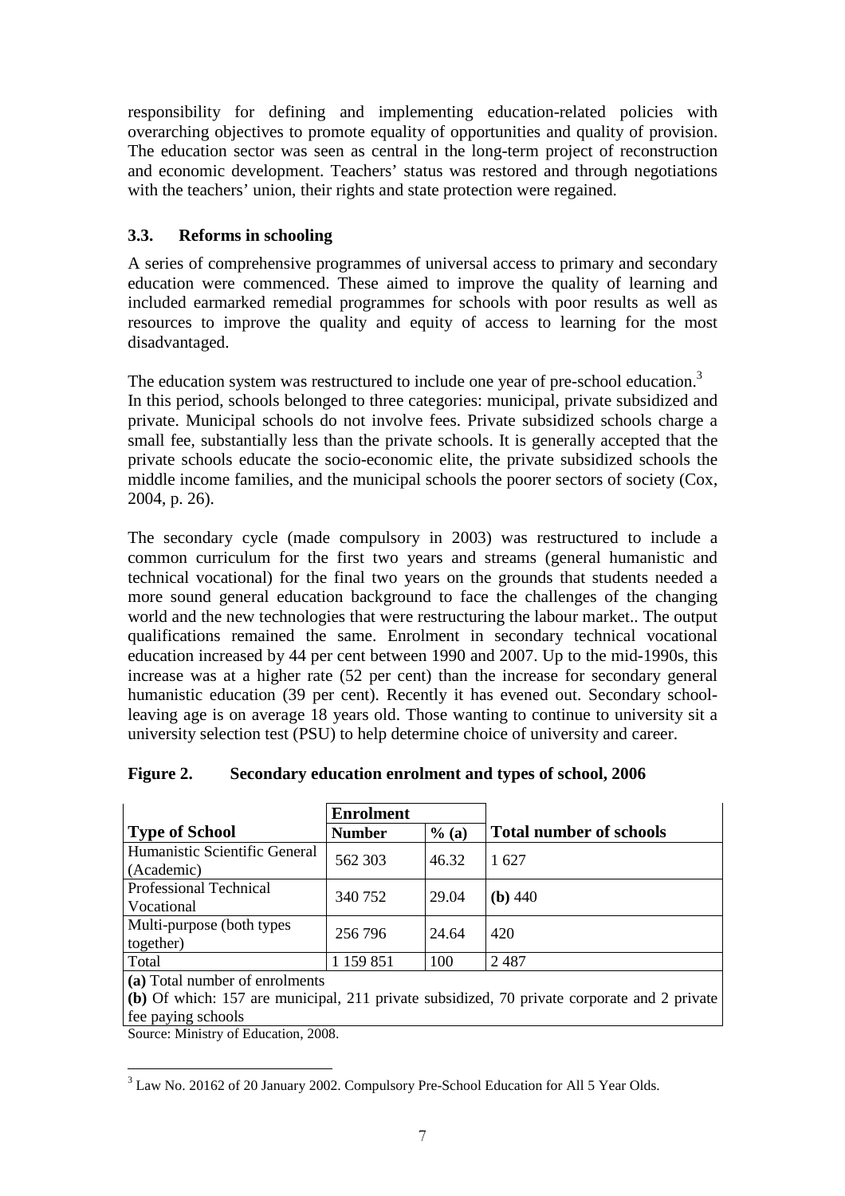responsibility for defining and implementing education-related policies with overarching objectives to promote equality of opportunities and quality of provision. The education sector was seen as central in the long-term project of reconstruction and economic development. Teachers' status was restored and through negotiations with the teachers' union, their rights and state protection were regained.

### 3.3. Reforms in schooling

A series of comprehensive programmes of universal access to primary and secondary education were commenced. These aimed to improve the quality of learning and included earmarked remedial programmes for schools with poor results as well as resources to improve the quality and equity of access to learning for the most disadvantaged.

The education system was restructured to include one year of pre-school education.[3] In this period, schools belonged to three categories: municipal, private subsidized and private. Municipal schools do not involve fees. Private subsidized schools charge a small fee, substantially less than the private schools. It is generally accepted that the private schools educate the socio-economic elite, the private subsidized schools the middle income families, and the municipal schools the poorer sectors of society (Cox, 2004, p. 26).

The secondary cycle (made compulsory in 2003) was restructured to include a common curriculum for the first two years and streams (general humanistic and technical vocational) for the final two years on the grounds that students needed a more sound general education background to face the challenges of the changing world and the new technologies that were restructuring the labour market.. The output qualifications remained the same. Enrolment in secondary technical vocational education increased by 44 per cent between 1990 and 2007. Up to the mid-1990s, this increase was at a higher rate (52 per cent) than the increase for secondary general humanistic education (39 per cent). Recently it has evened out. Secondary school-leaving age is on average 18 years old. Those wanting to continue to university sit a university selection test (PSU) to help determine choice of university and career.

**Figure 2. Secondary education enrolment and types of school, 2006**

| | Enrolment | | |
|---|---|---|---|
| **Type of School** | **Number** | **% (a)** | **Total number of schools** |
| Humanistic Scientific General (Academic) | 562 303 | 46.32 | 1 627 |
| Professional Technical Vocational | 340 752 | 29.04 | **(b)** 440 |
| Multi-purpose (both types together) | 256 796 | 24.64 | 420 |
| Total | 1 159 851 | 100 | 2 487 |

**(a)** Total number of enrolments
**(b)** Of which: 157 are municipal, 211 private subsidized, 70 private corporate and 2 private fee paying schools

Source: Ministry of Education, 2008.

[3] Law No. 20162 of 20 January 2002. Compulsory Pre-School Education for All 5 Year Olds.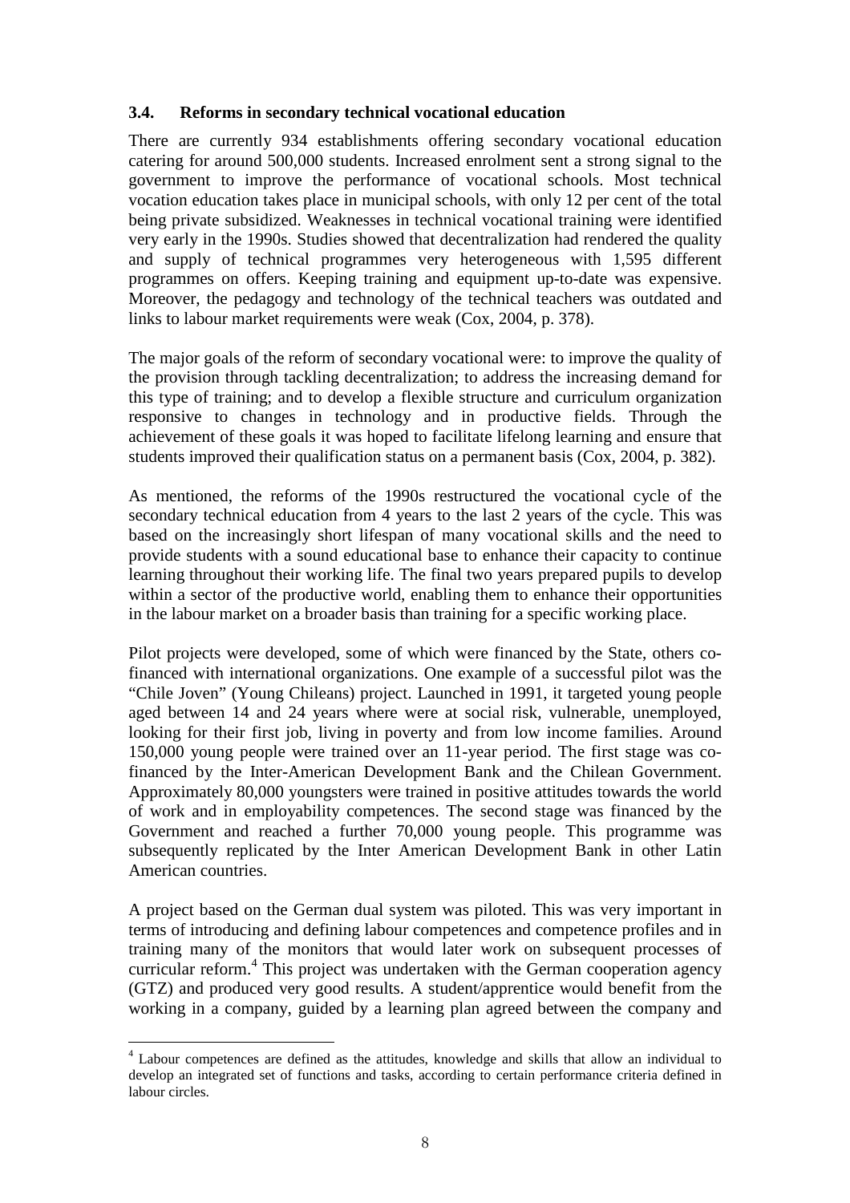### 3.4. Reforms in secondary technical vocational education

There are currently 934 establishments offering secondary vocational education catering for around 500,000 students. Increased enrolment sent a strong signal to the government to improve the performance of vocational schools. Most technical vocation education takes place in municipal schools, with only 12 per cent of the total being private subsidized. Weaknesses in technical vocational training were identified very early in the 1990s. Studies showed that decentralization had rendered the quality and supply of technical programmes very heterogeneous with 1,595 different programmes on offers. Keeping training and equipment up-to-date was expensive. Moreover, the pedagogy and technology of the technical teachers was outdated and links to labour market requirements were weak (Cox, 2004, p. 378).

The major goals of the reform of secondary vocational were: to improve the quality of the provision through tackling decentralization; to address the increasing demand for this type of training; and to develop a flexible structure and curriculum organization responsive to changes in technology and in productive fields. Through the achievement of these goals it was hoped to facilitate lifelong learning and ensure that students improved their qualification status on a permanent basis (Cox, 2004, p. 382).

As mentioned, the reforms of the 1990s restructured the vocational cycle of the secondary technical education from 4 years to the last 2 years of the cycle. This was based on the increasingly short lifespan of many vocational skills and the need to provide students with a sound educational base to enhance their capacity to continue learning throughout their working life. The final two years prepared pupils to develop within a sector of the productive world, enabling them to enhance their opportunities in the labour market on a broader basis than training for a specific working place.

Pilot projects were developed, some of which were financed by the State, others co-financed with international organizations. One example of a successful pilot was the "Chile Joven" (Young Chileans) project. Launched in 1991, it targeted young people aged between 14 and 24 years where were at social risk, vulnerable, unemployed, looking for their first job, living in poverty and from low income families. Around 150,000 young people were trained over an 11-year period. The first stage was co-financed by the Inter-American Development Bank and the Chilean Government. Approximately 80,000 youngsters were trained in positive attitudes towards the world of work and in employability competences. The second stage was financed by the Government and reached a further 70,000 young people. This programme was subsequently replicated by the Inter American Development Bank in other Latin American countries.

A project based on the German dual system was piloted. This was very important in terms of introducing and defining labour competences and competence profiles and in training many of the monitors that would later work on subsequent processes of curricular reform.[4] This project was undertaken with the German cooperation agency (GTZ) and produced very good results. A student/apprentice would benefit from the working in a company, guided by a learning plan agreed between the company and

[4] Labour competences are defined as the attitudes, knowledge and skills that allow an individual to develop an integrated set of functions and tasks, according to certain performance criteria defined in labour circles.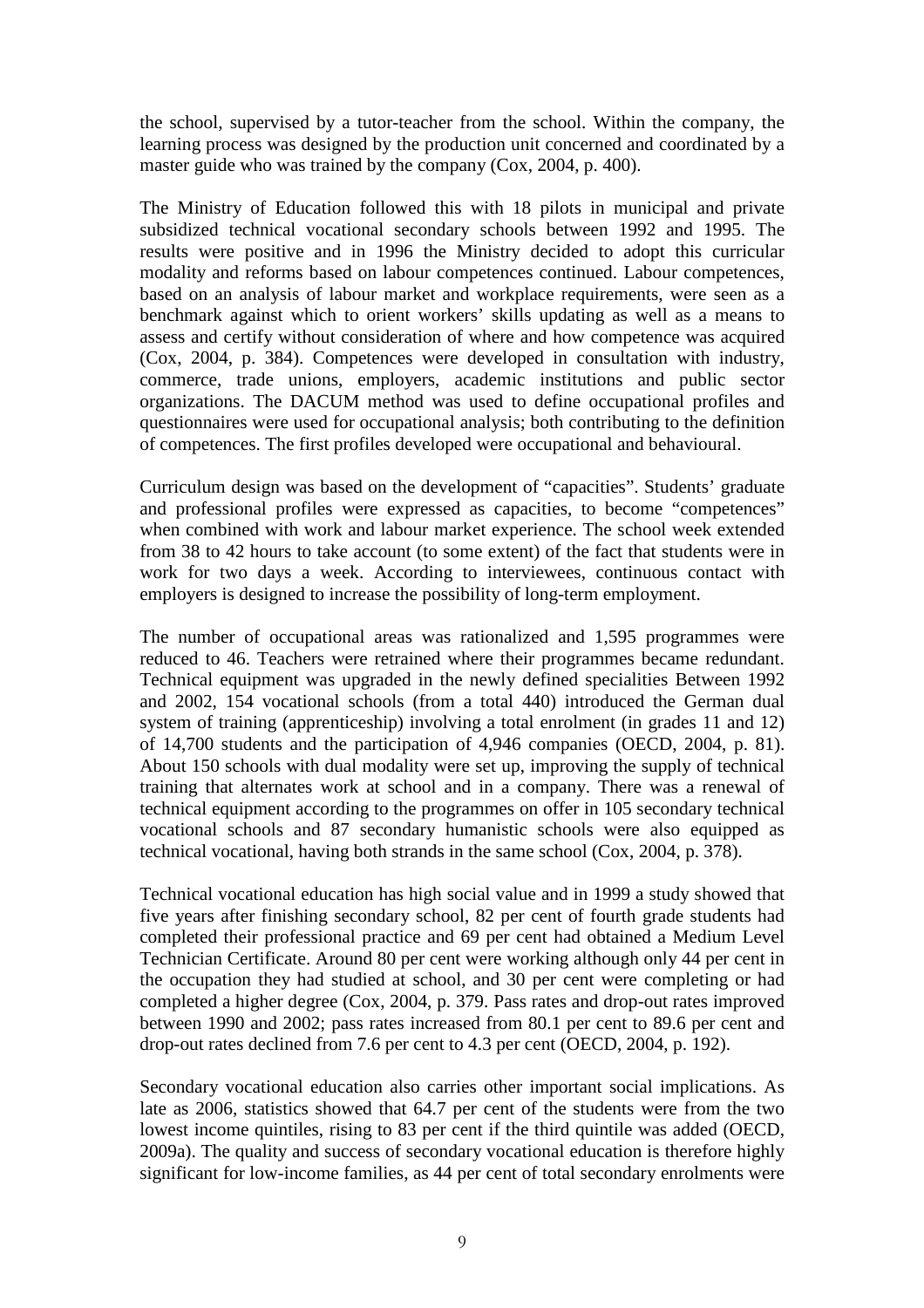the school, supervised by a tutor-teacher from the school. Within the company, the learning process was designed by the production unit concerned and coordinated by a master guide who was trained by the company (Cox, 2004, p. 400).

The Ministry of Education followed this with 18 pilots in municipal and private subsidized technical vocational secondary schools between 1992 and 1995. The results were positive and in 1996 the Ministry decided to adopt this curricular modality and reforms based on labour competences continued. Labour competences, based on an analysis of labour market and workplace requirements, were seen as a benchmark against which to orient workers' skills updating as well as a means to assess and certify without consideration of where and how competence was acquired (Cox, 2004, p. 384). Competences were developed in consultation with industry, commerce, trade unions, employers, academic institutions and public sector organizations. The DACUM method was used to define occupational profiles and questionnaires were used for occupational analysis; both contributing to the definition of competences. The first profiles developed were occupational and behavioural.

Curriculum design was based on the development of "capacities". Students' graduate and professional profiles were expressed as capacities, to become "competences" when combined with work and labour market experience. The school week extended from 38 to 42 hours to take account (to some extent) of the fact that students were in work for two days a week. According to interviewees, continuous contact with employers is designed to increase the possibility of long-term employment.

The number of occupational areas was rationalized and 1,595 programmes were reduced to 46. Teachers were retrained where their programmes became redundant. Technical equipment was upgraded in the newly defined specialities Between 1992 and 2002, 154 vocational schools (from a total 440) introduced the German dual system of training (apprenticeship) involving a total enrolment (in grades 11 and 12) of 14,700 students and the participation of 4,946 companies (OECD, 2004, p. 81). About 150 schools with dual modality were set up, improving the supply of technical training that alternates work at school and in a company. There was a renewal of technical equipment according to the programmes on offer in 105 secondary technical vocational schools and 87 secondary humanistic schools were also equipped as technical vocational, having both strands in the same school (Cox, 2004, p. 378).

Technical vocational education has high social value and in 1999 a study showed that five years after finishing secondary school, 82 per cent of fourth grade students had completed their professional practice and 69 per cent had obtained a Medium Level Technician Certificate. Around 80 per cent were working although only 44 per cent in the occupation they had studied at school, and 30 per cent were completing or had completed a higher degree (Cox, 2004, p. 379. Pass rates and drop-out rates improved between 1990 and 2002; pass rates increased from 80.1 per cent to 89.6 per cent and drop-out rates declined from 7.6 per cent to 4.3 per cent (OECD, 2004, p. 192).

Secondary vocational education also carries other important social implications. As late as 2006, statistics showed that 64.7 per cent of the students were from the two lowest income quintiles, rising to 83 per cent if the third quintile was added (OECD, 2009a). The quality and success of secondary vocational education is therefore highly significant for low-income families, as 44 per cent of total secondary enrolments were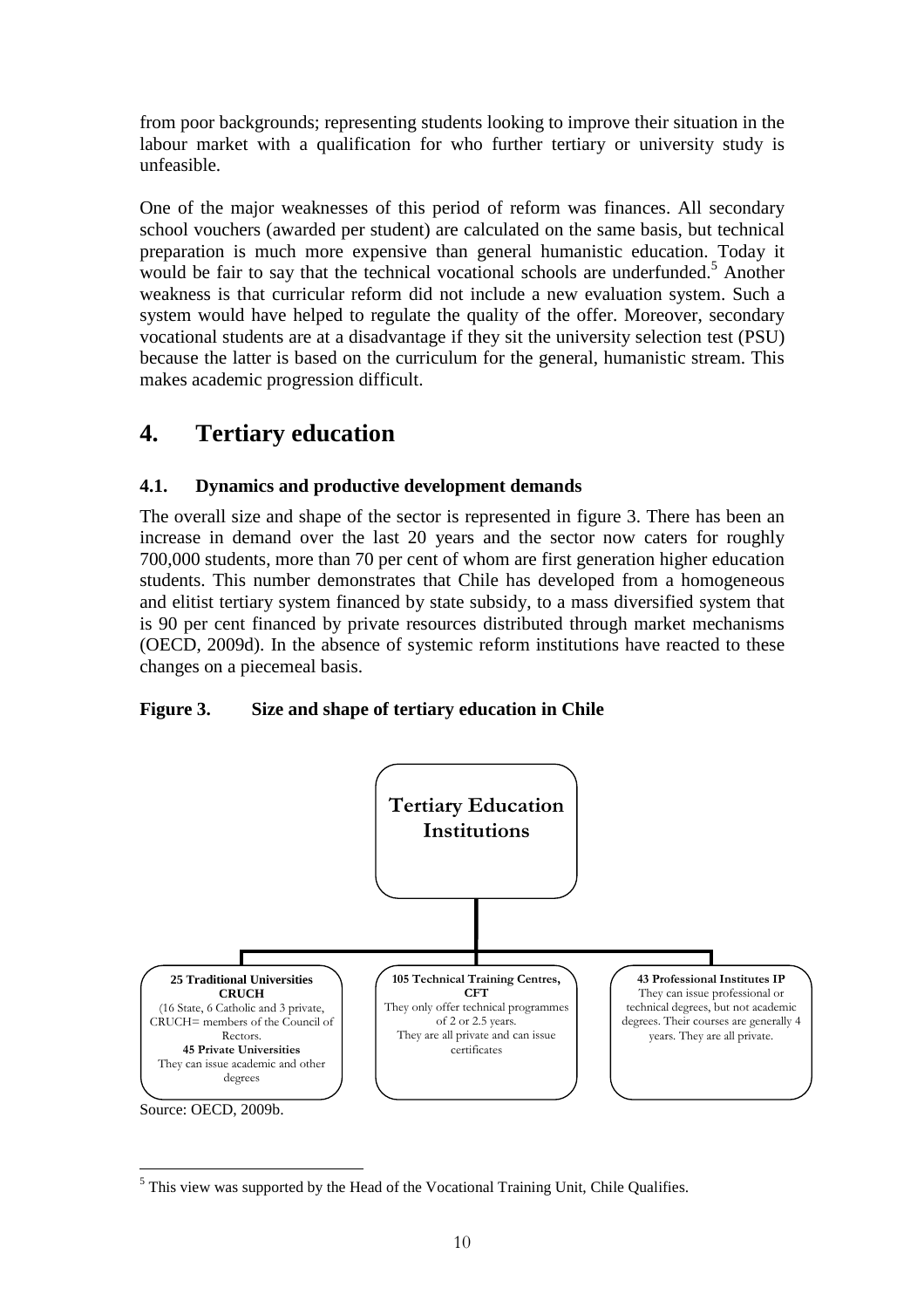from poor backgrounds; representing students looking to improve their situation in the labour market with a qualification for who further tertiary or university study is unfeasible.

One of the major weaknesses of this period of reform was finances. All secondary school vouchers (awarded per student) are calculated on the same basis, but technical preparation is much more expensive than general humanistic education. Today it would be fair to say that the technical vocational schools are underfunded.[5] Another weakness is that curricular reform did not include a new evaluation system. Such a system would have helped to regulate the quality of the offer. Moreover, secondary vocational students are at a disadvantage if they sit the university selection test (PSU) because the latter is based on the curriculum for the general, humanistic stream. This makes academic progression difficult.

# 4. Tertiary education

## 4.1. Dynamics and productive development demands

The overall size and shape of the sector is represented in figure 3. There has been an increase in demand over the last 20 years and the sector now caters for roughly 700,000 students, more than 70 per cent of whom are first generation higher education students. This number demonstrates that Chile has developed from a homogeneous and elitist tertiary system financed by state subsidy, to a mass diversified system that is 90 per cent financed by private resources distributed through market mechanisms (OECD, 2009d). In the absence of systemic reform institutions have reacted to these changes on a piecemeal basis.

**Figure 3. Size and shape of tertiary education in Chile**

**Tertiary Education Institutions**

- **25 Traditional Universities CRUCH** (16 State, 6 Catholic and 3 private, CRUCH= members of the Council of Rectors. **45 Private Universities** They can issue academic and other degrees
- **105 Technical Training Centres, CFT** They only offer technical programmes of 2 or 2.5 years. They are all private and can issue certificates
- **43 Professional Institutes IP** They can issue professional or technical degrees, but not academic degrees. Their courses are generally 4 years. They are all private.

Source: OECD, 2009b.

[5] This view was supported by the Head of the Vocational Training Unit, Chile Qualifies.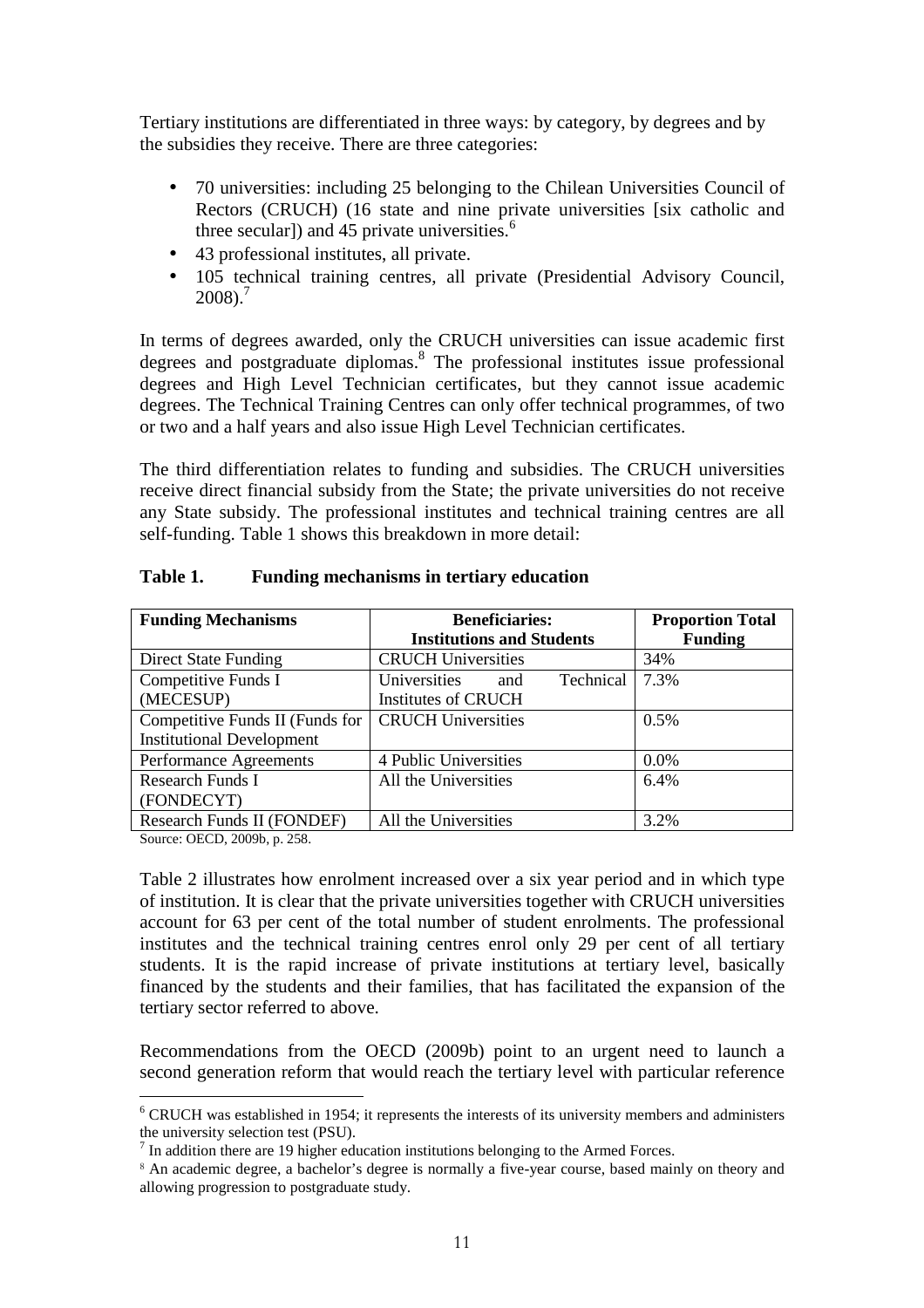Tertiary institutions are differentiated in three ways: by category, by degrees and by the subsidies they receive. There are three categories:

- 70 universities: including 25 belonging to the Chilean Universities Council of Rectors (CRUCH) (16 state and nine private universities [six catholic and three secular]) and 45 private universities.[6]
- 43 professional institutes, all private.
- 105 technical training centres, all private (Presidential Advisory Council, 2008).[7]

In terms of degrees awarded, only the CRUCH universities can issue academic first degrees and postgraduate diplomas.[8] The professional institutes issue professional degrees and High Level Technician certificates, but they cannot issue academic degrees. The Technical Training Centres can only offer technical programmes, of two or two and a half years and also issue High Level Technician certificates.

The third differentiation relates to funding and subsidies. The CRUCH universities receive direct financial subsidy from the State; the private universities do not receive any State subsidy. The professional institutes and technical training centres are all self-funding. Table 1 shows this breakdown in more detail:

**Table 1. Funding mechanisms in tertiary education**

| Funding Mechanisms | Beneficiaries: Institutions and Students | Proportion Total Funding |
|---|---|---|
| Direct State Funding | CRUCH Universities | 34% |
| Competitive Funds I (MECESUP) | Universities and Technical Institutes of CRUCH | 7.3% |
| Competitive Funds II (Funds for Institutional Development | CRUCH Universities | 0.5% |
| Performance Agreements | 4 Public Universities | 0.0% |
| Research Funds I (FONDECYT) | All the Universities | 6.4% |
| Research Funds II (FONDEF) | All the Universities | 3.2% |

Source: OECD, 2009b, p. 258.

Table 2 illustrates how enrolment increased over a six year period and in which type of institution. It is clear that the private universities together with CRUCH universities account for 63 per cent of the total number of student enrolments. The professional institutes and the technical training centres enrol only 29 per cent of all tertiary students. It is the rapid increase of private institutions at tertiary level, basically financed by the students and their families, that has facilitated the expansion of the tertiary sector referred to above.

Recommendations from the OECD (2009b) point to an urgent need to launch a second generation reform that would reach the tertiary level with particular reference

[6] CRUCH was established in 1954; it represents the interests of its university members and administers the university selection test (PSU).

[7] In addition there are 19 higher education institutions belonging to the Armed Forces.

[8] An academic degree, a bachelor's degree is normally a five-year course, based mainly on theory and allowing progression to postgraduate study.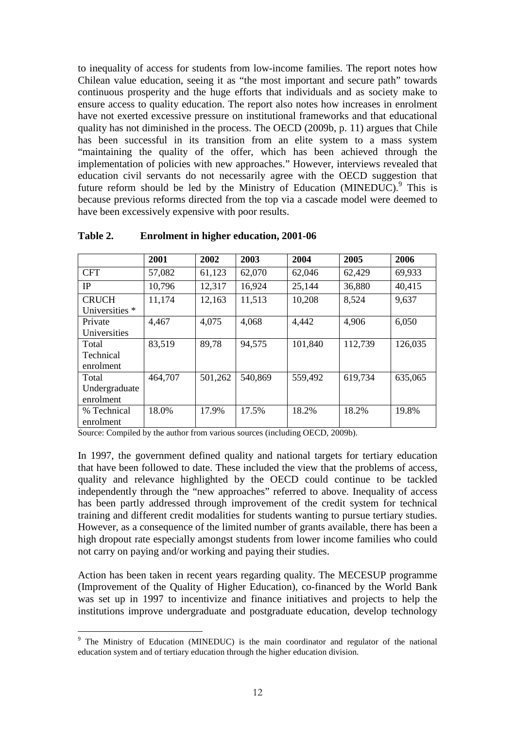to inequality of access for students from low-income families. The report notes how Chilean value education, seeing it as "the most important and secure path" towards continuous prosperity and the huge efforts that individuals and as society make to ensure access to quality education. The report also notes how increases in enrolment have not exerted excessive pressure on institutional frameworks and that educational quality has not diminished in the process. The OECD (2009b, p. 11) argues that Chile has been successful in its transition from an elite system to a mass system "maintaining the quality of the offer, which has been achieved through the implementation of policies with new approaches." However, interviews revealed that education civil servants do not necessarily agree with the OECD suggestion that future reform should be led by the Ministry of Education (MINEDUC).[9] This is because previous reforms directed from the top via a cascade model were deemed to have been excessively expensive with poor results.

**Table 2. Enrolment in higher education, 2001-06**

| | 2001 | 2002 | 2003 | 2004 | 2005 | 2006 |
|---|---|---|---|---|---|---|
| CFT | 57,082 | 61,123 | 62,070 | 62,046 | 62,429 | 69,933 |
| IP | 10,796 | 12,317 | 16,924 | 25,144 | 36,880 | 40,415 |
| CRUCH Universities * | 11,174 | 12,163 | 11,513 | 10,208 | 8,524 | 9,637 |
| Private Universities | 4,467 | 4,075 | 4,068 | 4,442 | 4,906 | 6,050 |
| Total Technical enrolment | 83,519 | 89,78 | 94,575 | 101,840 | 112,739 | 126,035 |
| Total Undergraduate enrolment | 464,707 | 501,262 | 540,869 | 559,492 | 619,734 | 635,065 |
| % Technical enrolment | 18.0% | 17.9% | 17.5% | 18.2% | 18.2% | 19.8% |

Source: Compiled by the author from various sources (including OECD, 2009b).

In 1997, the government defined quality and national targets for tertiary education that have been followed to date. These included the view that the problems of access, quality and relevance highlighted by the OECD could continue to be tackled independently through the "new approaches" referred to above. Inequality of access has been partly addressed through improvement of the credit system for technical training and different credit modalities for students wanting to pursue tertiary studies. However, as a consequence of the limited number of grants available, there has been a high dropout rate especially amongst students from lower income families who could not carry on paying and/or working and paying their studies.

Action has been taken in recent years regarding quality. The MECESUP programme (Improvement of the Quality of Higher Education), co-financed by the World Bank was set up in 1997 to incentivize and finance initiatives and projects to help the institutions improve undergraduate and postgraduate education, develop technology

[9] The Ministry of Education (MINEDUC) is the main coordinator and regulator of the national education system and of tertiary education through the higher education division.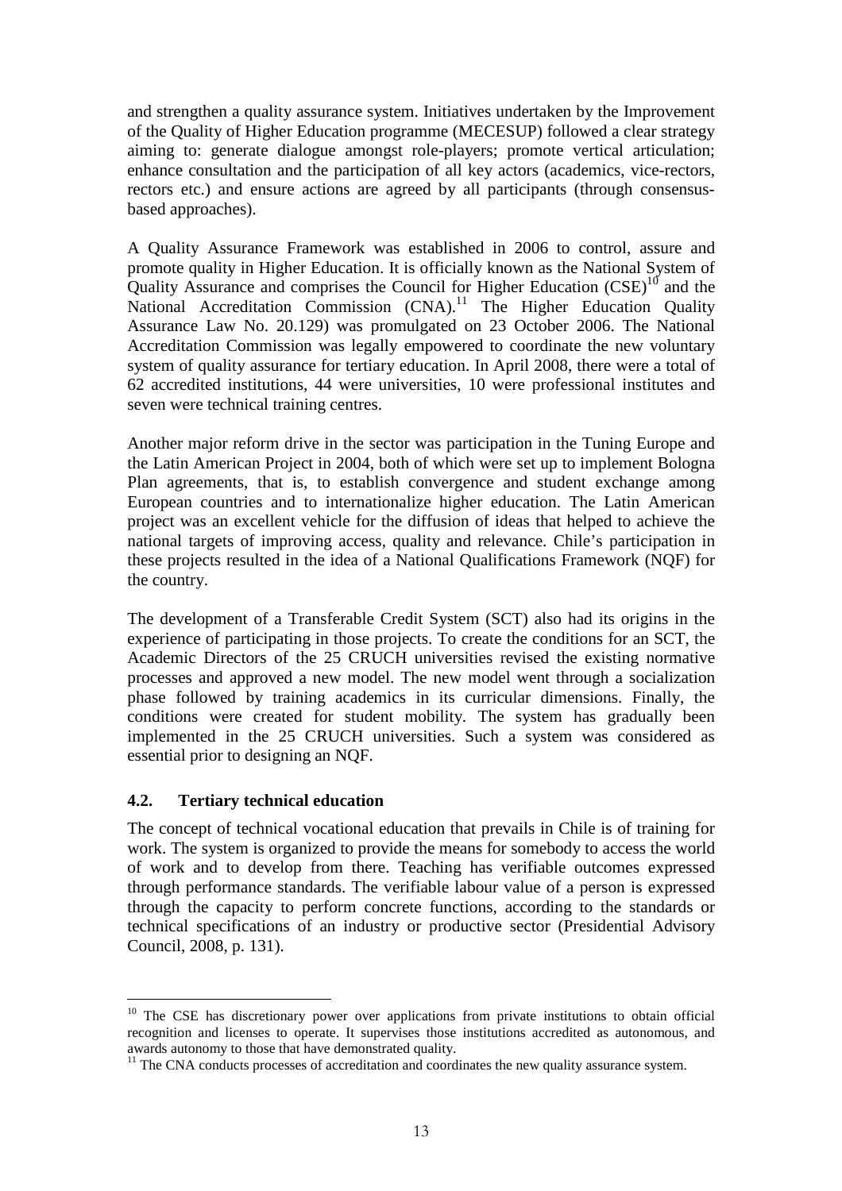and strengthen a quality assurance system. Initiatives undertaken by the Improvement of the Quality of Higher Education programme (MECESUP) followed a clear strategy aiming to: generate dialogue amongst role-players; promote vertical articulation; enhance consultation and the participation of all key actors (academics, vice-rectors, rectors etc.) and ensure actions are agreed by all participants (through consensus-based approaches).

A Quality Assurance Framework was established in 2006 to control, assure and promote quality in Higher Education. It is officially known as the National System of Quality Assurance and comprises the Council for Higher Education (CSE)[10] and the National Accreditation Commission (CNA).[11] The Higher Education Quality Assurance Law No. 20.129) was promulgated on 23 October 2006. The National Accreditation Commission was legally empowered to coordinate the new voluntary system of quality assurance for tertiary education. In April 2008, there were a total of 62 accredited institutions, 44 were universities, 10 were professional institutes and seven were technical training centres.

Another major reform drive in the sector was participation in the Tuning Europe and the Latin American Project in 2004, both of which were set up to implement Bologna Plan agreements, that is, to establish convergence and student exchange among European countries and to internationalize higher education. The Latin American project was an excellent vehicle for the diffusion of ideas that helped to achieve the national targets of improving access, quality and relevance. Chile's participation in these projects resulted in the idea of a National Qualifications Framework (NQF) for the country.

The development of a Transferable Credit System (SCT) also had its origins in the experience of participating in those projects. To create the conditions for an SCT, the Academic Directors of the 25 CRUCH universities revised the existing normative processes and approved a new model. The new model went through a socialization phase followed by training academics in its curricular dimensions. Finally, the conditions were created for student mobility. The system has gradually been implemented in the 25 CRUCH universities. Such a system was considered as essential prior to designing an NQF.

## 4.2. Tertiary technical education

The concept of technical vocational education that prevails in Chile is of training for work. The system is organized to provide the means for somebody to access the world of work and to develop from there. Teaching has verifiable outcomes expressed through performance standards. The verifiable labour value of a person is expressed through the capacity to perform concrete functions, according to the standards or technical specifications of an industry or productive sector (Presidential Advisory Council, 2008, p. 131).

---

[10] The CSE has discretionary power over applications from private institutions to obtain official recognition and licenses to operate. It supervises those institutions accredited as autonomous, and awards autonomy to those that have demonstrated quality.

[11] The CNA conducts processes of accreditation and coordinates the new quality assurance system.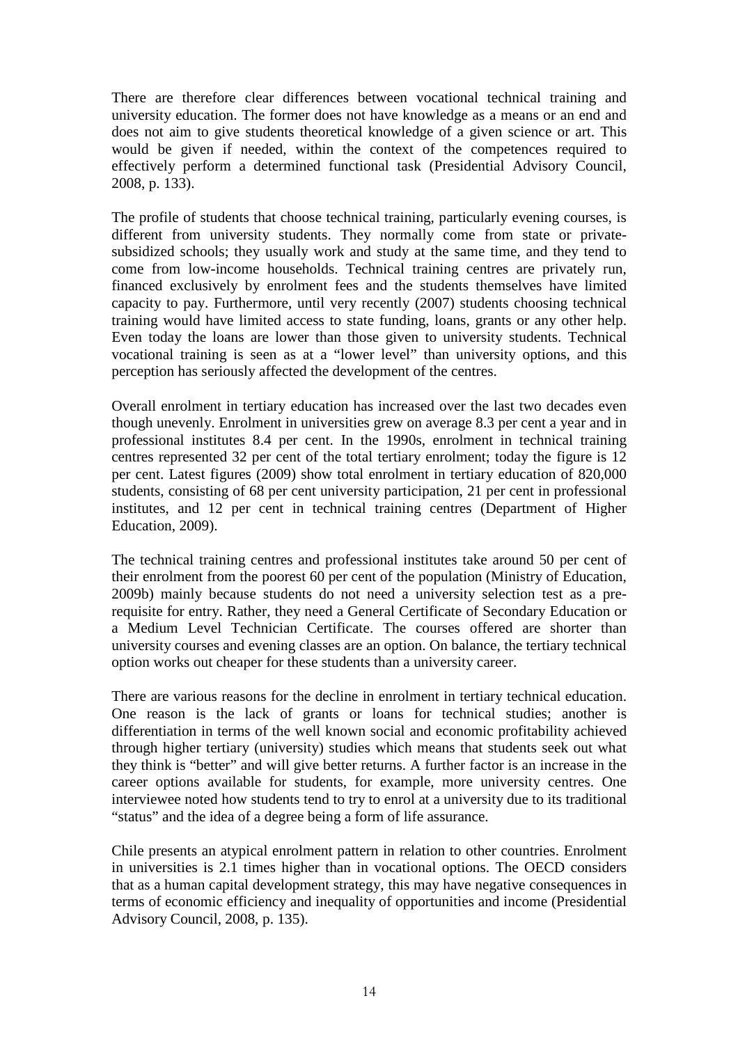There are therefore clear differences between vocational technical training and university education. The former does not have knowledge as a means or an end and does not aim to give students theoretical knowledge of a given science or art. This would be given if needed, within the context of the competences required to effectively perform a determined functional task (Presidential Advisory Council, 2008, p. 133).

The profile of students that choose technical training, particularly evening courses, is different from university students. They normally come from state or private-subsidized schools; they usually work and study at the same time, and they tend to come from low-income households. Technical training centres are privately run, financed exclusively by enrolment fees and the students themselves have limited capacity to pay. Furthermore, until very recently (2007) students choosing technical training would have limited access to state funding, loans, grants or any other help. Even today the loans are lower than those given to university students. Technical vocational training is seen as at a "lower level" than university options, and this perception has seriously affected the development of the centres.

Overall enrolment in tertiary education has increased over the last two decades even though unevenly. Enrolment in universities grew on average 8.3 per cent a year and in professional institutes 8.4 per cent. In the 1990s, enrolment in technical training centres represented 32 per cent of the total tertiary enrolment; today the figure is 12 per cent. Latest figures (2009) show total enrolment in tertiary education of 820,000 students, consisting of 68 per cent university participation, 21 per cent in professional institutes, and 12 per cent in technical training centres (Department of Higher Education, 2009).

The technical training centres and professional institutes take around 50 per cent of their enrolment from the poorest 60 per cent of the population (Ministry of Education, 2009b) mainly because students do not need a university selection test as a pre-requisite for entry. Rather, they need a General Certificate of Secondary Education or a Medium Level Technician Certificate. The courses offered are shorter than university courses and evening classes are an option. On balance, the tertiary technical option works out cheaper for these students than a university career.

There are various reasons for the decline in enrolment in tertiary technical education. One reason is the lack of grants or loans for technical studies; another is differentiation in terms of the well known social and economic profitability achieved through higher tertiary (university) studies which means that students seek out what they think is "better" and will give better returns. A further factor is an increase in the career options available for students, for example, more university centres. One interviewee noted how students tend to try to enrol at a university due to its traditional "status" and the idea of a degree being a form of life assurance.

Chile presents an atypical enrolment pattern in relation to other countries. Enrolment in universities is 2.1 times higher than in vocational options. The OECD considers that as a human capital development strategy, this may have negative consequences in terms of economic efficiency and inequality of opportunities and income (Presidential Advisory Council, 2008, p. 135).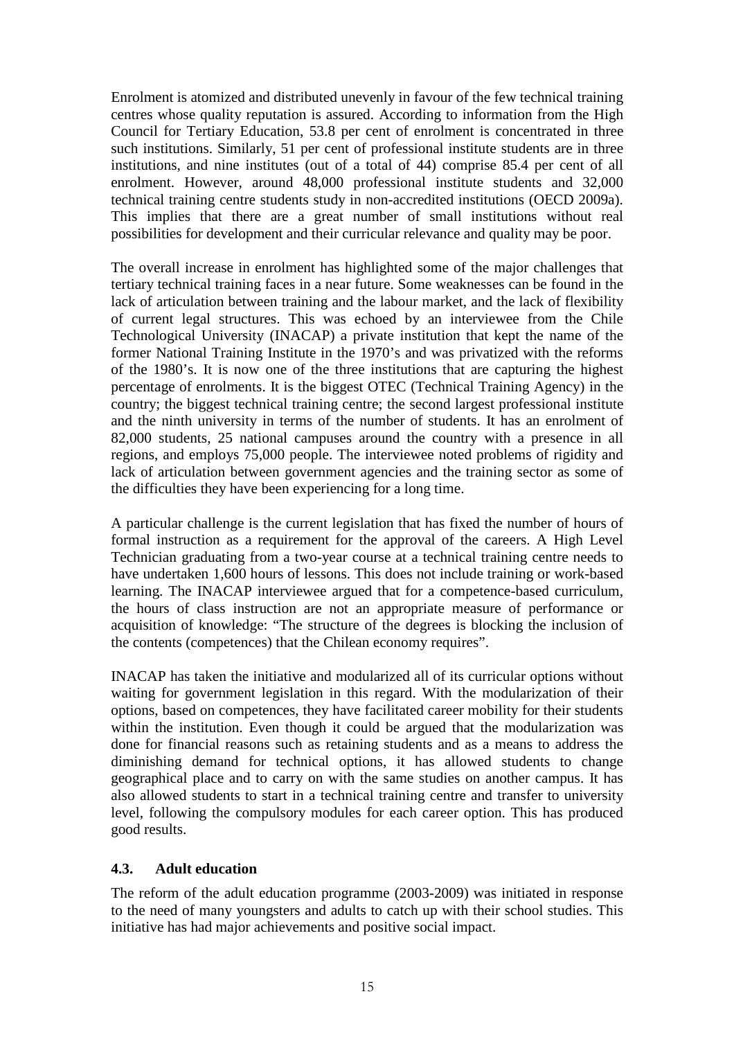Enrolment is atomized and distributed unevenly in favour of the few technical training centres whose quality reputation is assured. According to information from the High Council for Tertiary Education, 53.8 per cent of enrolment is concentrated in three such institutions. Similarly, 51 per cent of professional institute students are in three institutions, and nine institutes (out of a total of 44) comprise 85.4 per cent of all enrolment. However, around 48,000 professional institute students and 32,000 technical training centre students study in non-accredited institutions (OECD 2009a). This implies that there are a great number of small institutions without real possibilities for development and their curricular relevance and quality may be poor.

The overall increase in enrolment has highlighted some of the major challenges that tertiary technical training faces in a near future. Some weaknesses can be found in the lack of articulation between training and the labour market, and the lack of flexibility of current legal structures. This was echoed by an interviewee from the Chile Technological University (INACAP) a private institution that kept the name of the former National Training Institute in the 1970's and was privatized with the reforms of the 1980's. It is now one of the three institutions that are capturing the highest percentage of enrolments. It is the biggest OTEC (Technical Training Agency) in the country; the biggest technical training centre; the second largest professional institute and the ninth university in terms of the number of students. It has an enrolment of 82,000 students, 25 national campuses around the country with a presence in all regions, and employs 75,000 people. The interviewee noted problems of rigidity and lack of articulation between government agencies and the training sector as some of the difficulties they have been experiencing for a long time.

A particular challenge is the current legislation that has fixed the number of hours of formal instruction as a requirement for the approval of the careers. A High Level Technician graduating from a two-year course at a technical training centre needs to have undertaken 1,600 hours of lessons. This does not include training or work-based learning. The INACAP interviewee argued that for a competence-based curriculum, the hours of class instruction are not an appropriate measure of performance or acquisition of knowledge: "The structure of the degrees is blocking the inclusion of the contents (competences) that the Chilean economy requires".

INACAP has taken the initiative and modularized all of its curricular options without waiting for government legislation in this regard. With the modularization of their options, based on competences, they have facilitated career mobility for their students within the institution. Even though it could be argued that the modularization was done for financial reasons such as retaining students and as a means to address the diminishing demand for technical options, it has allowed students to change geographical place and to carry on with the same studies on another campus. It has also allowed students to start in a technical training centre and transfer to university level, following the compulsory modules for each career option. This has produced good results.

### 4.3. Adult education

The reform of the adult education programme (2003-2009) was initiated in response to the need of many youngsters and adults to catch up with their school studies. This initiative has had major achievements and positive social impact.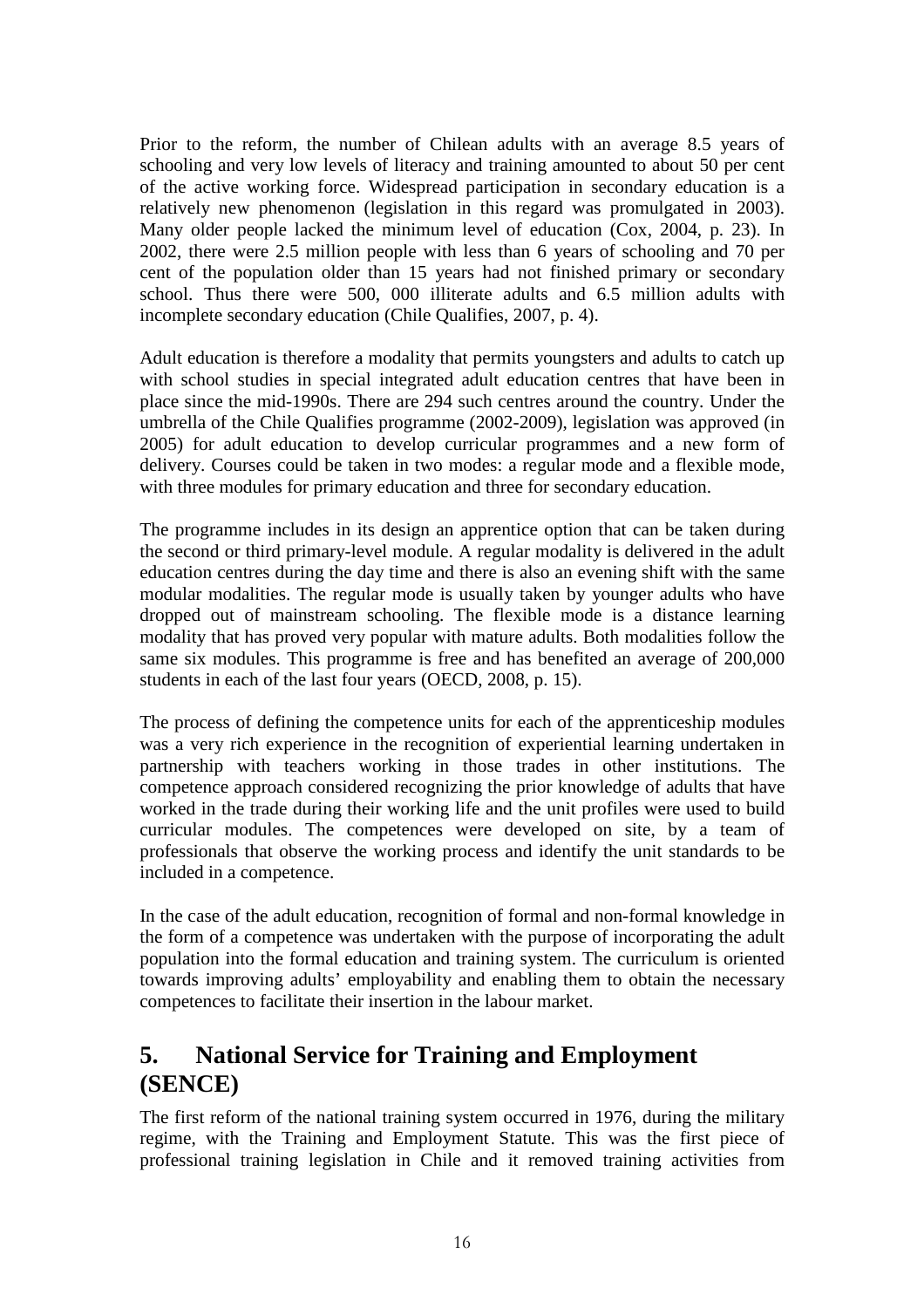Prior to the reform, the number of Chilean adults with an average 8.5 years of schooling and very low levels of literacy and training amounted to about 50 per cent of the active working force. Widespread participation in secondary education is a relatively new phenomenon (legislation in this regard was promulgated in 2003). Many older people lacked the minimum level of education (Cox, 2004, p. 23). In 2002, there were 2.5 million people with less than 6 years of schooling and 70 per cent of the population older than 15 years had not finished primary or secondary school. Thus there were 500, 000 illiterate adults and 6.5 million adults with incomplete secondary education (Chile Qualifies, 2007, p. 4).

Adult education is therefore a modality that permits youngsters and adults to catch up with school studies in special integrated adult education centres that have been in place since the mid-1990s. There are 294 such centres around the country. Under the umbrella of the Chile Qualifies programme (2002-2009), legislation was approved (in 2005) for adult education to develop curricular programmes and a new form of delivery. Courses could be taken in two modes: a regular mode and a flexible mode, with three modules for primary education and three for secondary education.

The programme includes in its design an apprentice option that can be taken during the second or third primary-level module. A regular modality is delivered in the adult education centres during the day time and there is also an evening shift with the same modular modalities. The regular mode is usually taken by younger adults who have dropped out of mainstream schooling. The flexible mode is a distance learning modality that has proved very popular with mature adults. Both modalities follow the same six modules. This programme is free and has benefited an average of 200,000 students in each of the last four years (OECD, 2008, p. 15).

The process of defining the competence units for each of the apprenticeship modules was a very rich experience in the recognition of experiential learning undertaken in partnership with teachers working in those trades in other institutions. The competence approach considered recognizing the prior knowledge of adults that have worked in the trade during their working life and the unit profiles were used to build curricular modules. The competences were developed on site, by a team of professionals that observe the working process and identify the unit standards to be included in a competence.

In the case of the adult education, recognition of formal and non-formal knowledge in the form of a competence was undertaken with the purpose of incorporating the adult population into the formal education and training system. The curriculum is oriented towards improving adults' employability and enabling them to obtain the necessary competences to facilitate their insertion in the labour market.

# 5. National Service for Training and Employment (SENCE)

The first reform of the national training system occurred in 1976, during the military regime, with the Training and Employment Statute. This was the first piece of professional training legislation in Chile and it removed training activities from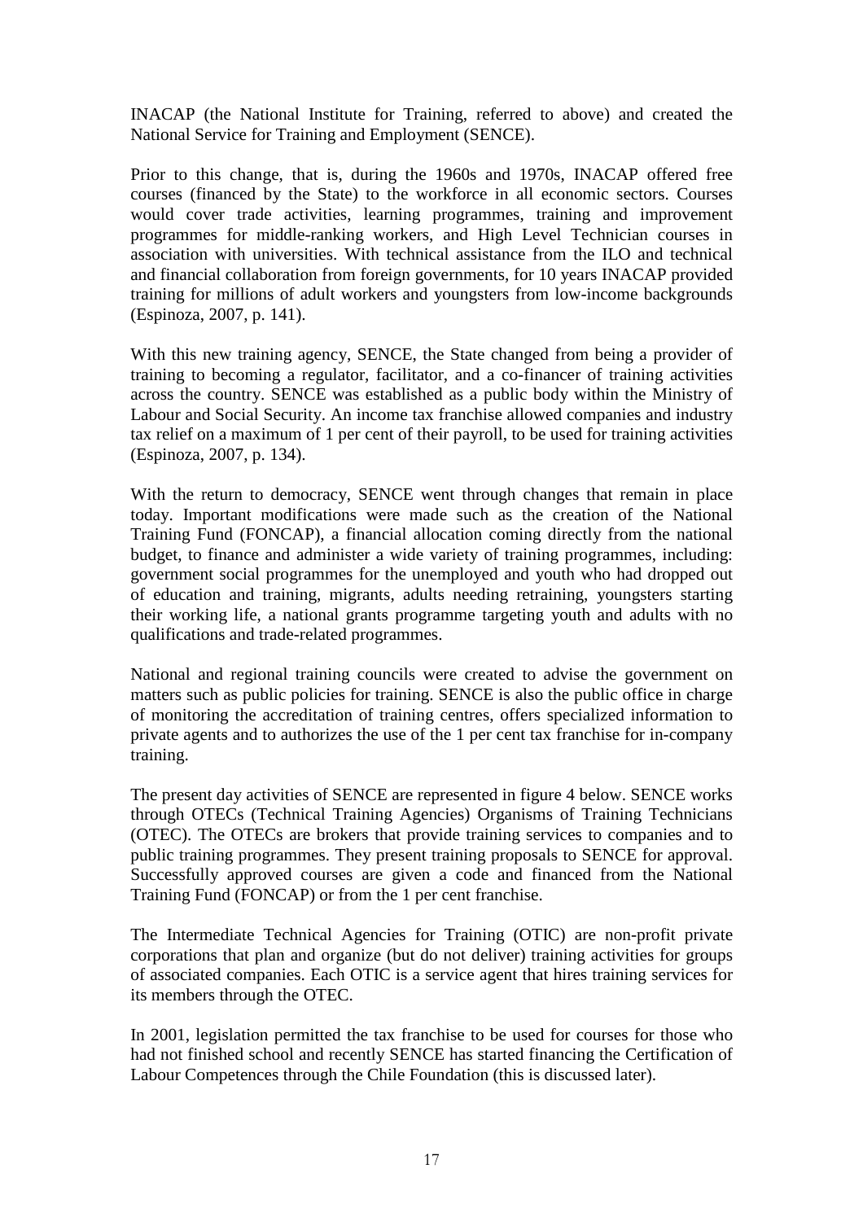INACAP (the National Institute for Training, referred to above) and created the National Service for Training and Employment (SENCE).

Prior to this change, that is, during the 1960s and 1970s, INACAP offered free courses (financed by the State) to the workforce in all economic sectors. Courses would cover trade activities, learning programmes, training and improvement programmes for middle-ranking workers, and High Level Technician courses in association with universities. With technical assistance from the ILO and technical and financial collaboration from foreign governments, for 10 years INACAP provided training for millions of adult workers and youngsters from low-income backgrounds (Espinoza, 2007, p. 141).

With this new training agency, SENCE, the State changed from being a provider of training to becoming a regulator, facilitator, and a co-financer of training activities across the country. SENCE was established as a public body within the Ministry of Labour and Social Security. An income tax franchise allowed companies and industry tax relief on a maximum of 1 per cent of their payroll, to be used for training activities (Espinoza, 2007, p. 134).

With the return to democracy, SENCE went through changes that remain in place today. Important modifications were made such as the creation of the National Training Fund (FONCAP), a financial allocation coming directly from the national budget, to finance and administer a wide variety of training programmes, including: government social programmes for the unemployed and youth who had dropped out of education and training, migrants, adults needing retraining, youngsters starting their working life, a national grants programme targeting youth and adults with no qualifications and trade-related programmes.

National and regional training councils were created to advise the government on matters such as public policies for training. SENCE is also the public office in charge of monitoring the accreditation of training centres, offers specialized information to private agents and to authorizes the use of the 1 per cent tax franchise for in-company training.

The present day activities of SENCE are represented in figure 4 below. SENCE works through OTECs (Technical Training Agencies) Organisms of Training Technicians (OTEC). The OTECs are brokers that provide training services to companies and to public training programmes. They present training proposals to SENCE for approval. Successfully approved courses are given a code and financed from the National Training Fund (FONCAP) or from the 1 per cent franchise.

The Intermediate Technical Agencies for Training (OTIC) are non-profit private corporations that plan and organize (but do not deliver) training activities for groups of associated companies. Each OTIC is a service agent that hires training services for its members through the OTEC.

In 2001, legislation permitted the tax franchise to be used for courses for those who had not finished school and recently SENCE has started financing the Certification of Labour Competences through the Chile Foundation (this is discussed later).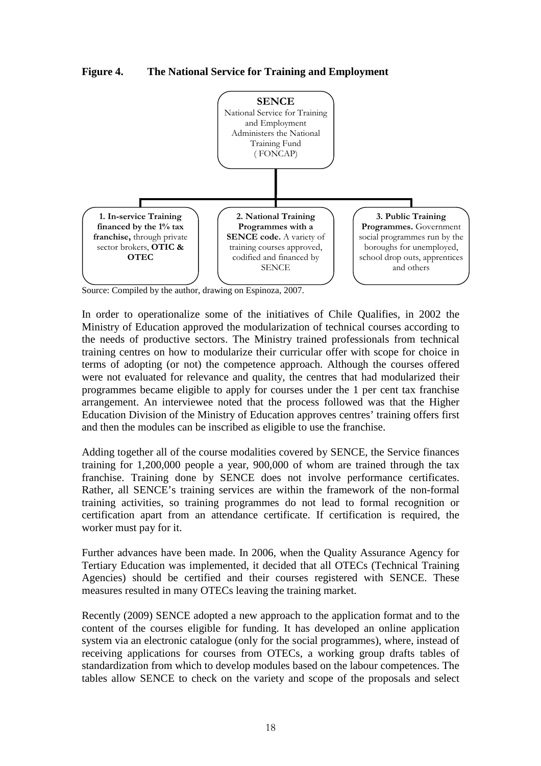**Figure 4. The National Service for Training and Employment**

**SENCE**
National Service for Training and Employment
Administers the National Training Fund
(FONCAP)

**1. In-service Training financed by the 1% tax franchise,** through private sector brokers, **OTIC & OTEC**

**2. National Training Programmes with a SENCE code.** A variety of training courses approved, codified and financed by SENCE

**3. Public Training Programmes.** Government social programmes run by the boroughs for unemployed, school drop outs, apprentices and others

Source: Compiled by the author, drawing on Espinoza, 2007.

In order to operationalize some of the initiatives of Chile Qualifies, in 2002 the Ministry of Education approved the modularization of technical courses according to the needs of productive sectors. The Ministry trained professionals from technical training centres on how to modularize their curricular offer with scope for choice in terms of adopting (or not) the competence approach. Although the courses offered were not evaluated for relevance and quality, the centres that had modularized their programmes became eligible to apply for courses under the 1 per cent tax franchise arrangement. An interviewee noted that the process followed was that the Higher Education Division of the Ministry of Education approves centres' training offers first and then the modules can be inscribed as eligible to use the franchise.

Adding together all of the course modalities covered by SENCE, the Service finances training for 1,200,000 people a year, 900,000 of whom are trained through the tax franchise. Training done by SENCE does not involve performance certificates. Rather, all SENCE's training services are within the framework of the non-formal training activities, so training programmes do not lead to formal recognition or certification apart from an attendance certificate. If certification is required, the worker must pay for it.

Further advances have been made. In 2006, when the Quality Assurance Agency for Tertiary Education was implemented, it decided that all OTECs (Technical Training Agencies) should be certified and their courses registered with SENCE. These measures resulted in many OTECs leaving the training market.

Recently (2009) SENCE adopted a new approach to the application format and to the content of the courses eligible for funding. It has developed an online application system via an electronic catalogue (only for the social programmes), where, instead of receiving applications for courses from OTECs, a working group drafts tables of standardization from which to develop modules based on the labour competences. The tables allow SENCE to check on the variety and scope of the proposals and select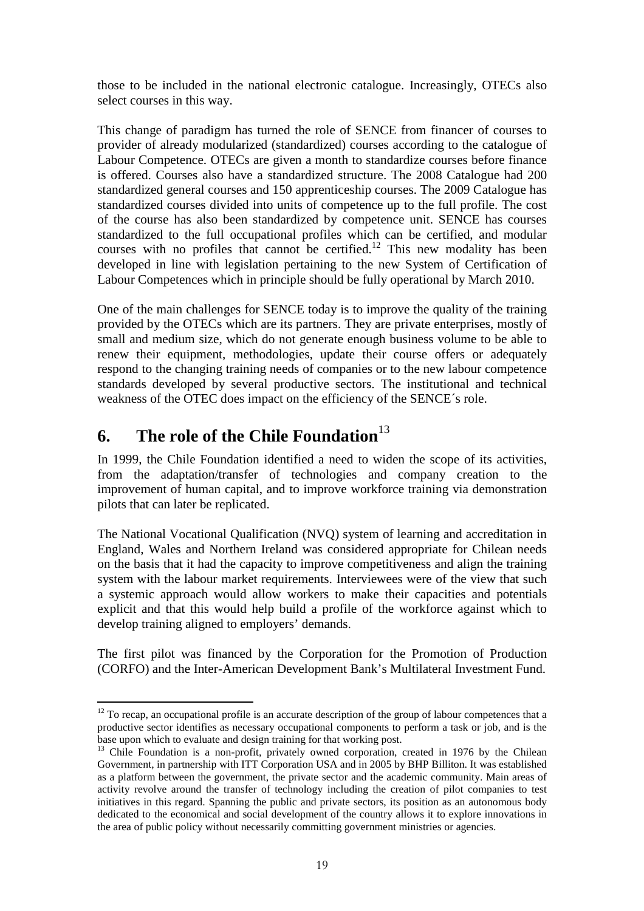those to be included in the national electronic catalogue. Increasingly, OTECs also select courses in this way.

This change of paradigm has turned the role of SENCE from financer of courses to provider of already modularized (standardized) courses according to the catalogue of Labour Competence. OTECs are given a month to standardize courses before finance is offered. Courses also have a standardized structure. The 2008 Catalogue had 200 standardized general courses and 150 apprenticeship courses. The 2009 Catalogue has standardized courses divided into units of competence up to the full profile. The cost of the course has also been standardized by competence unit. SENCE has courses standardized to the full occupational profiles which can be certified, and modular courses with no profiles that cannot be certified.[12] This new modality has been developed in line with legislation pertaining to the new System of Certification of Labour Competences which in principle should be fully operational by March 2010.

One of the main challenges for SENCE today is to improve the quality of the training provided by the OTECs which are its partners. They are private enterprises, mostly of small and medium size, which do not generate enough business volume to be able to renew their equipment, methodologies, update their course offers or adequately respond to the changing training needs of companies or to the new labour competence standards developed by several productive sectors. The institutional and technical weakness of the OTEC does impact on the efficiency of the SENCE´s role.

# 6. The role of the Chile Foundation[13]

In 1999, the Chile Foundation identified a need to widen the scope of its activities, from the adaptation/transfer of technologies and company creation to the improvement of human capital, and to improve workforce training via demonstration pilots that can later be replicated.

The National Vocational Qualification (NVQ) system of learning and accreditation in England, Wales and Northern Ireland was considered appropriate for Chilean needs on the basis that it had the capacity to improve competitiveness and align the training system with the labour market requirements. Interviewees were of the view that such a systemic approach would allow workers to make their capacities and potentials explicit and that this would help build a profile of the workforce against which to develop training aligned to employers' demands.

The first pilot was financed by the Corporation for the Promotion of Production (CORFO) and the Inter-American Development Bank's Multilateral Investment Fund.

---

[12] To recap, an occupational profile is an accurate description of the group of labour competences that a productive sector identifies as necessary occupational components to perform a task or job, and is the base upon which to evaluate and design training for that working post.

[13] Chile Foundation is a non-profit, privately owned corporation, created in 1976 by the Chilean Government, in partnership with ITT Corporation USA and in 2005 by BHP Billiton. It was established as a platform between the government, the private sector and the academic community. Main areas of activity revolve around the transfer of technology including the creation of pilot companies to test initiatives in this regard. Spanning the public and private sectors, its position as an autonomous body dedicated to the economical and social development of the country allows it to explore innovations in the area of public policy without necessarily committing government ministries or agencies.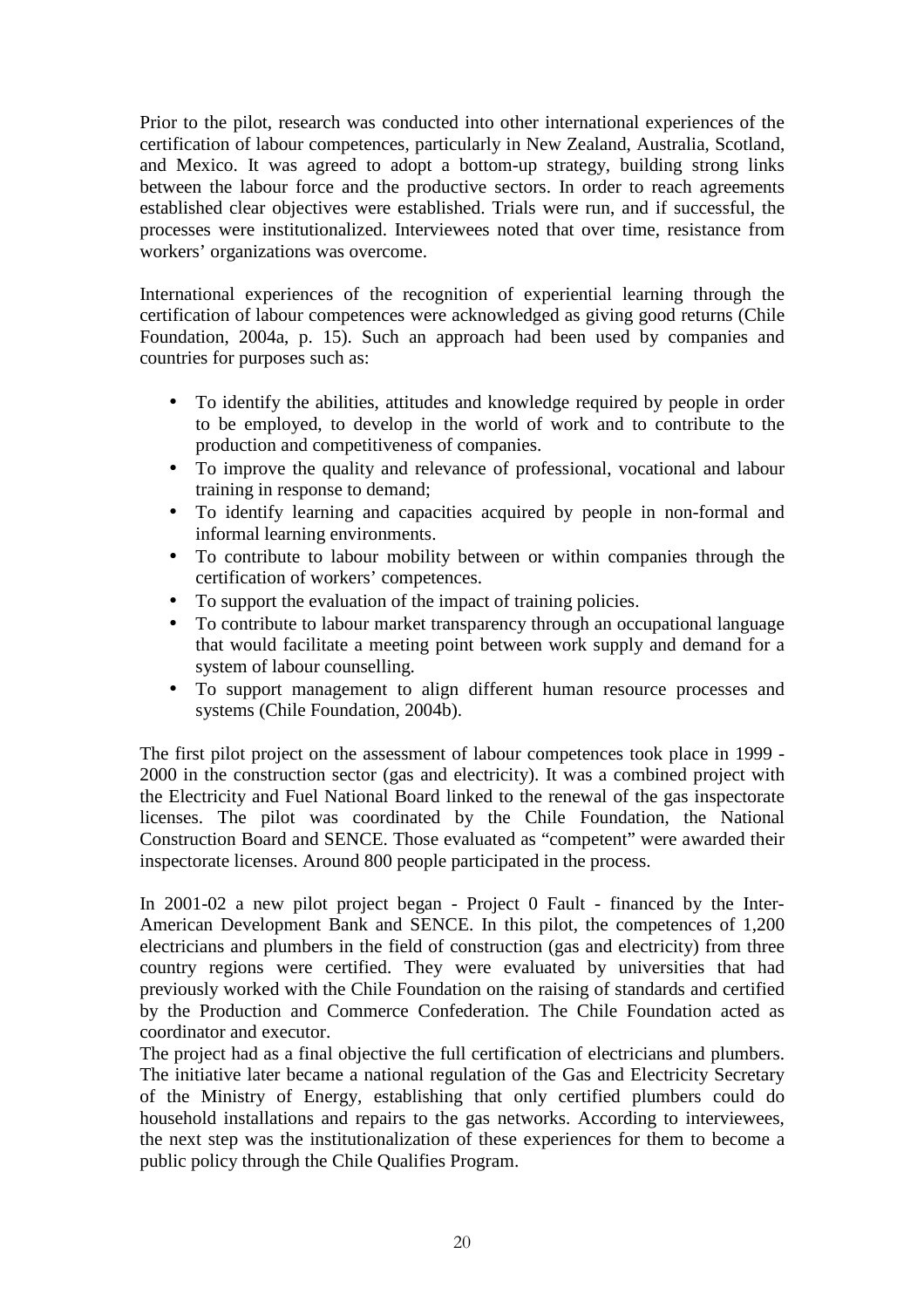Prior to the pilot, research was conducted into other international experiences of the certification of labour competences, particularly in New Zealand, Australia, Scotland, and Mexico. It was agreed to adopt a bottom-up strategy, building strong links between the labour force and the productive sectors. In order to reach agreements established clear objectives were established. Trials were run, and if successful, the processes were institutionalized. Interviewees noted that over time, resistance from workers' organizations was overcome.

International experiences of the recognition of experiential learning through the certification of labour competences were acknowledged as giving good returns (Chile Foundation, 2004a, p. 15). Such an approach had been used by companies and countries for purposes such as:

- To identify the abilities, attitudes and knowledge required by people in order to be employed, to develop in the world of work and to contribute to the production and competitiveness of companies.
- To improve the quality and relevance of professional, vocational and labour training in response to demand;
- To identify learning and capacities acquired by people in non-formal and informal learning environments.
- To contribute to labour mobility between or within companies through the certification of workers' competences.
- To support the evaluation of the impact of training policies.
- To contribute to labour market transparency through an occupational language that would facilitate a meeting point between work supply and demand for a system of labour counselling.
- To support management to align different human resource processes and systems (Chile Foundation, 2004b).

The first pilot project on the assessment of labour competences took place in 1999 - 2000 in the construction sector (gas and electricity). It was a combined project with the Electricity and Fuel National Board linked to the renewal of the gas inspectorate licenses. The pilot was coordinated by the Chile Foundation, the National Construction Board and SENCE. Those evaluated as "competent" were awarded their inspectorate licenses. Around 800 people participated in the process.

In 2001-02 a new pilot project began - Project 0 Fault - financed by the Inter-American Development Bank and SENCE. In this pilot, the competences of 1,200 electricians and plumbers in the field of construction (gas and electricity) from three country regions were certified. They were evaluated by universities that had previously worked with the Chile Foundation on the raising of standards and certified by the Production and Commerce Confederation. The Chile Foundation acted as coordinator and executor.
The project had as a final objective the full certification of electricians and plumbers. The initiative later became a national regulation of the Gas and Electricity Secretary of the Ministry of Energy, establishing that only certified plumbers could do household installations and repairs to the gas networks. According to interviewees, the next step was the institutionalization of these experiences for them to become a public policy through the Chile Qualifies Program.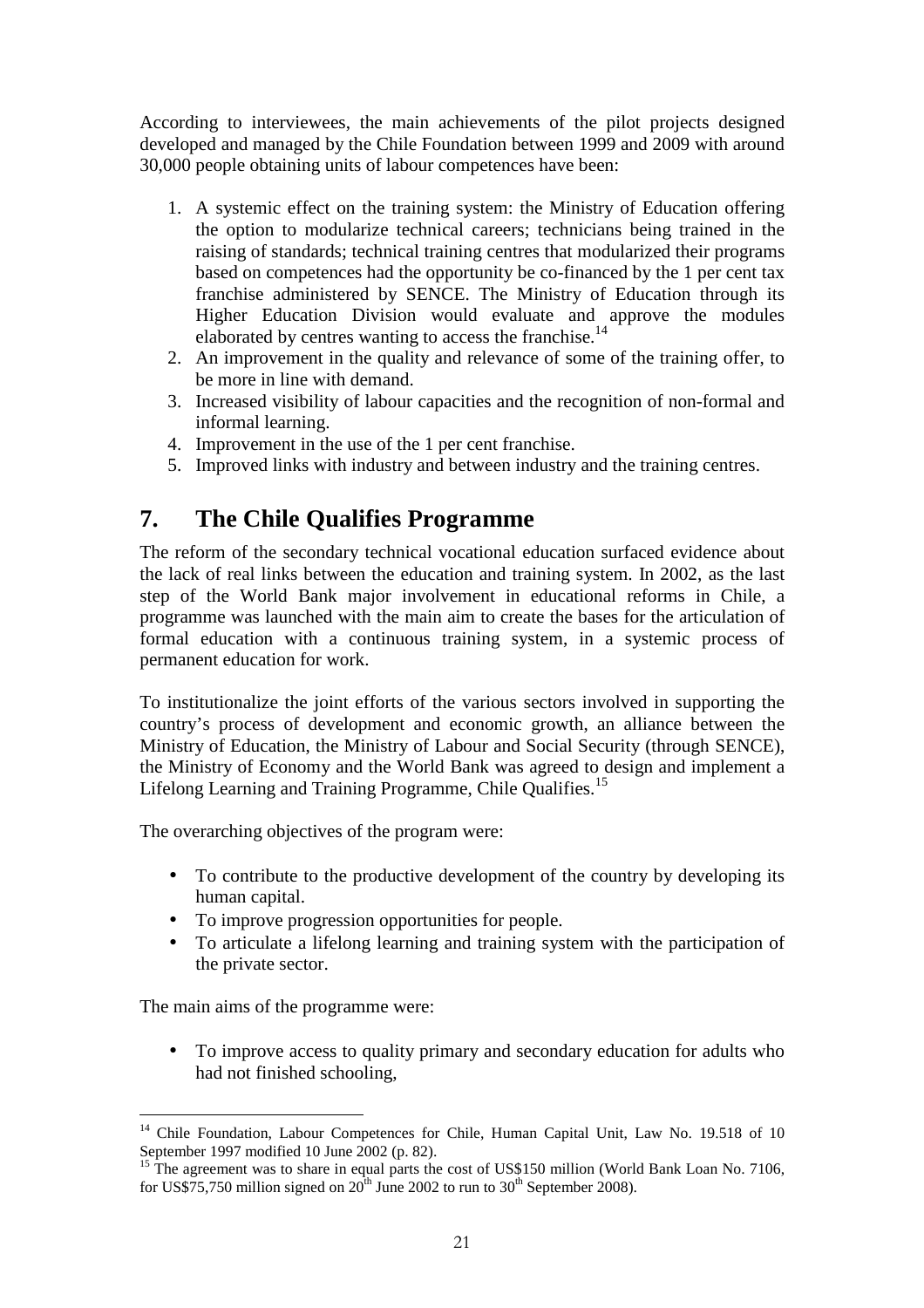According to interviewees, the main achievements of the pilot projects designed developed and managed by the Chile Foundation between 1999 and 2009 with around 30,000 people obtaining units of labour competences have been:

1. A systemic effect on the training system: the Ministry of Education offering the option to modularize technical careers; technicians being trained in the raising of standards; technical training centres that modularized their programs based on competences had the opportunity be co-financed by the 1 per cent tax franchise administered by SENCE. The Ministry of Education through its Higher Education Division would evaluate and approve the modules elaborated by centres wanting to access the franchise.[14]
2. An improvement in the quality and relevance of some of the training offer, to be more in line with demand.
3. Increased visibility of labour capacities and the recognition of non-formal and informal learning.
4. Improvement in the use of the 1 per cent franchise.
5. Improved links with industry and between industry and the training centres.

# 7. The Chile Qualifies Programme

The reform of the secondary technical vocational education surfaced evidence about the lack of real links between the education and training system. In 2002, as the last step of the World Bank major involvement in educational reforms in Chile, a programme was launched with the main aim to create the bases for the articulation of formal education with a continuous training system, in a systemic process of permanent education for work.

To institutionalize the joint efforts of the various sectors involved in supporting the country's process of development and economic growth, an alliance between the Ministry of Education, the Ministry of Labour and Social Security (through SENCE), the Ministry of Economy and the World Bank was agreed to design and implement a Lifelong Learning and Training Programme, Chile Qualifies.[15]

The overarching objectives of the program were:

- To contribute to the productive development of the country by developing its human capital.
- To improve progression opportunities for people.
- To articulate a lifelong learning and training system with the participation of the private sector.

The main aims of the programme were:

- To improve access to quality primary and secondary education for adults who had not finished schooling,

---

[14] Chile Foundation, Labour Competences for Chile, Human Capital Unit, Law No. 19.518 of 10 September 1997 modified 10 June 2002 (p. 82).

[15] The agreement was to share in equal parts the cost of US$150 million (World Bank Loan No. 7106, for US$75,750 million signed on 20th June 2002 to run to 30th September 2008).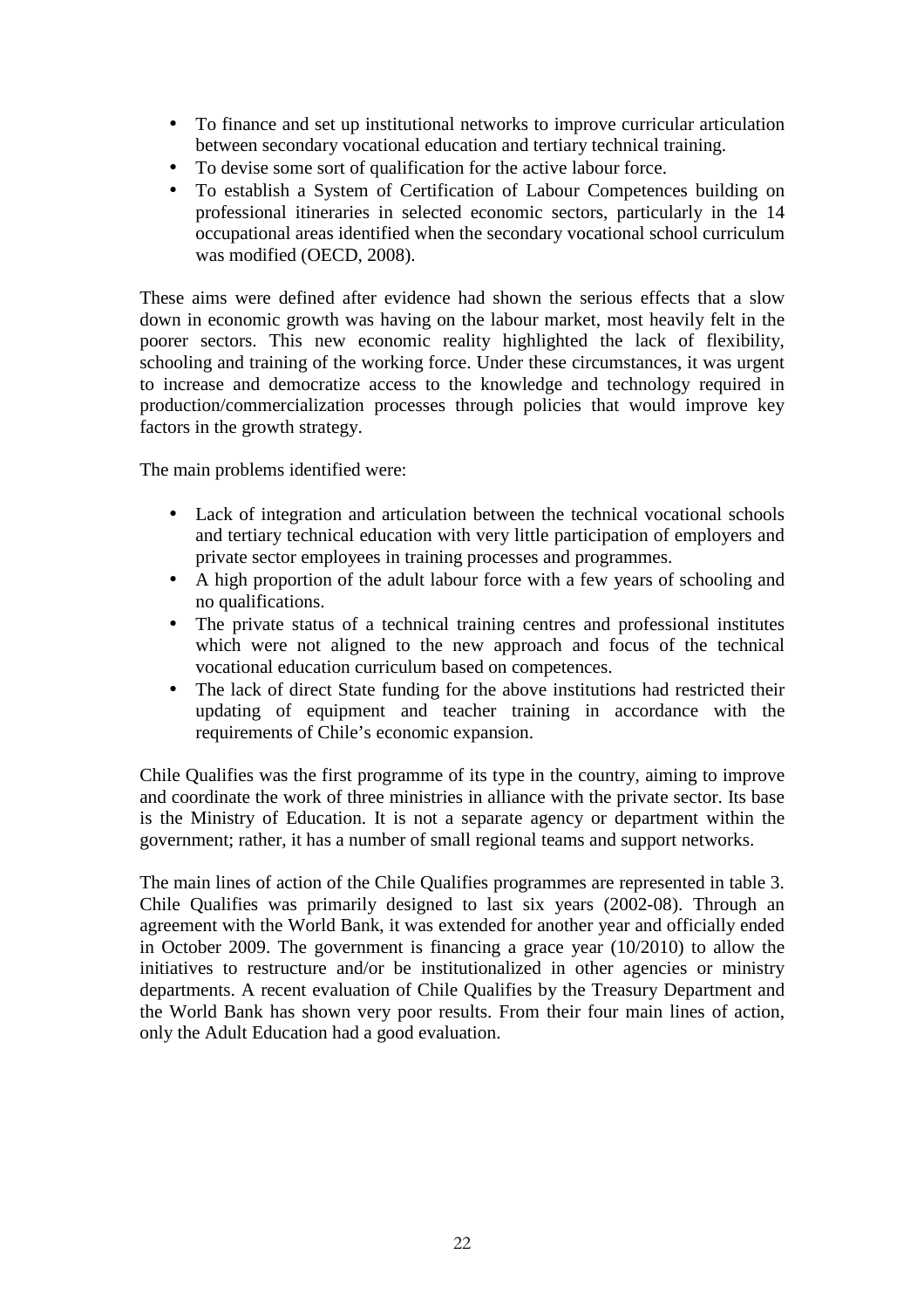- To finance and set up institutional networks to improve curricular articulation between secondary vocational education and tertiary technical training.
- To devise some sort of qualification for the active labour force.
- To establish a System of Certification of Labour Competences building on professional itineraries in selected economic sectors, particularly in the 14 occupational areas identified when the secondary vocational school curriculum was modified (OECD, 2008).

These aims were defined after evidence had shown the serious effects that a slow down in economic growth was having on the labour market, most heavily felt in the poorer sectors. This new economic reality highlighted the lack of flexibility, schooling and training of the working force. Under these circumstances, it was urgent to increase and democratize access to the knowledge and technology required in production/commercialization processes through policies that would improve key factors in the growth strategy.

The main problems identified were:

- Lack of integration and articulation between the technical vocational schools and tertiary technical education with very little participation of employers and private sector employees in training processes and programmes.
- A high proportion of the adult labour force with a few years of schooling and no qualifications.
- The private status of a technical training centres and professional institutes which were not aligned to the new approach and focus of the technical vocational education curriculum based on competences.
- The lack of direct State funding for the above institutions had restricted their updating of equipment and teacher training in accordance with the requirements of Chile's economic expansion.

Chile Qualifies was the first programme of its type in the country, aiming to improve and coordinate the work of three ministries in alliance with the private sector. Its base is the Ministry of Education. It is not a separate agency or department within the government; rather, it has a number of small regional teams and support networks.

The main lines of action of the Chile Qualifies programmes are represented in table 3. Chile Qualifies was primarily designed to last six years (2002-08). Through an agreement with the World Bank, it was extended for another year and officially ended in October 2009. The government is financing a grace year (10/2010) to allow the initiatives to restructure and/or be institutionalized in other agencies or ministry departments. A recent evaluation of Chile Qualifies by the Treasury Department and the World Bank has shown very poor results. From their four main lines of action, only the Adult Education had a good evaluation.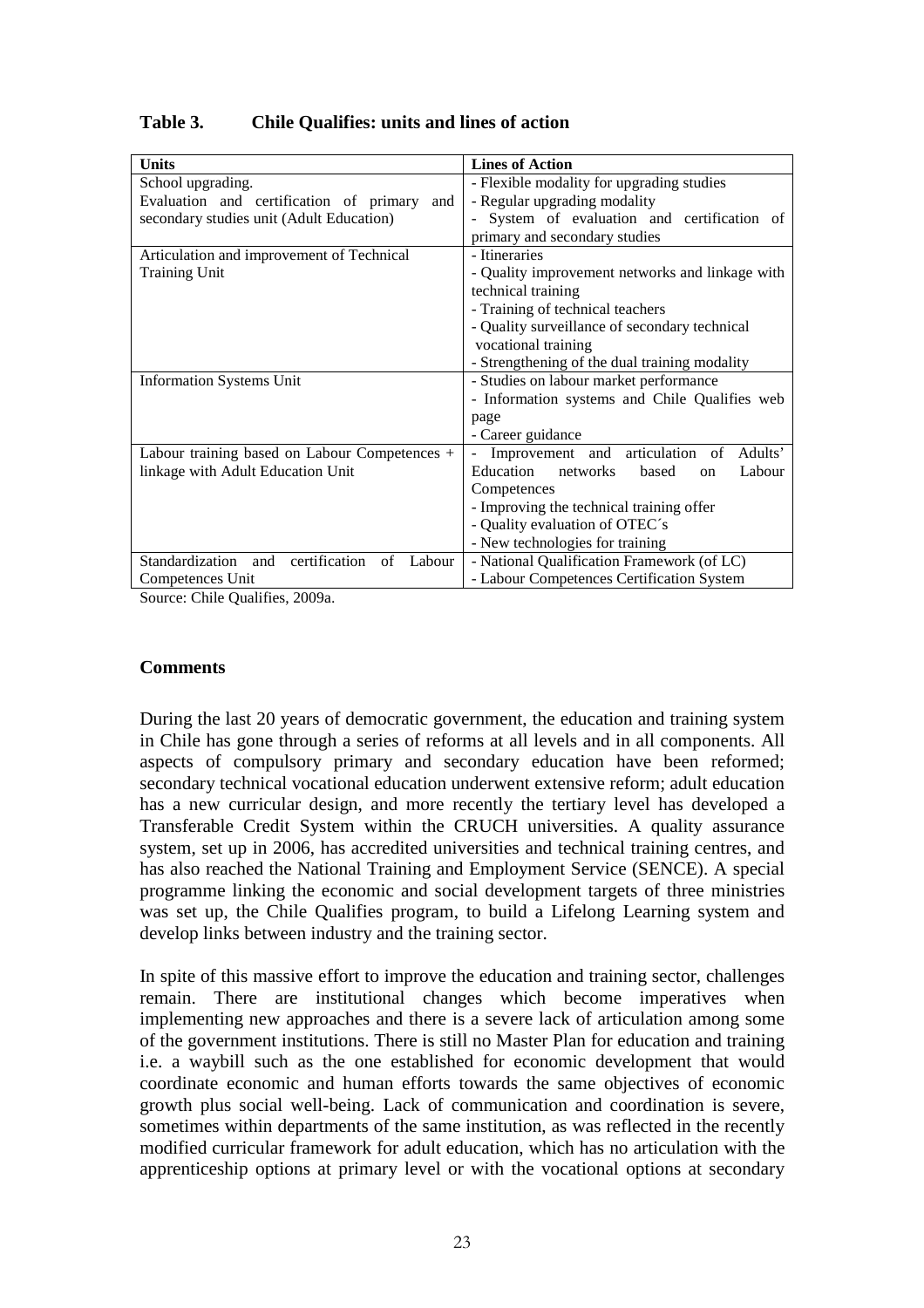**Table 3. Chile Qualifies: units and lines of action**

| Units | Lines of Action |
|---|---|
| School upgrading.<br>Evaluation and certification of primary and secondary studies unit (Adult Education) | - Flexible modality for upgrading studies<br>- Regular upgrading modality<br>- System of evaluation and certification of primary and secondary studies |
| Articulation and improvement of Technical Training Unit | - Itineraries<br>- Quality improvement networks and linkage with technical training<br>- Training of technical teachers<br>- Quality surveillance of secondary technical vocational training<br>- Strengthening of the dual training modality |
| Information Systems Unit | - Studies on labour market performance<br>- Information systems and Chile Qualifies web page<br>- Career guidance |
| Labour training based on Labour Competences + linkage with Adult Education Unit | - Improvement and articulation of Adults' Education networks based on Labour Competences<br>- Improving the technical training offer<br>- Quality evaluation of OTEC´s<br>- New technologies for training |
| Standardization and certification of Labour Competences Unit | - National Qualification Framework (of LC)<br>- Labour Competences Certification System |

Source: Chile Qualifies, 2009a.

### Comments

During the last 20 years of democratic government, the education and training system in Chile has gone through a series of reforms at all levels and in all components. All aspects of compulsory primary and secondary education have been reformed; secondary technical vocational education underwent extensive reform; adult education has a new curricular design, and more recently the tertiary level has developed a Transferable Credit System within the CRUCH universities. A quality assurance system, set up in 2006, has accredited universities and technical training centres, and has also reached the National Training and Employment Service (SENCE). A special programme linking the economic and social development targets of three ministries was set up, the Chile Qualifies program, to build a Lifelong Learning system and develop links between industry and the training sector.

In spite of this massive effort to improve the education and training sector, challenges remain. There are institutional changes which become imperatives when implementing new approaches and there is a severe lack of articulation among some of the government institutions. There is still no Master Plan for education and training i.e. a waybill such as the one established for economic development that would coordinate economic and human efforts towards the same objectives of economic growth plus social well-being. Lack of communication and coordination is severe, sometimes within departments of the same institution, as was reflected in the recently modified curricular framework for adult education, which has no articulation with the apprenticeship options at primary level or with the vocational options at secondary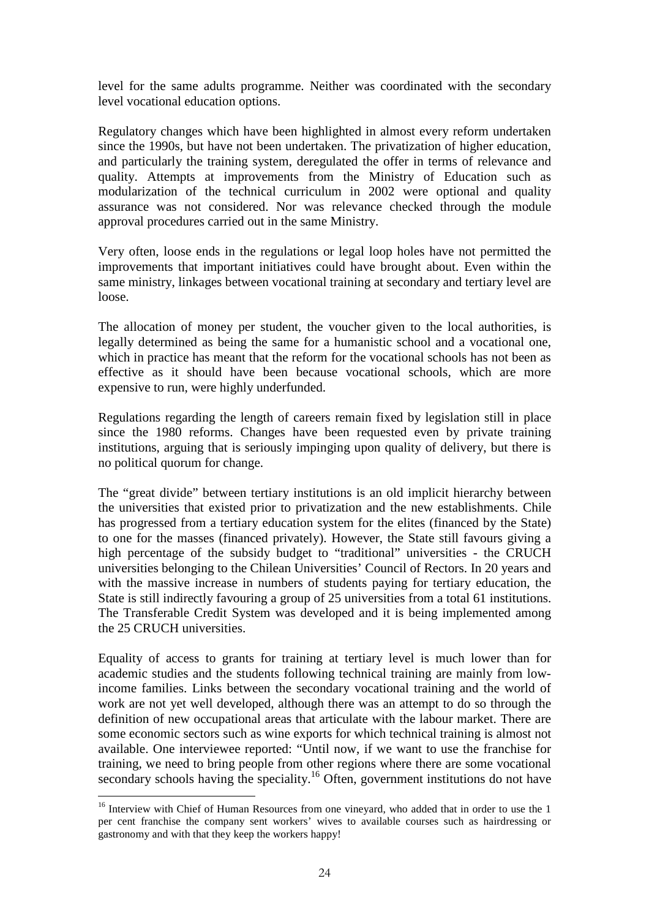level for the same adults programme. Neither was coordinated with the secondary level vocational education options.

Regulatory changes which have been highlighted in almost every reform undertaken since the 1990s, but have not been undertaken. The privatization of higher education, and particularly the training system, deregulated the offer in terms of relevance and quality. Attempts at improvements from the Ministry of Education such as modularization of the technical curriculum in 2002 were optional and quality assurance was not considered. Nor was relevance checked through the module approval procedures carried out in the same Ministry.

Very often, loose ends in the regulations or legal loop holes have not permitted the improvements that important initiatives could have brought about. Even within the same ministry, linkages between vocational training at secondary and tertiary level are loose.

The allocation of money per student, the voucher given to the local authorities, is legally determined as being the same for a humanistic school and a vocational one, which in practice has meant that the reform for the vocational schools has not been as effective as it should have been because vocational schools, which are more expensive to run, were highly underfunded.

Regulations regarding the length of careers remain fixed by legislation still in place since the 1980 reforms. Changes have been requested even by private training institutions, arguing that is seriously impinging upon quality of delivery, but there is no political quorum for change.

The "great divide" between tertiary institutions is an old implicit hierarchy between the universities that existed prior to privatization and the new establishments. Chile has progressed from a tertiary education system for the elites (financed by the State) to one for the masses (financed privately). However, the State still favours giving a high percentage of the subsidy budget to "traditional" universities - the CRUCH universities belonging to the Chilean Universities' Council of Rectors. In 20 years and with the massive increase in numbers of students paying for tertiary education, the State is still indirectly favouring a group of 25 universities from a total 61 institutions. The Transferable Credit System was developed and it is being implemented among the 25 CRUCH universities.

Equality of access to grants for training at tertiary level is much lower than for academic studies and the students following technical training are mainly from low-income families. Links between the secondary vocational training and the world of work are not yet well developed, although there was an attempt to do so through the definition of new occupational areas that articulate with the labour market. There are some economic sectors such as wine exports for which technical training is almost not available. One interviewee reported: "Until now, if we want to use the franchise for training, we need to bring people from other regions where there are some vocational secondary schools having the speciality.[16] Often, government institutions do not have

[16] Interview with Chief of Human Resources from one vineyard, who added that in order to use the 1 per cent franchise the company sent workers' wives to available courses such as hairdressing or gastronomy and with that they keep the workers happy!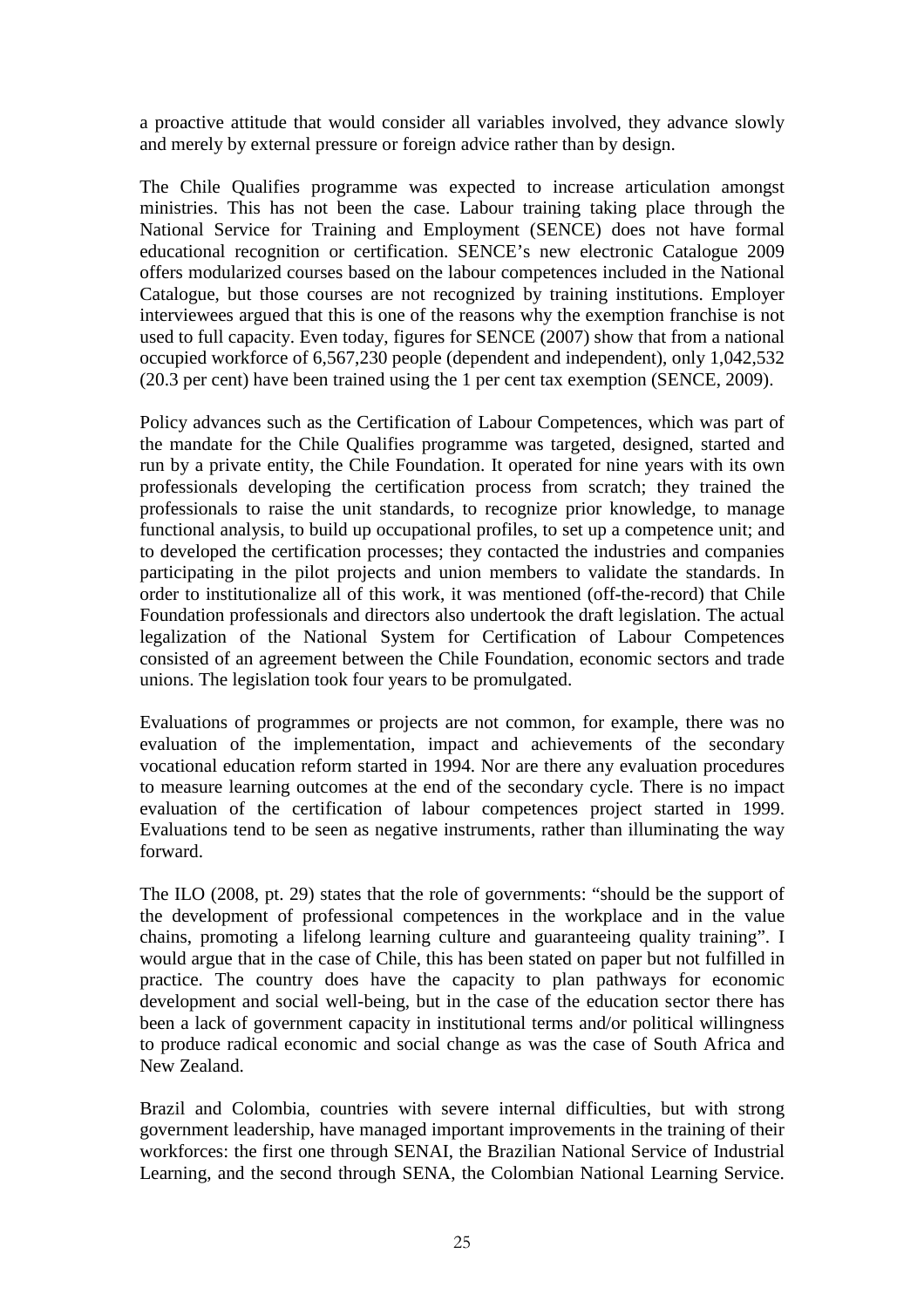a proactive attitude that would consider all variables involved, they advance slowly and merely by external pressure or foreign advice rather than by design.

The Chile Qualifies programme was expected to increase articulation amongst ministries. This has not been the case. Labour training taking place through the National Service for Training and Employment (SENCE) does not have formal educational recognition or certification. SENCE's new electronic Catalogue 2009 offers modularized courses based on the labour competences included in the National Catalogue, but those courses are not recognized by training institutions. Employer interviewees argued that this is one of the reasons why the exemption franchise is not used to full capacity. Even today, figures for SENCE (2007) show that from a national occupied workforce of 6,567,230 people (dependent and independent), only 1,042,532 (20.3 per cent) have been trained using the 1 per cent tax exemption (SENCE, 2009).

Policy advances such as the Certification of Labour Competences, which was part of the mandate for the Chile Qualifies programme was targeted, designed, started and run by a private entity, the Chile Foundation. It operated for nine years with its own professionals developing the certification process from scratch; they trained the professionals to raise the unit standards, to recognize prior knowledge, to manage functional analysis, to build up occupational profiles, to set up a competence unit; and to developed the certification processes; they contacted the industries and companies participating in the pilot projects and union members to validate the standards. In order to institutionalize all of this work, it was mentioned (off-the-record) that Chile Foundation professionals and directors also undertook the draft legislation. The actual legalization of the National System for Certification of Labour Competences consisted of an agreement between the Chile Foundation, economic sectors and trade unions. The legislation took four years to be promulgated.

Evaluations of programmes or projects are not common, for example, there was no evaluation of the implementation, impact and achievements of the secondary vocational education reform started in 1994. Nor are there any evaluation procedures to measure learning outcomes at the end of the secondary cycle. There is no impact evaluation of the certification of labour competences project started in 1999. Evaluations tend to be seen as negative instruments, rather than illuminating the way forward.

The ILO (2008, pt. 29) states that the role of governments: "should be the support of the development of professional competences in the workplace and in the value chains, promoting a lifelong learning culture and guaranteeing quality training". I would argue that in the case of Chile, this has been stated on paper but not fulfilled in practice. The country does have the capacity to plan pathways for economic development and social well-being, but in the case of the education sector there has been a lack of government capacity in institutional terms and/or political willingness to produce radical economic and social change as was the case of South Africa and New Zealand.

Brazil and Colombia, countries with severe internal difficulties, but with strong government leadership, have managed important improvements in the training of their workforces: the first one through SENAI, the Brazilian National Service of Industrial Learning, and the second through SENA, the Colombian National Learning Service.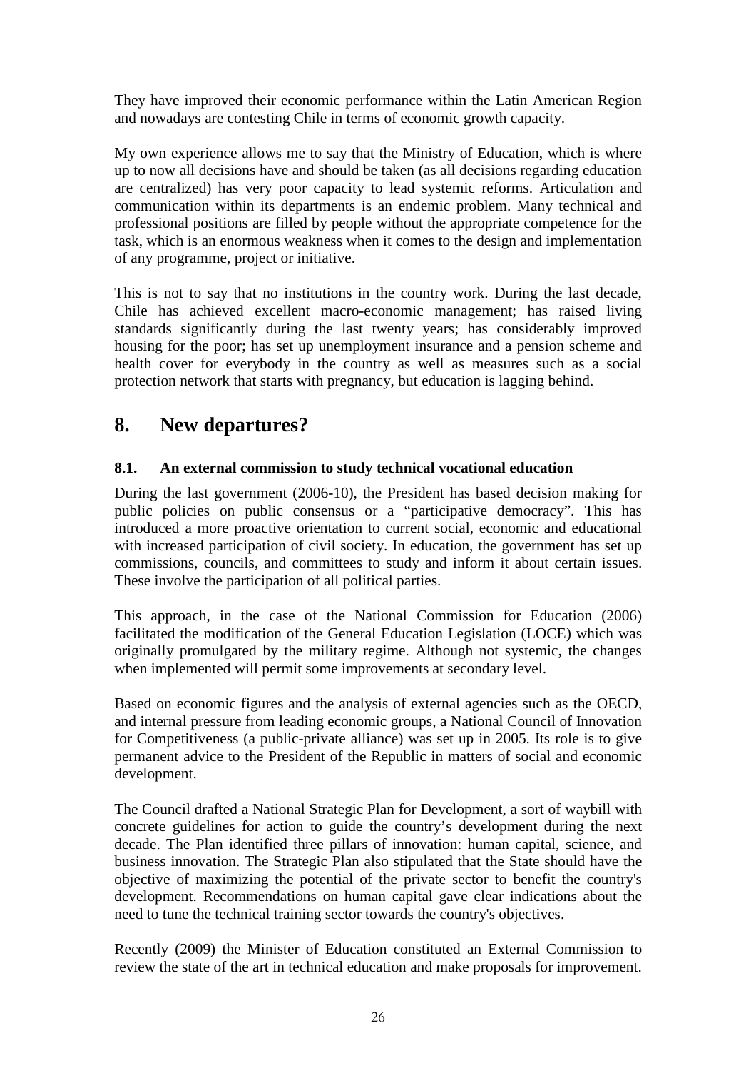They have improved their economic performance within the Latin American Region and nowadays are contesting Chile in terms of economic growth capacity.

My own experience allows me to say that the Ministry of Education, which is where up to now all decisions have and should be taken (as all decisions regarding education are centralized) has very poor capacity to lead systemic reforms. Articulation and communication within its departments is an endemic problem. Many technical and professional positions are filled by people without the appropriate competence for the task, which is an enormous weakness when it comes to the design and implementation of any programme, project or initiative.

This is not to say that no institutions in the country work. During the last decade, Chile has achieved excellent macro-economic management; has raised living standards significantly during the last twenty years; has considerably improved housing for the poor; has set up unemployment insurance and a pension scheme and health cover for everybody in the country as well as measures such as a social protection network that starts with pregnancy, but education is lagging behind.

# 8. New departures?

### 8.1. An external commission to study technical vocational education

During the last government (2006-10), the President has based decision making for public policies on public consensus or a "participative democracy". This has introduced a more proactive orientation to current social, economic and educational with increased participation of civil society. In education, the government has set up commissions, councils, and committees to study and inform it about certain issues. These involve the participation of all political parties.

This approach, in the case of the National Commission for Education (2006) facilitated the modification of the General Education Legislation (LOCE) which was originally promulgated by the military regime. Although not systemic, the changes when implemented will permit some improvements at secondary level.

Based on economic figures and the analysis of external agencies such as the OECD, and internal pressure from leading economic groups, a National Council of Innovation for Competitiveness (a public-private alliance) was set up in 2005. Its role is to give permanent advice to the President of the Republic in matters of social and economic development.

The Council drafted a National Strategic Plan for Development, a sort of waybill with concrete guidelines for action to guide the country's development during the next decade. The Plan identified three pillars of innovation: human capital, science, and business innovation. The Strategic Plan also stipulated that the State should have the objective of maximizing the potential of the private sector to benefit the country's development. Recommendations on human capital gave clear indications about the need to tune the technical training sector towards the country's objectives.

Recently (2009) the Minister of Education constituted an External Commission to review the state of the art in technical education and make proposals for improvement.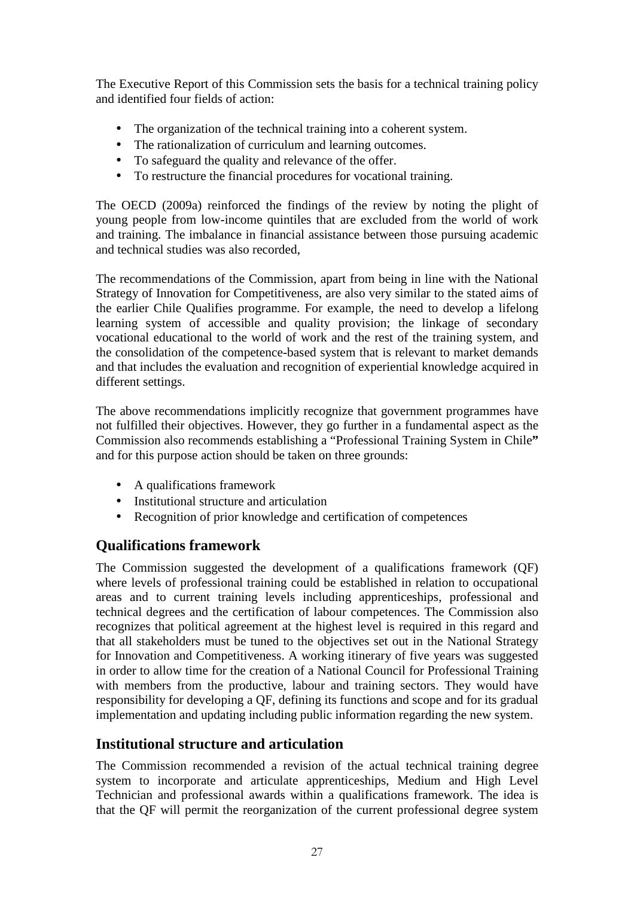The Executive Report of this Commission sets the basis for a technical training policy and identified four fields of action:

- The organization of the technical training into a coherent system.
- The rationalization of curriculum and learning outcomes.
- To safeguard the quality and relevance of the offer.
- To restructure the financial procedures for vocational training.

The OECD (2009a) reinforced the findings of the review by noting the plight of young people from low-income quintiles that are excluded from the world of work and training. The imbalance in financial assistance between those pursuing academic and technical studies was also recorded,

The recommendations of the Commission, apart from being in line with the National Strategy of Innovation for Competitiveness, are also very similar to the stated aims of the earlier Chile Qualifies programme. For example, the need to develop a lifelong learning system of accessible and quality provision; the linkage of secondary vocational educational to the world of work and the rest of the training system, and the consolidation of the competence-based system that is relevant to market demands and that includes the evaluation and recognition of experiential knowledge acquired in different settings.

The above recommendations implicitly recognize that government programmes have not fulfilled their objectives. However, they go further in a fundamental aspect as the Commission also recommends establishing a "Professional Training System in Chile**"** and for this purpose action should be taken on three grounds:

- A qualifications framework
- Institutional structure and articulation
- Recognition of prior knowledge and certification of competences

## Qualifications framework

The Commission suggested the development of a qualifications framework (QF) where levels of professional training could be established in relation to occupational areas and to current training levels including apprenticeships, professional and technical degrees and the certification of labour competences. The Commission also recognizes that political agreement at the highest level is required in this regard and that all stakeholders must be tuned to the objectives set out in the National Strategy for Innovation and Competitiveness. A working itinerary of five years was suggested in order to allow time for the creation of a National Council for Professional Training with members from the productive, labour and training sectors. They would have responsibility for developing a QF, defining its functions and scope and for its gradual implementation and updating including public information regarding the new system.

## Institutional structure and articulation

The Commission recommended a revision of the actual technical training degree system to incorporate and articulate apprenticeships, Medium and High Level Technician and professional awards within a qualifications framework. The idea is that the QF will permit the reorganization of the current professional degree system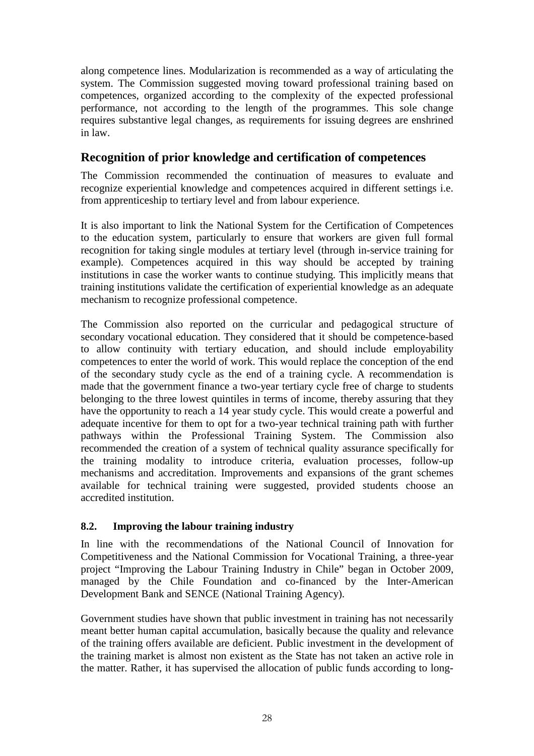along competence lines. Modularization is recommended as a way of articulating the system. The Commission suggested moving toward professional training based on competences, organized according to the complexity of the expected professional performance, not according to the length of the programmes. This sole change requires substantive legal changes, as requirements for issuing degrees are enshrined in law.

## Recognition of prior knowledge and certification of competences

The Commission recommended the continuation of measures to evaluate and recognize experiential knowledge and competences acquired in different settings i.e. from apprenticeship to tertiary level and from labour experience.

It is also important to link the National System for the Certification of Competences to the education system, particularly to ensure that workers are given full formal recognition for taking single modules at tertiary level (through in-service training for example). Competences acquired in this way should be accepted by training institutions in case the worker wants to continue studying. This implicitly means that training institutions validate the certification of experiential knowledge as an adequate mechanism to recognize professional competence.

The Commission also reported on the curricular and pedagogical structure of secondary vocational education. They considered that it should be competence-based to allow continuity with tertiary education, and should include employability competences to enter the world of work. This would replace the conception of the end of the secondary study cycle as the end of a training cycle. A recommendation is made that the government finance a two-year tertiary cycle free of charge to students belonging to the three lowest quintiles in terms of income, thereby assuring that they have the opportunity to reach a 14 year study cycle. This would create a powerful and adequate incentive for them to opt for a two-year technical training path with further pathways within the Professional Training System. The Commission also recommended the creation of a system of technical quality assurance specifically for the training modality to introduce criteria, evaluation processes, follow-up mechanisms and accreditation. Improvements and expansions of the grant schemes available for technical training were suggested, provided students choose an accredited institution.

### 8.2. Improving the labour training industry

In line with the recommendations of the National Council of Innovation for Competitiveness and the National Commission for Vocational Training, a three-year project "Improving the Labour Training Industry in Chile" began in October 2009, managed by the Chile Foundation and co-financed by the Inter-American Development Bank and SENCE (National Training Agency).

Government studies have shown that public investment in training has not necessarily meant better human capital accumulation, basically because the quality and relevance of the training offers available are deficient. Public investment in the development of the training market is almost non existent as the State has not taken an active role in the matter. Rather, it has supervised the allocation of public funds according to long-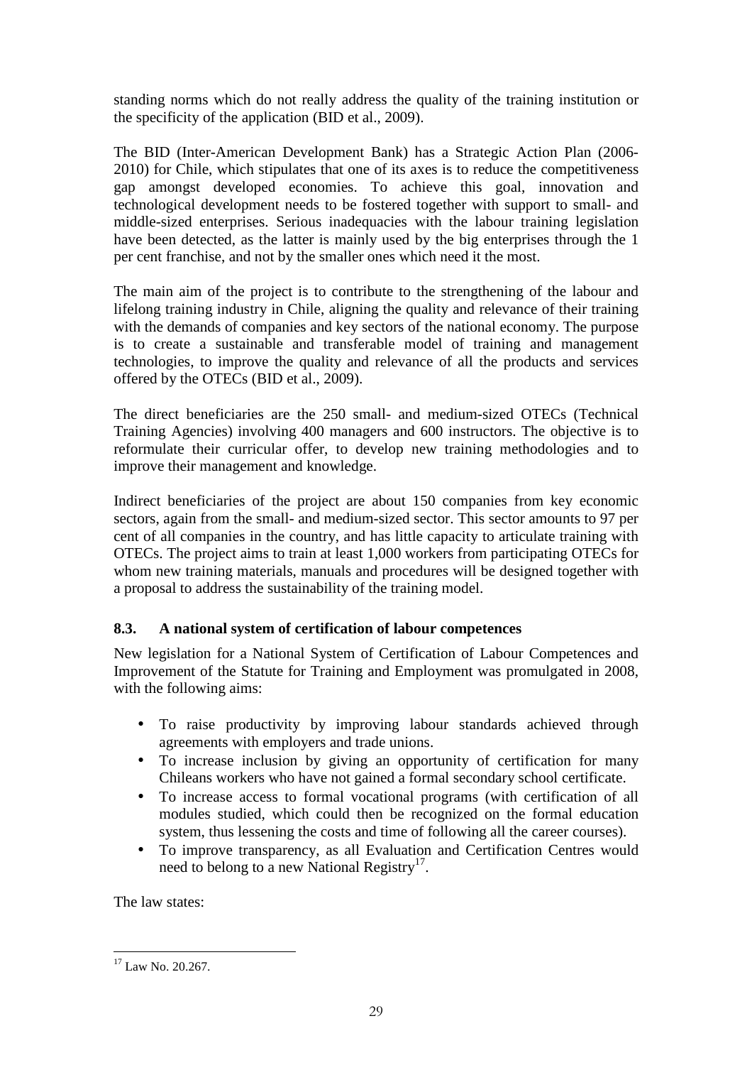standing norms which do not really address the quality of the training institution or the specificity of the application (BID et al., 2009).

The BID (Inter-American Development Bank) has a Strategic Action Plan (2006-2010) for Chile, which stipulates that one of its axes is to reduce the competitiveness gap amongst developed economies. To achieve this goal, innovation and technological development needs to be fostered together with support to small- and middle-sized enterprises. Serious inadequacies with the labour training legislation have been detected, as the latter is mainly used by the big enterprises through the 1 per cent franchise, and not by the smaller ones which need it the most.

The main aim of the project is to contribute to the strengthening of the labour and lifelong training industry in Chile, aligning the quality and relevance of their training with the demands of companies and key sectors of the national economy. The purpose is to create a sustainable and transferable model of training and management technologies, to improve the quality and relevance of all the products and services offered by the OTECs (BID et al., 2009).

The direct beneficiaries are the 250 small- and medium-sized OTECs (Technical Training Agencies) involving 400 managers and 600 instructors. The objective is to reformulate their curricular offer, to develop new training methodologies and to improve their management and knowledge.

Indirect beneficiaries of the project are about 150 companies from key economic sectors, again from the small- and medium-sized sector. This sector amounts to 97 per cent of all companies in the country, and has little capacity to articulate training with OTECs. The project aims to train at least 1,000 workers from participating OTECs for whom new training materials, manuals and procedures will be designed together with a proposal to address the sustainability of the training model.

### 8.3. A national system of certification of labour competences

New legislation for a National System of Certification of Labour Competences and Improvement of the Statute for Training and Employment was promulgated in 2008, with the following aims:

- To raise productivity by improving labour standards achieved through agreements with employers and trade unions.
- To increase inclusion by giving an opportunity of certification for many Chileans workers who have not gained a formal secondary school certificate.
- To increase access to formal vocational programs (with certification of all modules studied, which could then be recognized on the formal education system, thus lessening the costs and time of following all the career courses).
- To improve transparency, as all Evaluation and Certification Centres would need to belong to a new National Registry[17].

The law states:

[17] Law No. 20.267.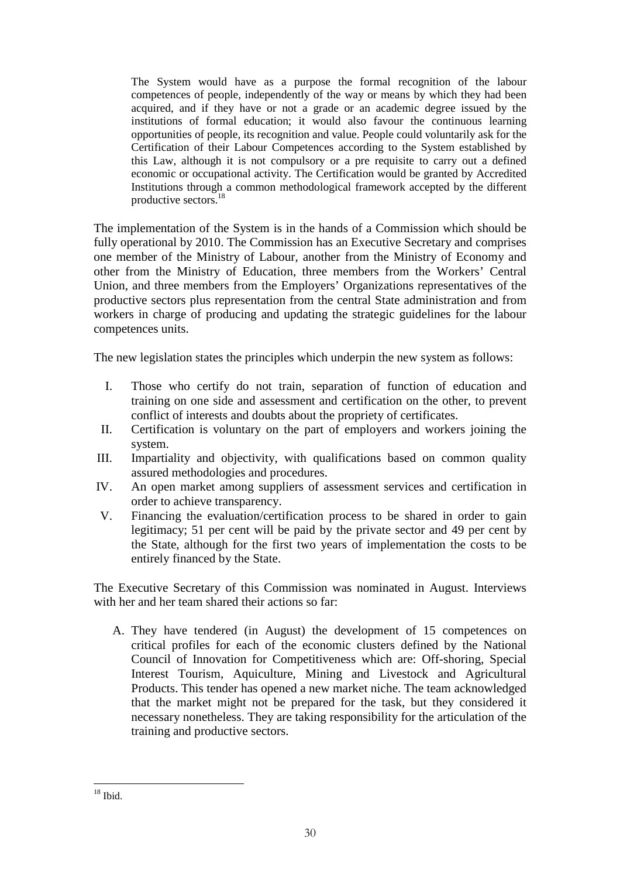> The System would have as a purpose the formal recognition of the labour competences of people, independently of the way or means by which they had been acquired, and if they have or not a grade or an academic degree issued by the institutions of formal education; it would also favour the continuous learning opportunities of people, its recognition and value. People could voluntarily ask for the Certification of their Labour Competences according to the System established by this Law, although it is not compulsory or a pre requisite to carry out a defined economic or occupational activity. The Certification would be granted by Accredited Institutions through a common methodological framework accepted by the different productive sectors.[18]

The implementation of the System is in the hands of a Commission which should be fully operational by 2010. The Commission has an Executive Secretary and comprises one member of the Ministry of Labour, another from the Ministry of Economy and other from the Ministry of Education, three members from the Workers' Central Union, and three members from the Employers' Organizations representatives of the productive sectors plus representation from the central State administration and from workers in charge of producing and updating the strategic guidelines for the labour competences units.

The new legislation states the principles which underpin the new system as follows:

I. Those who certify do not train, separation of function of education and training on one side and assessment and certification on the other, to prevent conflict of interests and doubts about the propriety of certificates.
II. Certification is voluntary on the part of employers and workers joining the system.
III. Impartiality and objectivity, with qualifications based on common quality assured methodologies and procedures.
IV. An open market among suppliers of assessment services and certification in order to achieve transparency.
V. Financing the evaluation/certification process to be shared in order to gain legitimacy; 51 per cent will be paid by the private sector and 49 per cent by the State, although for the first two years of implementation the costs to be entirely financed by the State.

The Executive Secretary of this Commission was nominated in August. Interviews with her and her team shared their actions so far:

A. They have tendered (in August) the development of 15 competences on critical profiles for each of the economic clusters defined by the National Council of Innovation for Competitiveness which are: Off-shoring, Special Interest Tourism, Aquiculture, Mining and Livestock and Agricultural Products. This tender has opened a new market niche. The team acknowledged that the market might not be prepared for the task, but they considered it necessary nonetheless. They are taking responsibility for the articulation of the training and productive sectors.

---

[18] Ibid.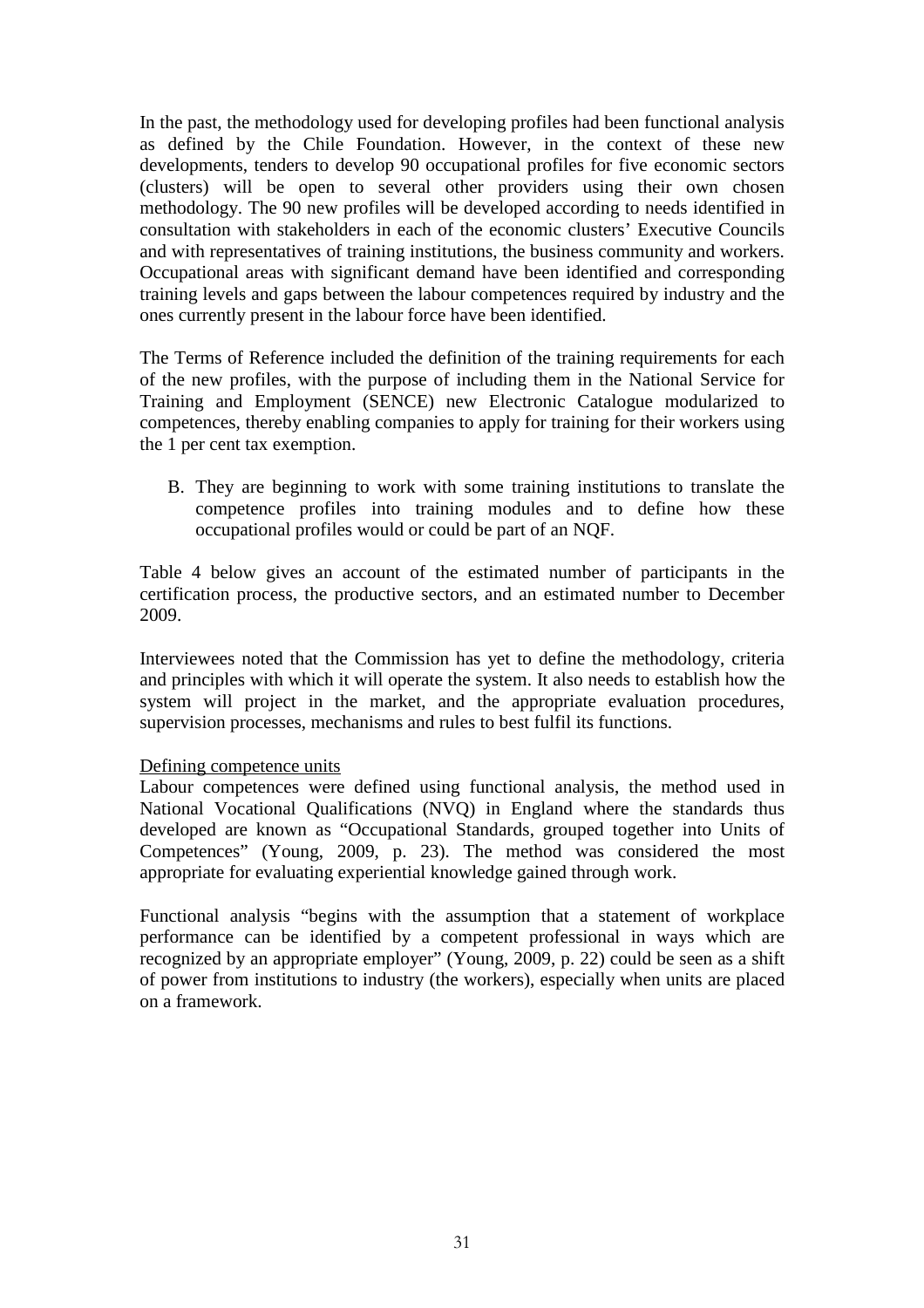In the past, the methodology used for developing profiles had been functional analysis as defined by the Chile Foundation. However, in the context of these new developments, tenders to develop 90 occupational profiles for five economic sectors (clusters) will be open to several other providers using their own chosen methodology. The 90 new profiles will be developed according to needs identified in consultation with stakeholders in each of the economic clusters' Executive Councils and with representatives of training institutions, the business community and workers. Occupational areas with significant demand have been identified and corresponding training levels and gaps between the labour competences required by industry and the ones currently present in the labour force have been identified.

The Terms of Reference included the definition of the training requirements for each of the new profiles, with the purpose of including them in the National Service for Training and Employment (SENCE) new Electronic Catalogue modularized to competences, thereby enabling companies to apply for training for their workers using the 1 per cent tax exemption.

B. They are beginning to work with some training institutions to translate the competence profiles into training modules and to define how these occupational profiles would or could be part of an NQF.

Table 4 below gives an account of the estimated number of participants in the certification process, the productive sectors, and an estimated number to December 2009.

Interviewees noted that the Commission has yet to define the methodology, criteria and principles with which it will operate the system. It also needs to establish how the system will project in the market, and the appropriate evaluation procedures, supervision processes, mechanisms and rules to best fulfil its functions.

Defining competence units

Labour competences were defined using functional analysis, the method used in National Vocational Qualifications (NVQ) in England where the standards thus developed are known as "Occupational Standards, grouped together into Units of Competences" (Young, 2009, p. 23). The method was considered the most appropriate for evaluating experiential knowledge gained through work.

Functional analysis "begins with the assumption that a statement of workplace performance can be identified by a competent professional in ways which are recognized by an appropriate employer" (Young, 2009, p. 22) could be seen as a shift of power from institutions to industry (the workers), especially when units are placed on a framework.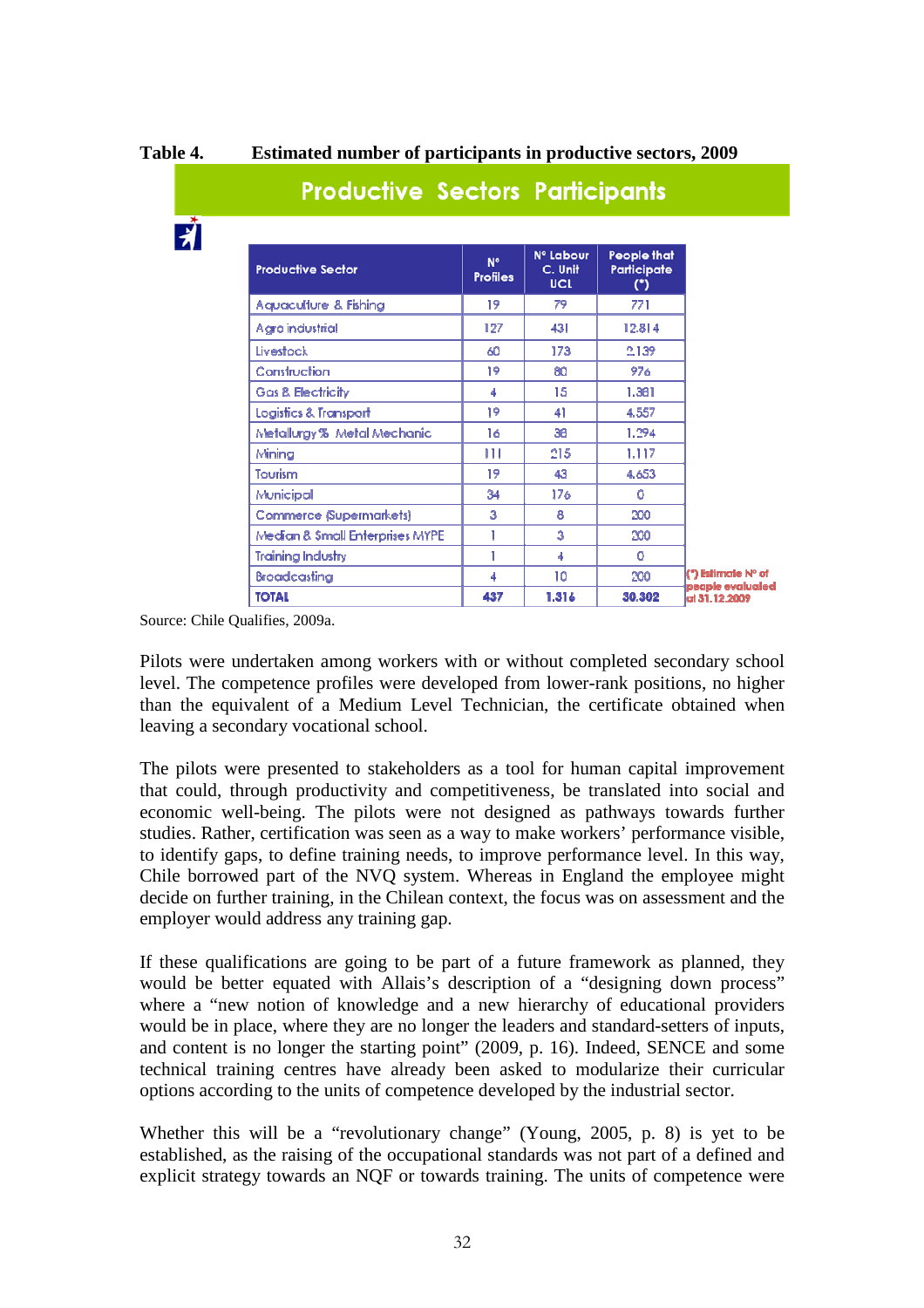**Table 4. Estimated number of participants in productive sectors, 2009**

**Productive Sectors Participants**

| Productive Sector | N° Profiles | N° Labour C. Unit UCL | People that Participate (*) |
|---|---|---|---|
| Aquaculture & Fishing | 19 | 79 | 771 |
| Agro industrial | 127 | 431 | 12.814 |
| Livestock | 60 | 173 | 2.139 |
| Construction | 19 | 80 | 976 |
| Gas & Electricity | 4 | 15 | 1.381 |
| Logistics & Transport | 19 | 41 | 4.557 |
| Metallurgy % Metal Mechanic | 16 | 38 | 1.294 |
| Mining | 111 | 215 | 1.117 |
| Tourism | 19 | 43 | 4.653 |
| Municipal | 34 | 176 | 0 |
| Commerce (Supermarkets) | 3 | 8 | 200 |
| Median & Small Enterprises MYPE | 1 | 3 | 200 |
| Training Industry | 1 | 4 | 0 |
| Broadcasting | 4 | 10 | 200 |
| **TOTAL** | **437** | **1.316** | **30.302** |

(*) Estimate N° of people evaluated at 31.12.2009

Source: Chile Qualifies, 2009a.

Pilots were undertaken among workers with or without completed secondary school level. The competence profiles were developed from lower-rank positions, no higher than the equivalent of a Medium Level Technician, the certificate obtained when leaving a secondary vocational school.

The pilots were presented to stakeholders as a tool for human capital improvement that could, through productivity and competitiveness, be translated into social and economic well-being. The pilots were not designed as pathways towards further studies. Rather, certification was seen as a way to make workers' performance visible, to identify gaps, to define training needs, to improve performance level. In this way, Chile borrowed part of the NVQ system. Whereas in England the employee might decide on further training, in the Chilean context, the focus was on assessment and the employer would address any training gap.

If these qualifications are going to be part of a future framework as planned, they would be better equated with Allais's description of a "designing down process" where a "new notion of knowledge and a new hierarchy of educational providers would be in place, where they are no longer the leaders and standard-setters of inputs, and content is no longer the starting point" (2009, p. 16). Indeed, SENCE and some technical training centres have already been asked to modularize their curricular options according to the units of competence developed by the industrial sector.

Whether this will be a "revolutionary change" (Young, 2005, p. 8) is yet to be established, as the raising of the occupational standards was not part of a defined and explicit strategy towards an NQF or towards training. The units of competence were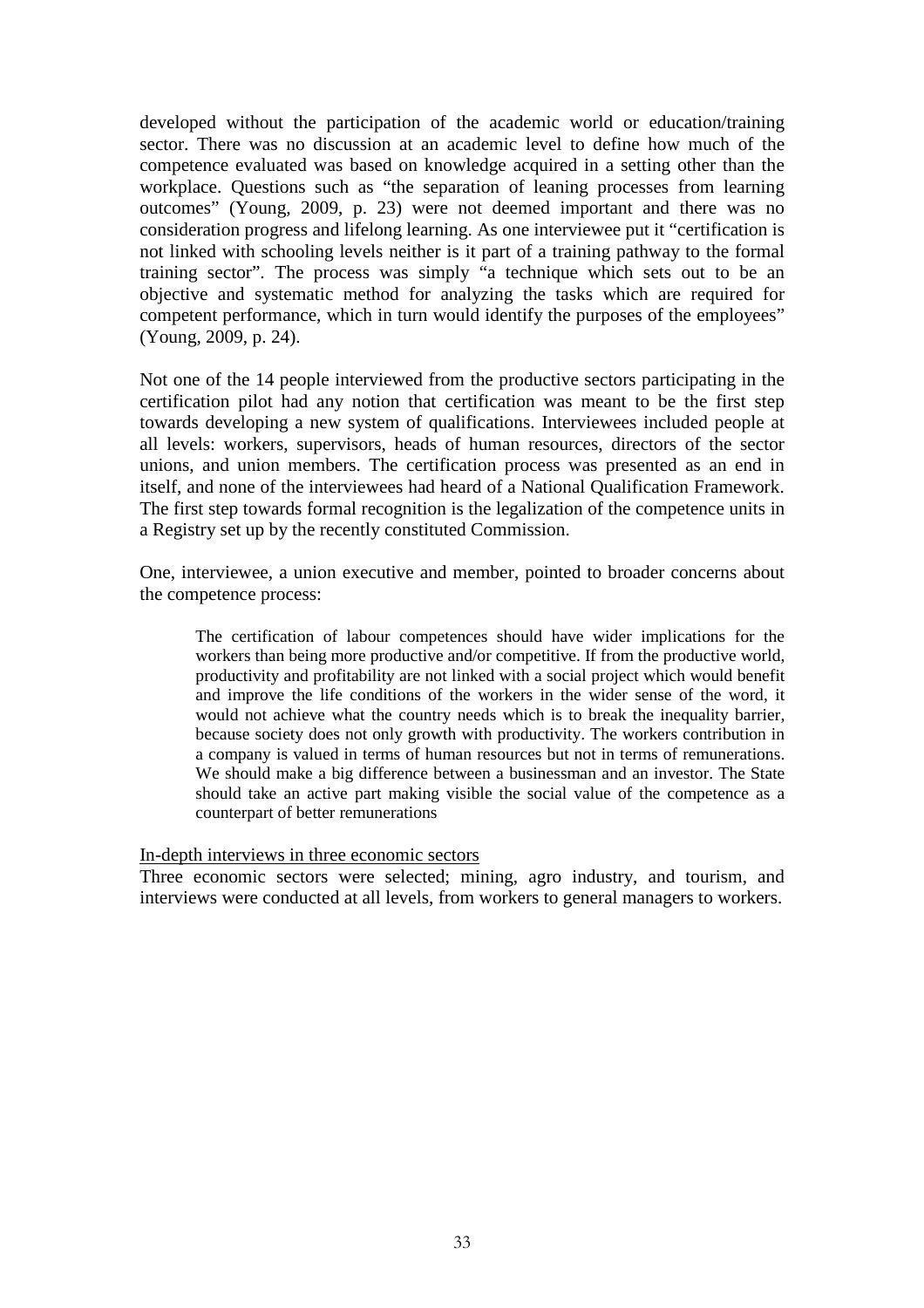developed without the participation of the academic world or education/training sector. There was no discussion at an academic level to define how much of the competence evaluated was based on knowledge acquired in a setting other than the workplace. Questions such as "the separation of leaning processes from learning outcomes" (Young, 2009, p. 23) were not deemed important and there was no consideration progress and lifelong learning. As one interviewee put it "certification is not linked with schooling levels neither is it part of a training pathway to the formal training sector". The process was simply "a technique which sets out to be an objective and systematic method for analyzing the tasks which are required for competent performance, which in turn would identify the purposes of the employees" (Young, 2009, p. 24).

Not one of the 14 people interviewed from the productive sectors participating in the certification pilot had any notion that certification was meant to be the first step towards developing a new system of qualifications. Interviewees included people at all levels: workers, supervisors, heads of human resources, directors of the sector unions, and union members. The certification process was presented as an end in itself, and none of the interviewees had heard of a National Qualification Framework. The first step towards formal recognition is the legalization of the competence units in a Registry set up by the recently constituted Commission.

One, interviewee, a union executive and member, pointed to broader concerns about the competence process:

> The certification of labour competences should have wider implications for the workers than being more productive and/or competitive. If from the productive world, productivity and profitability are not linked with a social project which would benefit and improve the life conditions of the workers in the wider sense of the word, it would not achieve what the country needs which is to break the inequality barrier, because society does not only growth with productivity. The workers contribution in a company is valued in terms of human resources but not in terms of remunerations. We should make a big difference between a businessman and an investor. The State should take an active part making visible the social value of the competence as a counterpart of better remunerations

<u>In-depth interviews in three economic sectors</u>

Three economic sectors were selected; mining, agro industry, and tourism, and interviews were conducted at all levels, from workers to general managers to workers.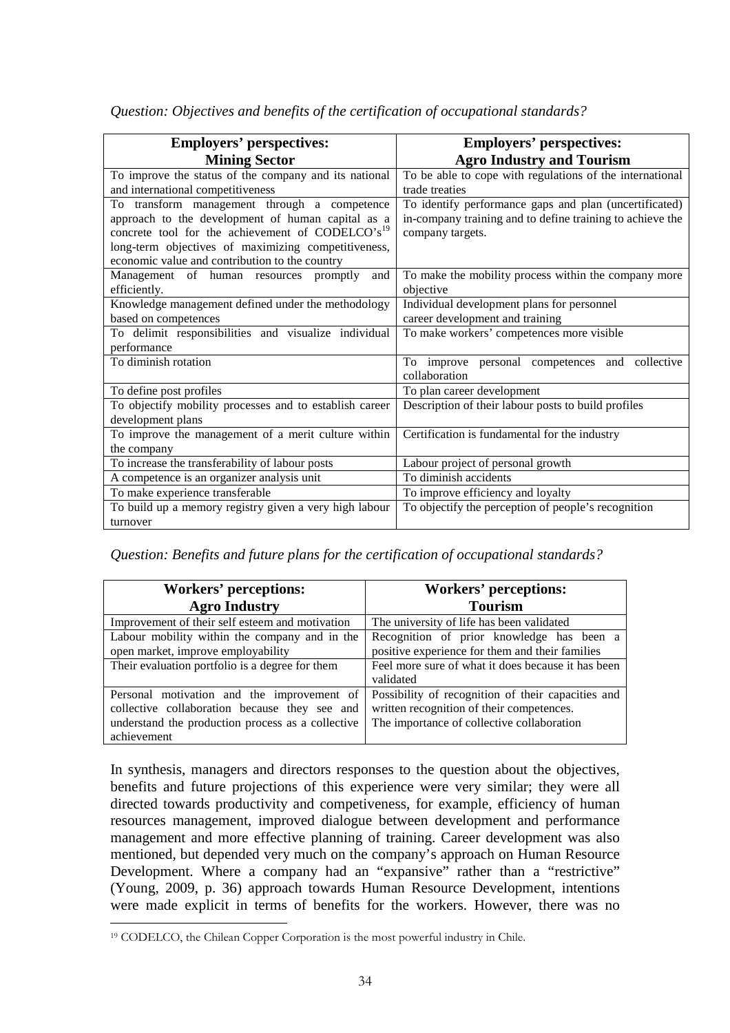*Question: Objectives and benefits of the certification of occupational standards?*

| **Employers' perspectives: Mining Sector** | **Employers' perspectives: Agro Industry and Tourism** |
|---|---|
| To improve the status of the company and its national and international competitiveness | To be able to cope with regulations of the international trade treaties |
| To transform management through a competence approach to the development of human capital as a concrete tool for the achievement of CODELCO's[19] long-term objectives of maximizing competitiveness, economic value and contribution to the country | To identify performance gaps and plan (uncertificated) in-company training and to define training to achieve the company targets. |
| Management of human resources promptly and efficiently. | To make the mobility process within the company more objective |
| Knowledge management defined under the methodology based on competences | Individual development plans for personnel career development and training |
| To delimit responsibilities and visualize individual performance | To make workers' competences more visible |
| To diminish rotation | To improve personal competences and collective collaboration |
| To define post profiles | To plan career development |
| To objectify mobility processes and to establish career development plans | Description of their labour posts to build profiles |
| To improve the management of a merit culture within the company | Certification is fundamental for the industry |
| To increase the transferability of labour posts | Labour project of personal growth |
| A competence is an organizer analysis unit | To diminish accidents |
| To make experience transferable | To improve efficiency and loyalty |
| To build up a memory registry given a very high labour turnover | To objectify the perception of people's recognition |

*Question: Benefits and future plans for the certification of occupational standards?*

| **Workers' perceptions: Agro Industry** | **Workers' perceptions: Tourism** |
|---|---|
| Improvement of their self esteem and motivation | The university of life has been validated |
| Labour mobility within the company and in the open market, improve employability | Recognition of prior knowledge has been a positive experience for them and their families |
| Their evaluation portfolio is a degree for them | Feel more sure of what it does because it has been validated |
| Personal motivation and the improvement of collective collaboration because they see and understand the production process as a collective achievement | Possibility of recognition of their capacities and written recognition of their competences. The importance of collective collaboration |

In synthesis, managers and directors responses to the question about the objectives, benefits and future projections of this experience were very similar; they were all directed towards productivity and competiveness, for example, efficiency of human resources management, improved dialogue between development and performance management and more effective planning of training. Career development was also mentioned, but depended very much on the company's approach on Human Resource Development. Where a company had an "expansive" rather than a "restrictive" (Young, 2009, p. 36) approach towards Human Resource Development, intentions were made explicit in terms of benefits for the workers. However, there was no

[19] CODELCO, the Chilean Copper Corporation is the most powerful industry in Chile.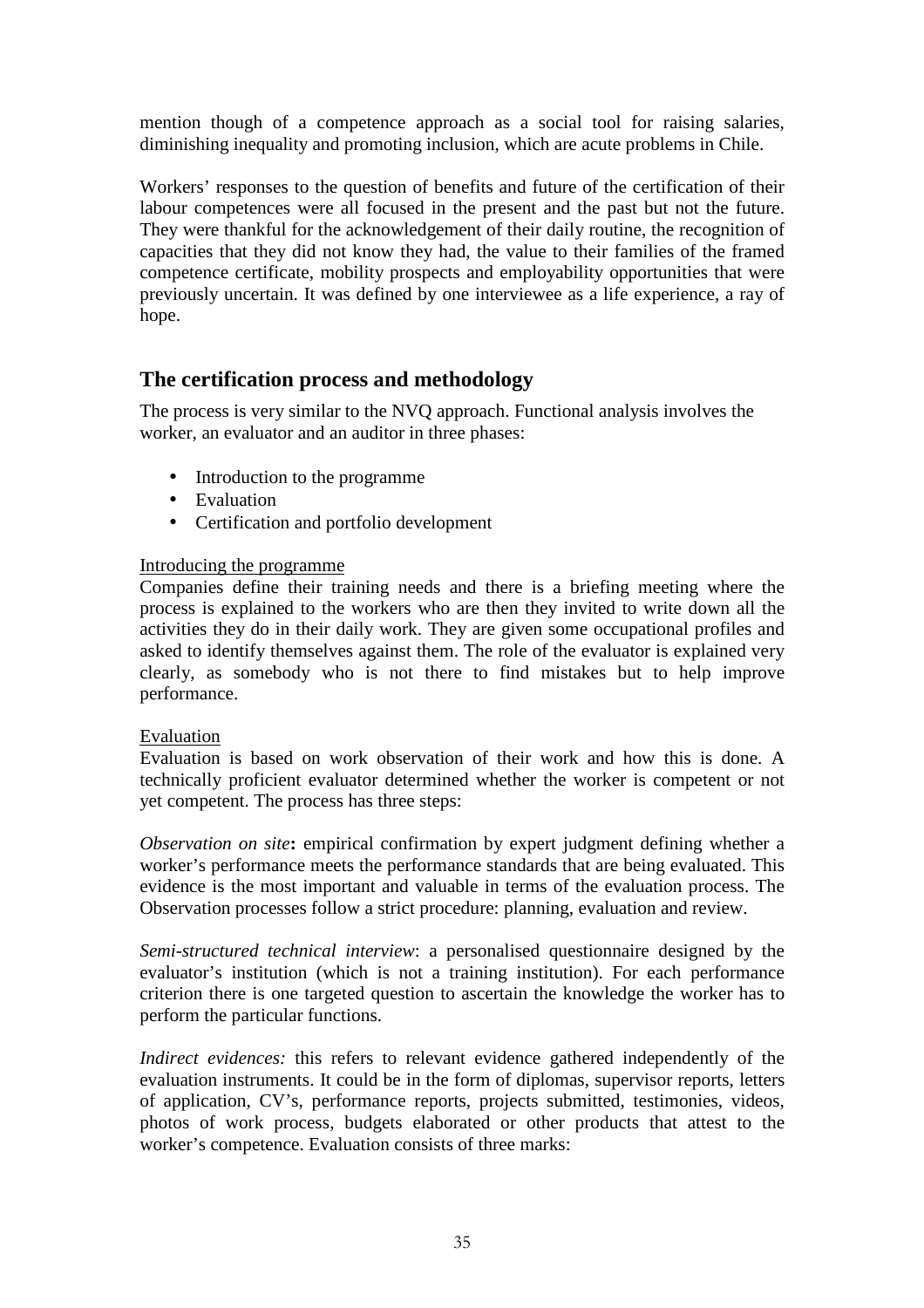mention though of a competence approach as a social tool for raising salaries, diminishing inequality and promoting inclusion, which are acute problems in Chile.

Workers' responses to the question of benefits and future of the certification of their labour competences were all focused in the present and the past but not the future. They were thankful for the acknowledgement of their daily routine, the recognition of capacities that they did not know they had, the value to their families of the framed competence certificate, mobility prospects and employability opportunities that were previously uncertain. It was defined by one interviewee as a life experience, a ray of hope.

## The certification process and methodology

The process is very similar to the NVQ approach. Functional analysis involves the worker, an evaluator and an auditor in three phases:

- Introduction to the programme
- Evaluation
- Certification and portfolio development

<u>Introducing the programme</u>

Companies define their training needs and there is a briefing meeting where the process is explained to the workers who are then they invited to write down all the activities they do in their daily work. They are given some occupational profiles and asked to identify themselves against them. The role of the evaluator is explained very clearly, as somebody who is not there to find mistakes but to help improve performance.

<u>Evaluation</u>

Evaluation is based on work observation of their work and how this is done. A technically proficient evaluator determined whether the worker is competent or not yet competent. The process has three steps:

*Observation on site***:** empirical confirmation by expert judgment defining whether a worker's performance meets the performance standards that are being evaluated. This evidence is the most important and valuable in terms of the evaluation process. The Observation processes follow a strict procedure: planning, evaluation and review.

*Semi-structured technical interview*: a personalised questionnaire designed by the evaluator's institution (which is not a training institution). For each performance criterion there is one targeted question to ascertain the knowledge the worker has to perform the particular functions.

*Indirect evidences:* this refers to relevant evidence gathered independently of the evaluation instruments. It could be in the form of diplomas, supervisor reports, letters of application, CV's, performance reports, projects submitted, testimonies, videos, photos of work process, budgets elaborated or other products that attest to the worker's competence. Evaluation consists of three marks: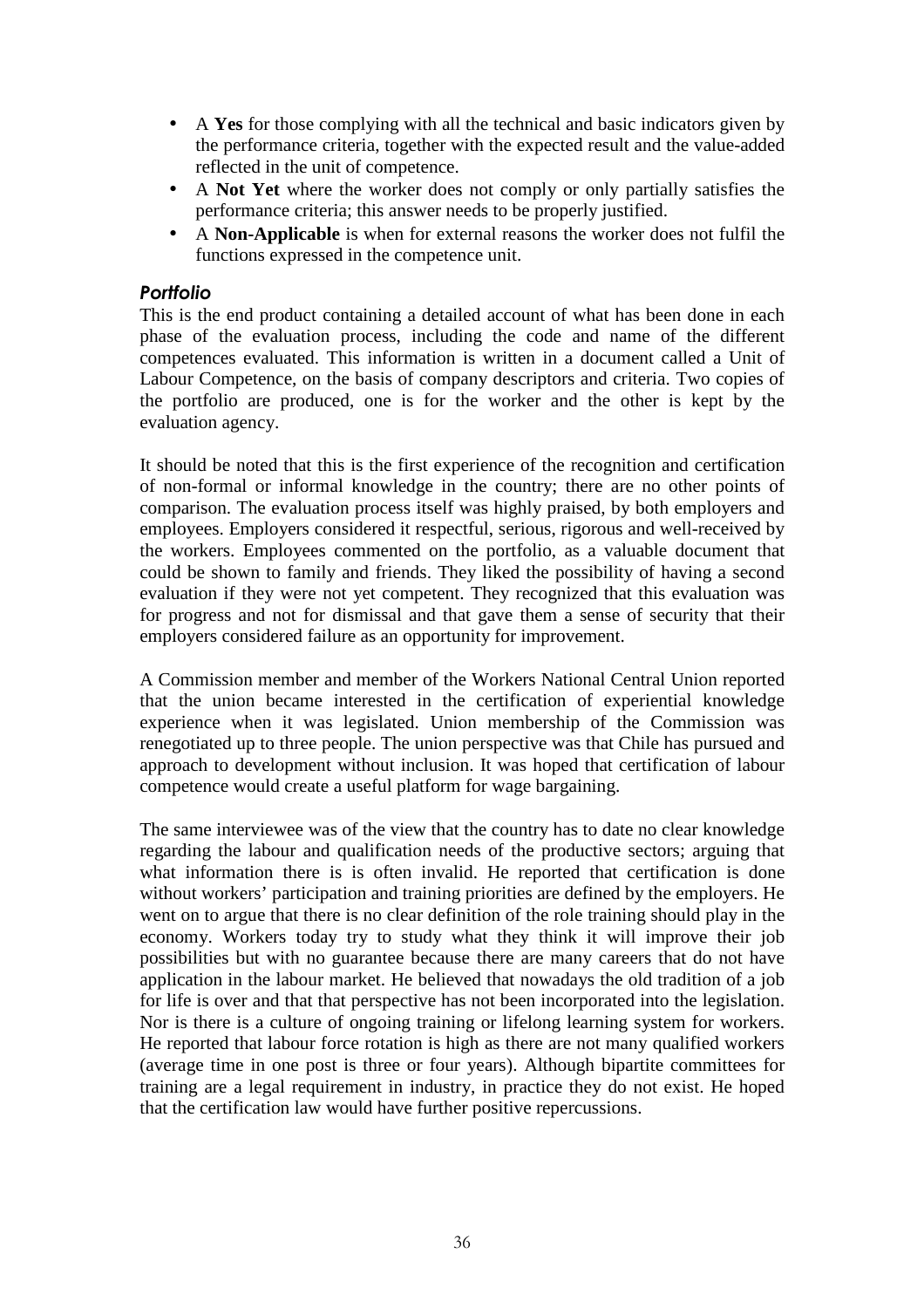- A **Yes** for those complying with all the technical and basic indicators given by the performance criteria, together with the expected result and the value-added reflected in the unit of competence.
- A **Not Yet** where the worker does not comply or only partially satisfies the performance criteria; this answer needs to be properly justified.
- A **Non-Applicable** is when for external reasons the worker does not fulfil the functions expressed in the competence unit.

### *Portfolio*

This is the end product containing a detailed account of what has been done in each phase of the evaluation process, including the code and name of the different competences evaluated. This information is written in a document called a Unit of Labour Competence, on the basis of company descriptors and criteria. Two copies of the portfolio are produced, one is for the worker and the other is kept by the evaluation agency.

It should be noted that this is the first experience of the recognition and certification of non-formal or informal knowledge in the country; there are no other points of comparison. The evaluation process itself was highly praised, by both employers and employees. Employers considered it respectful, serious, rigorous and well-received by the workers. Employees commented on the portfolio, as a valuable document that could be shown to family and friends. They liked the possibility of having a second evaluation if they were not yet competent. They recognized that this evaluation was for progress and not for dismissal and that gave them a sense of security that their employers considered failure as an opportunity for improvement.

A Commission member and member of the Workers National Central Union reported that the union became interested in the certification of experiential knowledge experience when it was legislated. Union membership of the Commission was renegotiated up to three people. The union perspective was that Chile has pursued and approach to development without inclusion. It was hoped that certification of labour competence would create a useful platform for wage bargaining.

The same interviewee was of the view that the country has to date no clear knowledge regarding the labour and qualification needs of the productive sectors; arguing that what information there is is often invalid. He reported that certification is done without workers' participation and training priorities are defined by the employers. He went on to argue that there is no clear definition of the role training should play in the economy. Workers today try to study what they think it will improve their job possibilities but with no guarantee because there are many careers that do not have application in the labour market. He believed that nowadays the old tradition of a job for life is over and that that perspective has not been incorporated into the legislation. Nor is there is a culture of ongoing training or lifelong learning system for workers. He reported that labour force rotation is high as there are not many qualified workers (average time in one post is three or four years). Although bipartite committees for training are a legal requirement in industry, in practice they do not exist. He hoped that the certification law would have further positive repercussions.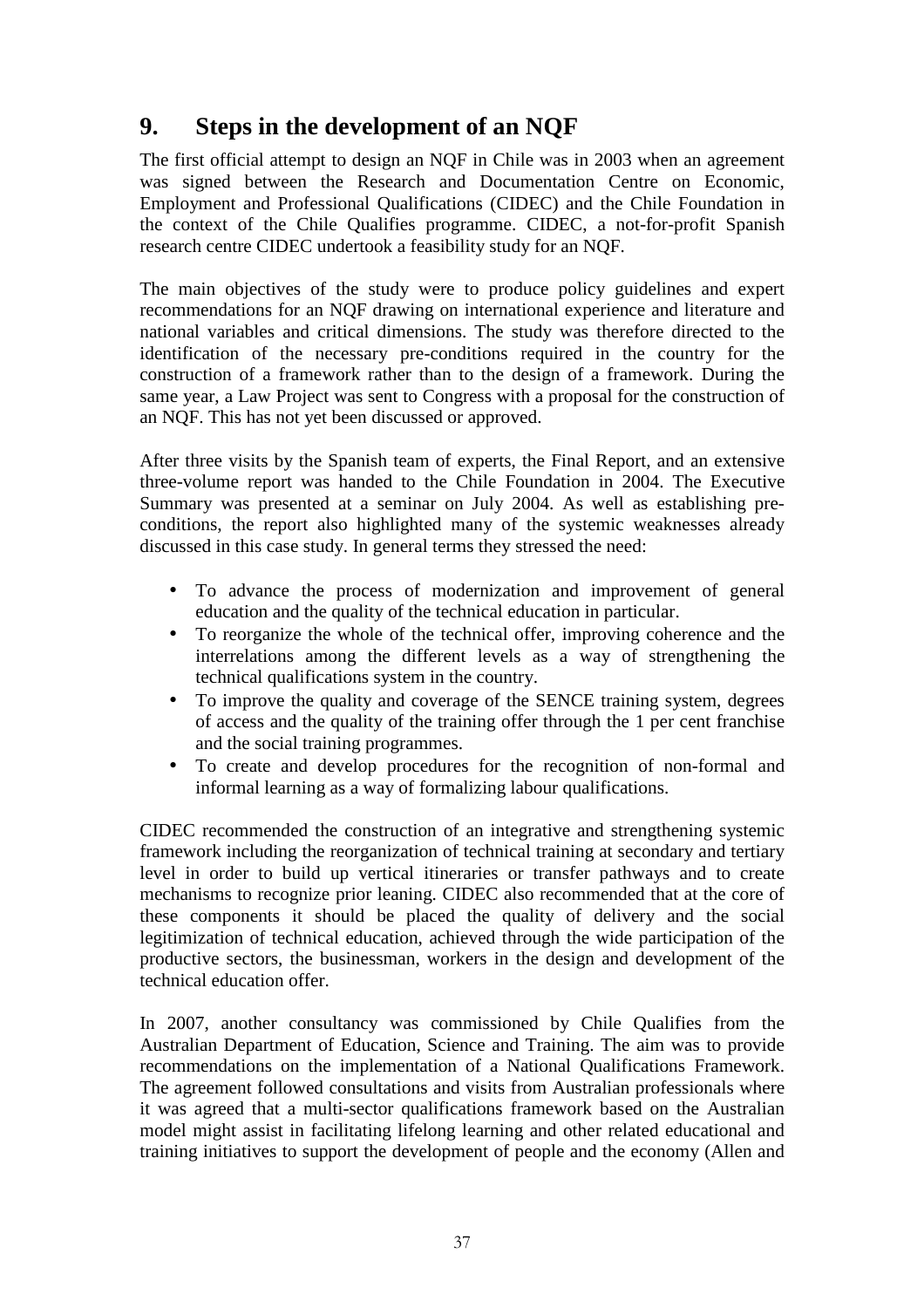## 9. Steps in the development of an NQF

The first official attempt to design an NQF in Chile was in 2003 when an agreement was signed between the Research and Documentation Centre on Economic, Employment and Professional Qualifications (CIDEC) and the Chile Foundation in the context of the Chile Qualifies programme. CIDEC, a not-for-profit Spanish research centre CIDEC undertook a feasibility study for an NQF.

The main objectives of the study were to produce policy guidelines and expert recommendations for an NQF drawing on international experience and literature and national variables and critical dimensions. The study was therefore directed to the identification of the necessary pre-conditions required in the country for the construction of a framework rather than to the design of a framework. During the same year, a Law Project was sent to Congress with a proposal for the construction of an NQF. This has not yet been discussed or approved.

After three visits by the Spanish team of experts, the Final Report, and an extensive three-volume report was handed to the Chile Foundation in 2004. The Executive Summary was presented at a seminar on July 2004. As well as establishing pre-conditions, the report also highlighted many of the systemic weaknesses already discussed in this case study. In general terms they stressed the need:

- To advance the process of modernization and improvement of general education and the quality of the technical education in particular.
- To reorganize the whole of the technical offer, improving coherence and the interrelations among the different levels as a way of strengthening the technical qualifications system in the country.
- To improve the quality and coverage of the SENCE training system, degrees of access and the quality of the training offer through the 1 per cent franchise and the social training programmes.
- To create and develop procedures for the recognition of non-formal and informal learning as a way of formalizing labour qualifications.

CIDEC recommended the construction of an integrative and strengthening systemic framework including the reorganization of technical training at secondary and tertiary level in order to build up vertical itineraries or transfer pathways and to create mechanisms to recognize prior leaning. CIDEC also recommended that at the core of these components it should be placed the quality of delivery and the social legitimization of technical education, achieved through the wide participation of the productive sectors, the businessman, workers in the design and development of the technical education offer.

In 2007, another consultancy was commissioned by Chile Qualifies from the Australian Department of Education, Science and Training. The aim was to provide recommendations on the implementation of a National Qualifications Framework. The agreement followed consultations and visits from Australian professionals where it was agreed that a multi-sector qualifications framework based on the Australian model might assist in facilitating lifelong learning and other related educational and training initiatives to support the development of people and the economy (Allen and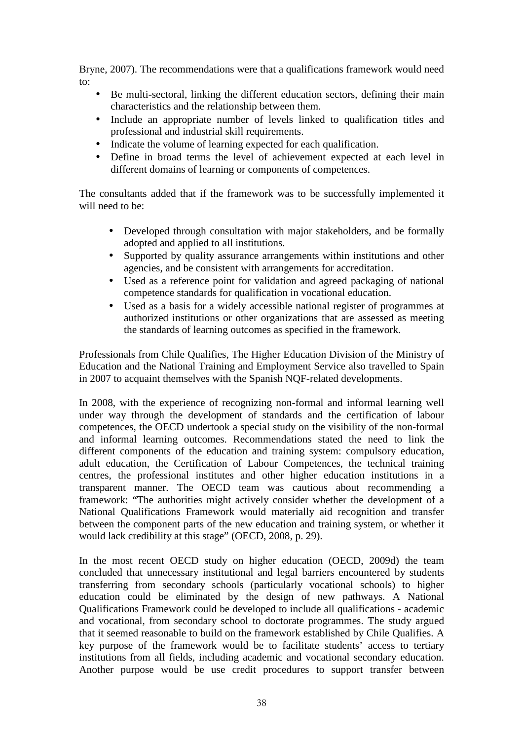Bryne, 2007). The recommendations were that a qualifications framework would need to:

- Be multi-sectoral, linking the different education sectors, defining their main characteristics and the relationship between them.
- Include an appropriate number of levels linked to qualification titles and professional and industrial skill requirements.
- Indicate the volume of learning expected for each qualification.
- Define in broad terms the level of achievement expected at each level in different domains of learning or components of competences.

The consultants added that if the framework was to be successfully implemented it will need to be:

- Developed through consultation with major stakeholders, and be formally adopted and applied to all institutions.
- Supported by quality assurance arrangements within institutions and other agencies, and be consistent with arrangements for accreditation.
- Used as a reference point for validation and agreed packaging of national competence standards for qualification in vocational education.
- Used as a basis for a widely accessible national register of programmes at authorized institutions or other organizations that are assessed as meeting the standards of learning outcomes as specified in the framework.

Professionals from Chile Qualifies, The Higher Education Division of the Ministry of Education and the National Training and Employment Service also travelled to Spain in 2007 to acquaint themselves with the Spanish NQF-related developments.

In 2008, with the experience of recognizing non-formal and informal learning well under way through the development of standards and the certification of labour competences, the OECD undertook a special study on the visibility of the non-formal and informal learning outcomes. Recommendations stated the need to link the different components of the education and training system: compulsory education, adult education, the Certification of Labour Competences, the technical training centres, the professional institutes and other higher education institutions in a transparent manner. The OECD team was cautious about recommending a framework: "The authorities might actively consider whether the development of a National Qualifications Framework would materially aid recognition and transfer between the component parts of the new education and training system, or whether it would lack credibility at this stage" (OECD, 2008, p. 29).

In the most recent OECD study on higher education (OECD, 2009d) the team concluded that unnecessary institutional and legal barriers encountered by students transferring from secondary schools (particularly vocational schools) to higher education could be eliminated by the design of new pathways. A National Qualifications Framework could be developed to include all qualifications - academic and vocational, from secondary school to doctorate programmes. The study argued that it seemed reasonable to build on the framework established by Chile Qualifies. A key purpose of the framework would be to facilitate students' access to tertiary institutions from all fields, including academic and vocational secondary education. Another purpose would be use credit procedures to support transfer between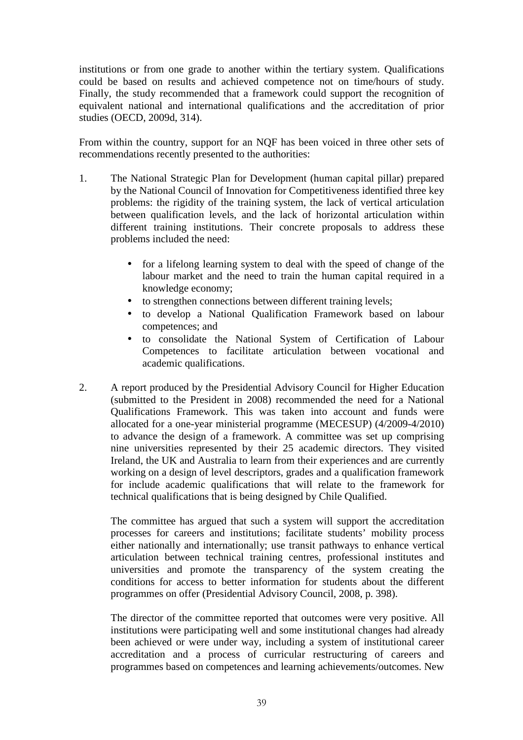institutions or from one grade to another within the tertiary system. Qualifications could be based on results and achieved competence not on time/hours of study. Finally, the study recommended that a framework could support the recognition of equivalent national and international qualifications and the accreditation of prior studies (OECD, 2009d, 314).

From within the country, support for an NQF has been voiced in three other sets of recommendations recently presented to the authorities:

1. The National Strategic Plan for Development (human capital pillar) prepared by the National Council of Innovation for Competitiveness identified three key problems: the rigidity of the training system, the lack of vertical articulation between qualification levels, and the lack of horizontal articulation within different training institutions. Their concrete proposals to address these problems included the need:

   - for a lifelong learning system to deal with the speed of change of the labour market and the need to train the human capital required in a knowledge economy;
   - to strengthen connections between different training levels;
   - to develop a National Qualification Framework based on labour competences; and
   - to consolidate the National System of Certification of Labour Competences to facilitate articulation between vocational and academic qualifications.

2. A report produced by the Presidential Advisory Council for Higher Education (submitted to the President in 2008) recommended the need for a National Qualifications Framework. This was taken into account and funds were allocated for a one-year ministerial programme (MECESUP) (4/2009-4/2010) to advance the design of a framework. A committee was set up comprising nine universities represented by their 25 academic directors. They visited Ireland, the UK and Australia to learn from their experiences and are currently working on a design of level descriptors, grades and a qualification framework for include academic qualifications that will relate to the framework for technical qualifications that is being designed by Chile Qualified.

   The committee has argued that such a system will support the accreditation processes for careers and institutions; facilitate students' mobility process either nationally and internationally; use transit pathways to enhance vertical articulation between technical training centres, professional institutes and universities and promote the transparency of the system creating the conditions for access to better information for students about the different programmes on offer (Presidential Advisory Council, 2008, p. 398).

   The director of the committee reported that outcomes were very positive. All institutions were participating well and some institutional changes had already been achieved or were under way, including a system of institutional career accreditation and a process of curricular restructuring of careers and programmes based on competences and learning achievements/outcomes. New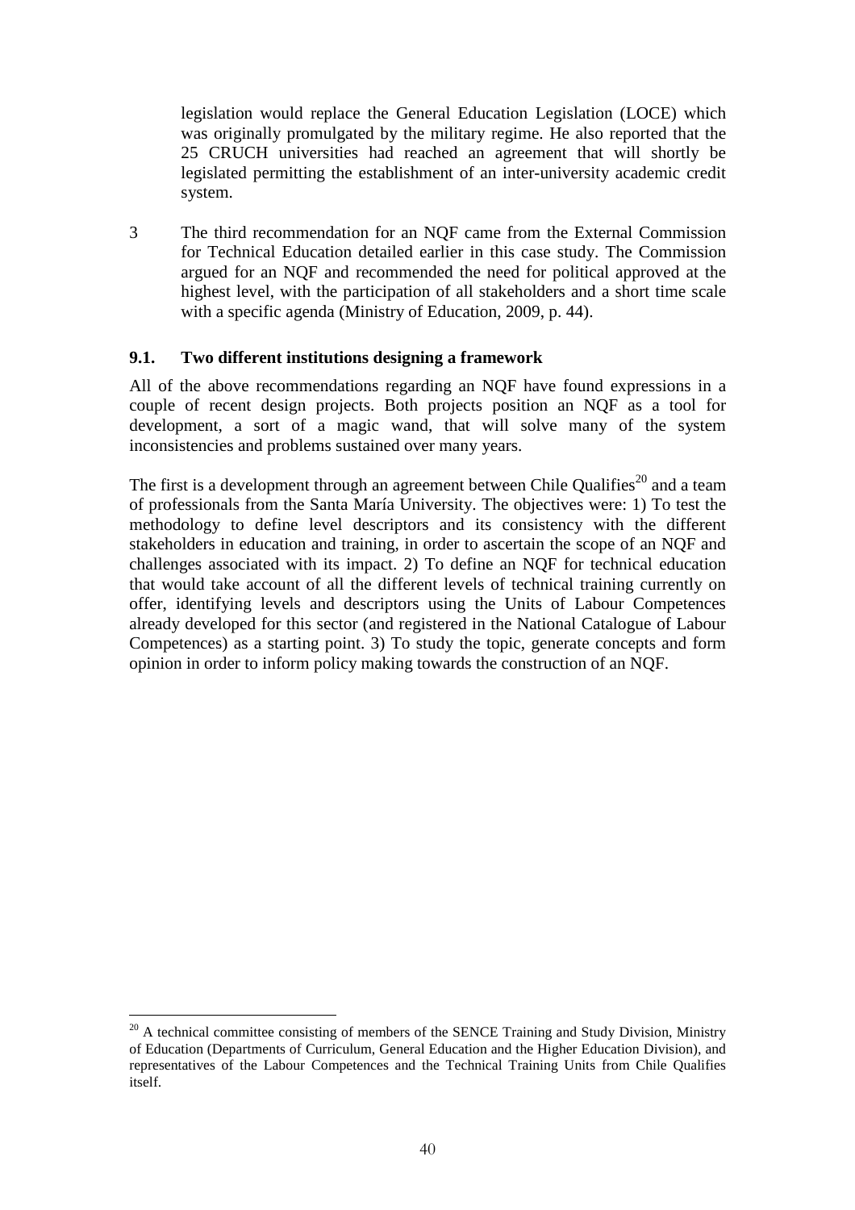legislation would replace the General Education Legislation (LOCE) which was originally promulgated by the military regime. He also reported that the 25 CRUCH universities had reached an agreement that will shortly be legislated permitting the establishment of an inter-university academic credit system.

3 The third recommendation for an NQF came from the External Commission for Technical Education detailed earlier in this case study. The Commission argued for an NQF and recommended the need for political approved at the highest level, with the participation of all stakeholders and a short time scale with a specific agenda (Ministry of Education, 2009, p. 44).

### 9.1. Two different institutions designing a framework

All of the above recommendations regarding an NQF have found expressions in a couple of recent design projects. Both projects position an NQF as a tool for development, a sort of a magic wand, that will solve many of the system inconsistencies and problems sustained over many years.

The first is a development through an agreement between Chile Qualifies[20] and a team of professionals from the Santa María University. The objectives were: 1) To test the methodology to define level descriptors and its consistency with the different stakeholders in education and training, in order to ascertain the scope of an NQF and challenges associated with its impact. 2) To define an NQF for technical education that would take account of all the different levels of technical training currently on offer, identifying levels and descriptors using the Units of Labour Competences already developed for this sector (and registered in the National Catalogue of Labour Competences) as a starting point. 3) To study the topic, generate concepts and form opinion in order to inform policy making towards the construction of an NQF.

[20] A technical committee consisting of members of the SENCE Training and Study Division, Ministry of Education (Departments of Curriculum, General Education and the Higher Education Division), and representatives of the Labour Competences and the Technical Training Units from Chile Qualifies itself.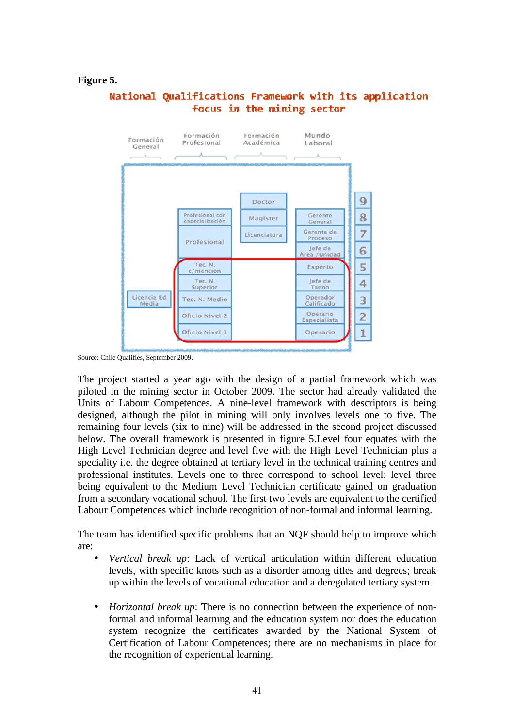**Figure 5.**

National Qualifications Framework with its application focus in the mining sector

| Formación General | Formación Profesional | Formación Académica | Mundo Laboral | Level |
|---|---|---|---|---|
| | | Doctor | | 9 |
| | Profesional con especialización | Magister | Gerente General | 8 |
| | Profesional | Licenciatura | Gerente de Proceso | 7 |
| | | | Jefe de Área / Unidad | 6 |
| | Tec. N. c/mención | | Experto | 5 |
| | Tec. N. Superior | | Jefe de Turno | 4 |
| Licencia Ed Media | Tec. N. Medio | | Operador Calificado | 3 |
| | Oficio Nivel 2 | | Operario Especialista | 2 |
| | Oficio Nivel 1 | | Operario | 1 |

Source: Chile Qualifies, September 2009.

The project started a year ago with the design of a partial framework which was piloted in the mining sector in October 2009. The sector had already validated the Units of Labour Competences. A nine-level framework with descriptors is being designed, although the pilot in mining will only involves levels one to five. The remaining four levels (six to nine) will be addressed in the second project discussed below. The overall framework is presented in figure 5.Level four equates with the High Level Technician degree and level five with the High Level Technician plus a speciality i.e. the degree obtained at tertiary level in the technical training centres and professional institutes. Levels one to three correspond to school level; level three being equivalent to the Medium Level Technician certificate gained on graduation from a secondary vocational school. The first two levels are equivalent to the certified Labour Competences which include recognition of non-formal and informal learning.

The team has identified specific problems that an NQF should help to improve which are:

- *Vertical break up*: Lack of vertical articulation within different education levels, with specific knots such as a disorder among titles and degrees; break up within the levels of vocational education and a deregulated tertiary system.

- *Horizontal break up*: There is no connection between the experience of non-formal and informal learning and the education system nor does the education system recognize the certificates awarded by the National System of Certification of Labour Competences; there are no mechanisms in place for the recognition of experiential learning.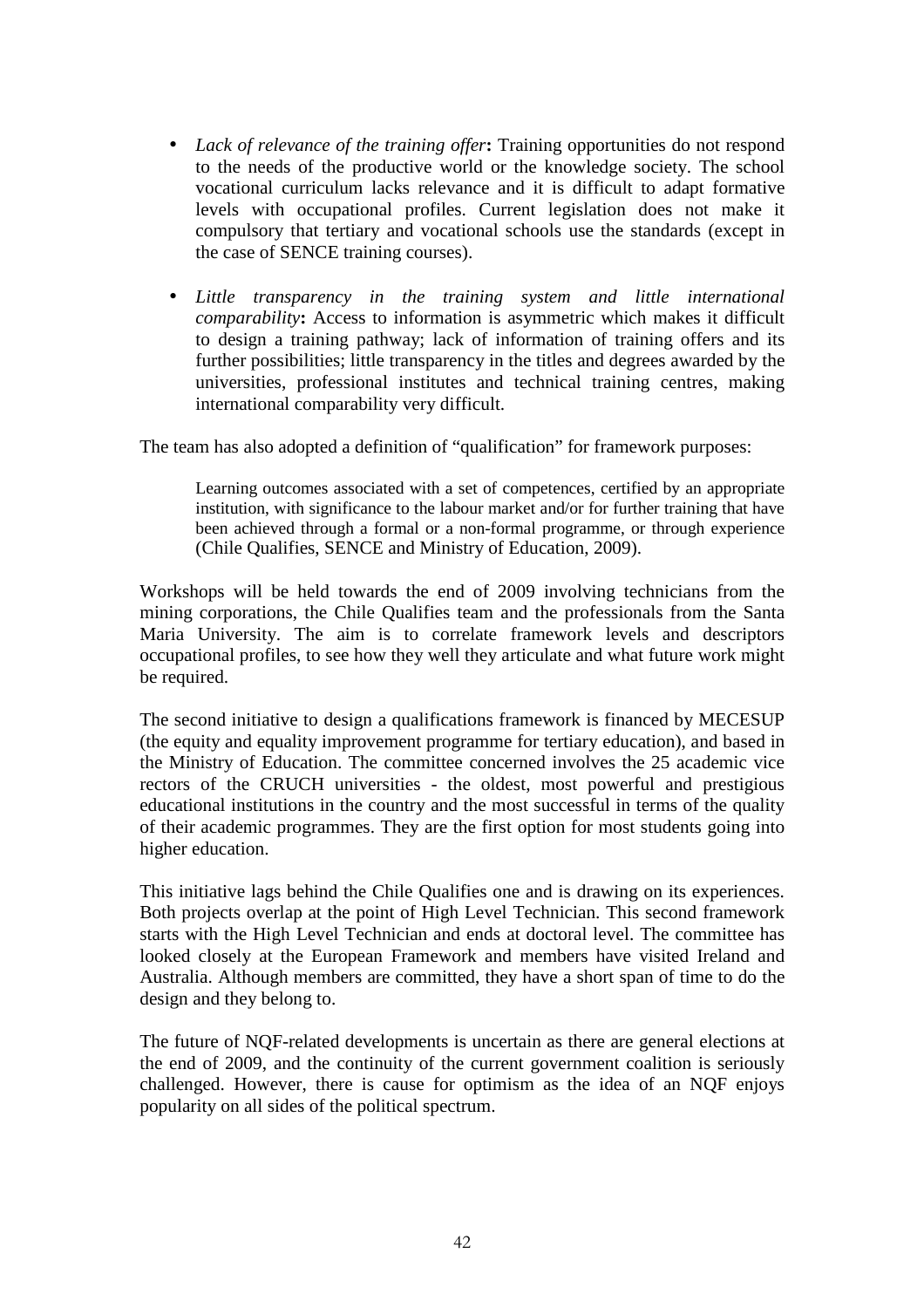- *Lack of relevance of the training offer***:** Training opportunities do not respond to the needs of the productive world or the knowledge society. The school vocational curriculum lacks relevance and it is difficult to adapt formative levels with occupational profiles. Current legislation does not make it compulsory that tertiary and vocational schools use the standards (except in the case of SENCE training courses).

- *Little transparency in the training system and little international comparability***:** Access to information is asymmetric which makes it difficult to design a training pathway; lack of information of training offers and its further possibilities; little transparency in the titles and degrees awarded by the universities, professional institutes and technical training centres, making international comparability very difficult.

The team has also adopted a definition of "qualification" for framework purposes:

> Learning outcomes associated with a set of competences, certified by an appropriate institution, with significance to the labour market and/or for further training that have been achieved through a formal or a non-formal programme, or through experience (Chile Qualifies, SENCE and Ministry of Education, 2009).

Workshops will be held towards the end of 2009 involving technicians from the mining corporations, the Chile Qualifies team and the professionals from the Santa Maria University. The aim is to correlate framework levels and descriptors occupational profiles, to see how they well they articulate and what future work might be required.

The second initiative to design a qualifications framework is financed by MECESUP (the equity and equality improvement programme for tertiary education), and based in the Ministry of Education. The committee concerned involves the 25 academic vice rectors of the CRUCH universities - the oldest, most powerful and prestigious educational institutions in the country and the most successful in terms of the quality of their academic programmes. They are the first option for most students going into higher education.

This initiative lags behind the Chile Qualifies one and is drawing on its experiences. Both projects overlap at the point of High Level Technician. This second framework starts with the High Level Technician and ends at doctoral level. The committee has looked closely at the European Framework and members have visited Ireland and Australia. Although members are committed, they have a short span of time to do the design and they belong to.

The future of NQF-related developments is uncertain as there are general elections at the end of 2009, and the continuity of the current government coalition is seriously challenged. However, there is cause for optimism as the idea of an NQF enjoys popularity on all sides of the political spectrum.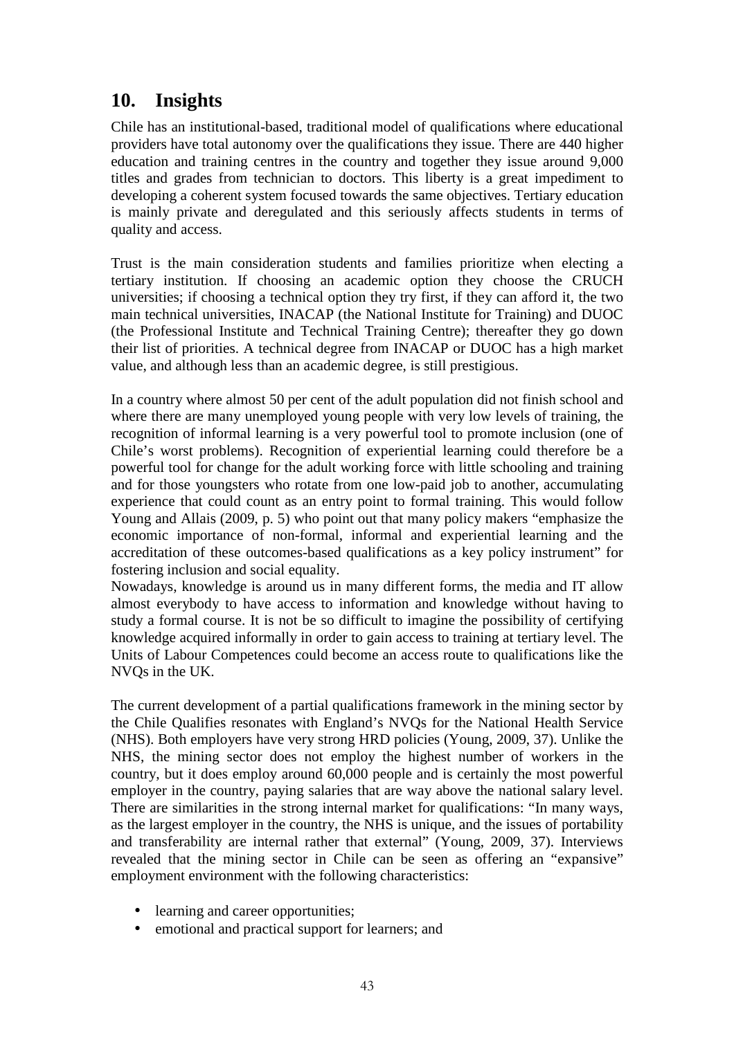## 10. Insights

Chile has an institutional-based, traditional model of qualifications where educational providers have total autonomy over the qualifications they issue. There are 440 higher education and training centres in the country and together they issue around 9,000 titles and grades from technician to doctors. This liberty is a great impediment to developing a coherent system focused towards the same objectives. Tertiary education is mainly private and deregulated and this seriously affects students in terms of quality and access.

Trust is the main consideration students and families prioritize when electing a tertiary institution. If choosing an academic option they choose the CRUCH universities; if choosing a technical option they try first, if they can afford it, the two main technical universities, INACAP (the National Institute for Training) and DUOC (the Professional Institute and Technical Training Centre); thereafter they go down their list of priorities. A technical degree from INACAP or DUOC has a high market value, and although less than an academic degree, is still prestigious.

In a country where almost 50 per cent of the adult population did not finish school and where there are many unemployed young people with very low levels of training, the recognition of informal learning is a very powerful tool to promote inclusion (one of Chile's worst problems). Recognition of experiential learning could therefore be a powerful tool for change for the adult working force with little schooling and training and for those youngsters who rotate from one low-paid job to another, accumulating experience that could count as an entry point to formal training. This would follow Young and Allais (2009, p. 5) who point out that many policy makers "emphasize the economic importance of non-formal, informal and experiential learning and the accreditation of these outcomes-based qualifications as a key policy instrument" for fostering inclusion and social equality.
Nowadays, knowledge is around us in many different forms, the media and IT allow almost everybody to have access to information and knowledge without having to study a formal course. It is not be so difficult to imagine the possibility of certifying knowledge acquired informally in order to gain access to training at tertiary level. The Units of Labour Competences could become an access route to qualifications like the NVQs in the UK.

The current development of a partial qualifications framework in the mining sector by the Chile Qualifies resonates with England's NVQs for the National Health Service (NHS). Both employers have very strong HRD policies (Young, 2009, 37). Unlike the NHS, the mining sector does not employ the highest number of workers in the country, but it does employ around 60,000 people and is certainly the most powerful employer in the country, paying salaries that are way above the national salary level. There are similarities in the strong internal market for qualifications: "In many ways, as the largest employer in the country, the NHS is unique, and the issues of portability and transferability are internal rather that external" (Young, 2009, 37). Interviews revealed that the mining sector in Chile can be seen as offering an "expansive" employment environment with the following characteristics:

- learning and career opportunities;
- emotional and practical support for learners; and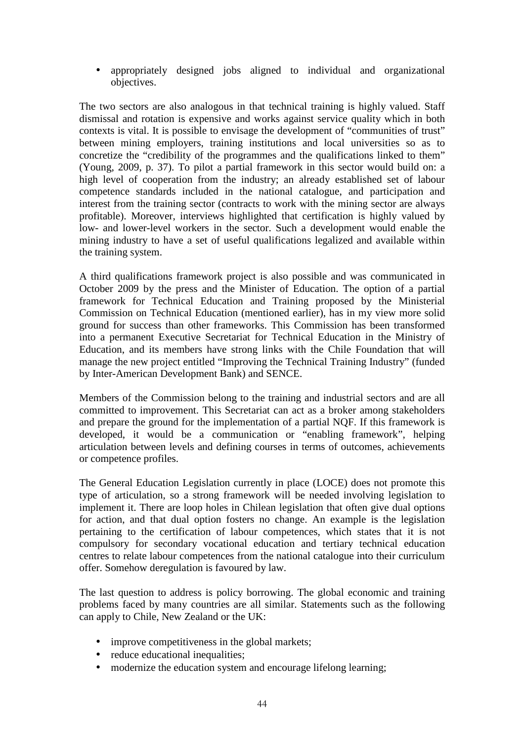- appropriately designed jobs aligned to individual and organizational objectives.

The two sectors are also analogous in that technical training is highly valued. Staff dismissal and rotation is expensive and works against service quality which in both contexts is vital. It is possible to envisage the development of "communities of trust" between mining employers, training institutions and local universities so as to concretize the "credibility of the programmes and the qualifications linked to them" (Young, 2009, p. 37). To pilot a partial framework in this sector would build on: a high level of cooperation from the industry; an already established set of labour competence standards included in the national catalogue, and participation and interest from the training sector (contracts to work with the mining sector are always profitable). Moreover, interviews highlighted that certification is highly valued by low- and lower-level workers in the sector. Such a development would enable the mining industry to have a set of useful qualifications legalized and available within the training system.

A third qualifications framework project is also possible and was communicated in October 2009 by the press and the Minister of Education. The option of a partial framework for Technical Education and Training proposed by the Ministerial Commission on Technical Education (mentioned earlier), has in my view more solid ground for success than other frameworks. This Commission has been transformed into a permanent Executive Secretariat for Technical Education in the Ministry of Education, and its members have strong links with the Chile Foundation that will manage the new project entitled "Improving the Technical Training Industry" (funded by Inter-American Development Bank) and SENCE.

Members of the Commission belong to the training and industrial sectors and are all committed to improvement. This Secretariat can act as a broker among stakeholders and prepare the ground for the implementation of a partial NQF. If this framework is developed, it would be a communication or "enabling framework", helping articulation between levels and defining courses in terms of outcomes, achievements or competence profiles.

The General Education Legislation currently in place (LOCE) does not promote this type of articulation, so a strong framework will be needed involving legislation to implement it. There are loop holes in Chilean legislation that often give dual options for action, and that dual option fosters no change. An example is the legislation pertaining to the certification of labour competences, which states that it is not compulsory for secondary vocational education and tertiary technical education centres to relate labour competences from the national catalogue into their curriculum offer. Somehow deregulation is favoured by law.

The last question to address is policy borrowing. The global economic and training problems faced by many countries are all similar. Statements such as the following can apply to Chile, New Zealand or the UK:

- improve competitiveness in the global markets;
- reduce educational inequalities;
- modernize the education system and encourage lifelong learning;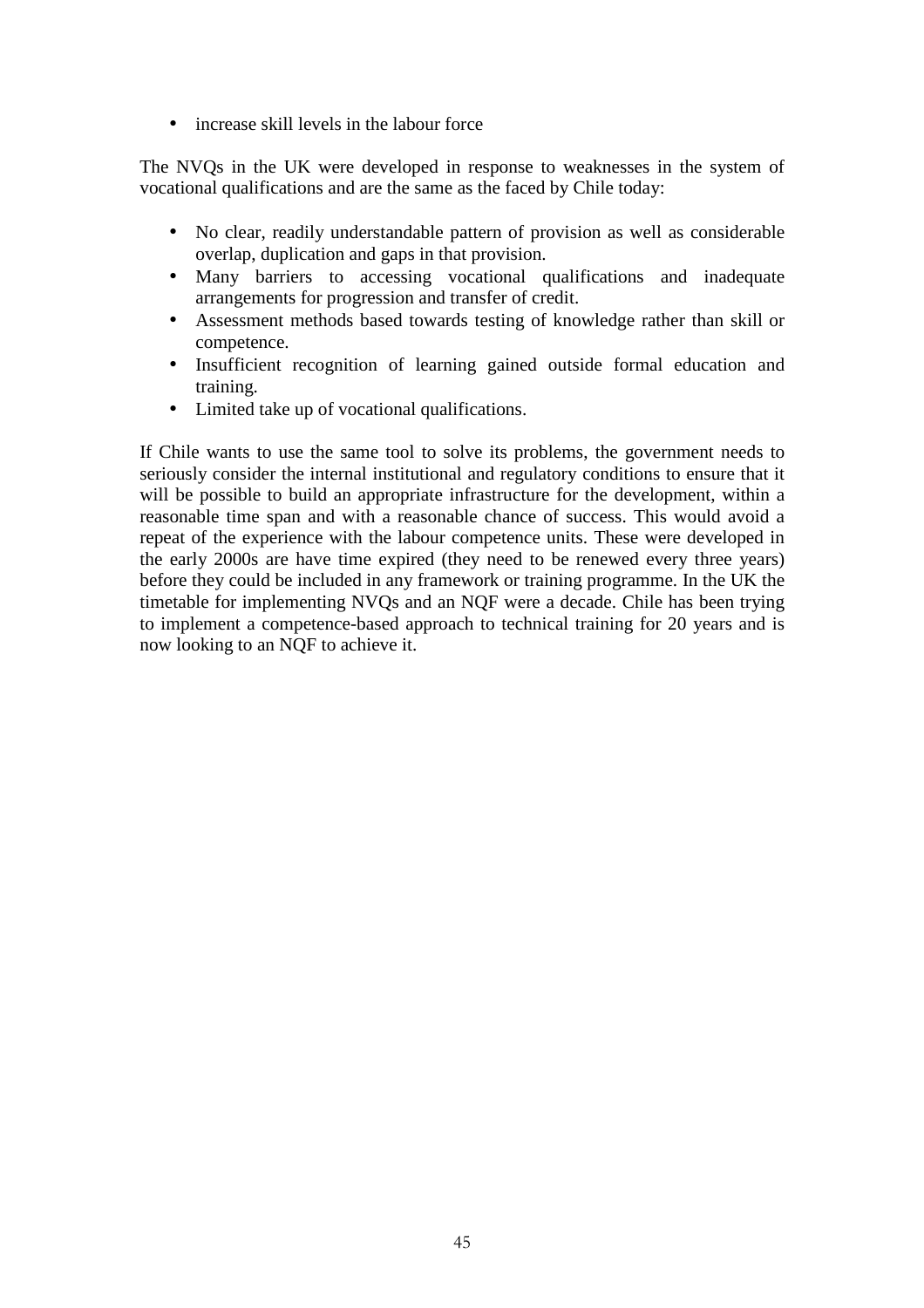- increase skill levels in the labour force

The NVQs in the UK were developed in response to weaknesses in the system of vocational qualifications and are the same as the faced by Chile today:

- No clear, readily understandable pattern of provision as well as considerable overlap, duplication and gaps in that provision.
- Many barriers to accessing vocational qualifications and inadequate arrangements for progression and transfer of credit.
- Assessment methods based towards testing of knowledge rather than skill or competence.
- Insufficient recognition of learning gained outside formal education and training.
- Limited take up of vocational qualifications.

If Chile wants to use the same tool to solve its problems, the government needs to seriously consider the internal institutional and regulatory conditions to ensure that it will be possible to build an appropriate infrastructure for the development, within a reasonable time span and with a reasonable chance of success. This would avoid a repeat of the experience with the labour competence units. These were developed in the early 2000s are have time expired (they need to be renewed every three years) before they could be included in any framework or training programme. In the UK the timetable for implementing NVQs and an NQF were a decade. Chile has been trying to implement a competence-based approach to technical training for 20 years and is now looking to an NQF to achieve it.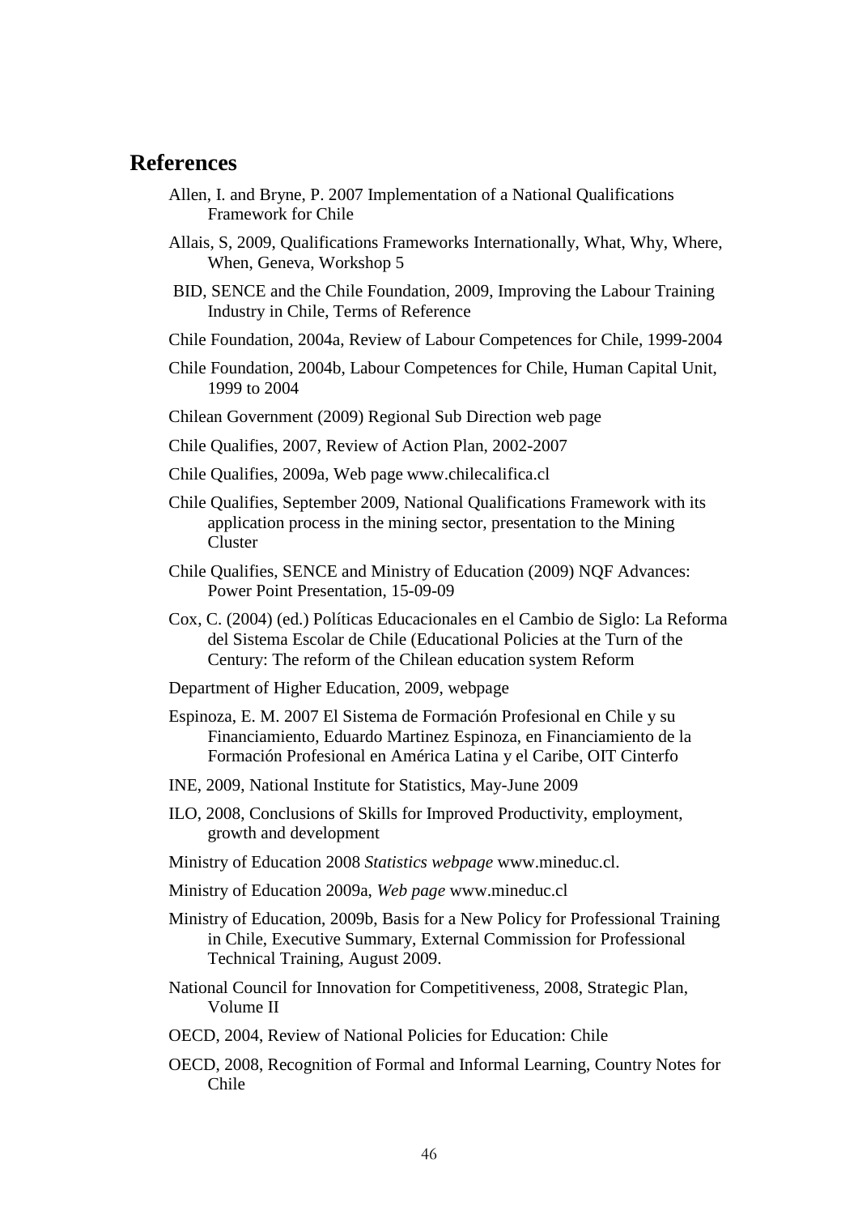## References

Allen, I. and Bryne, P. 2007 Implementation of a National Qualifications Framework for Chile

Allais, S, 2009, Qualifications Frameworks Internationally, What, Why, Where, When, Geneva, Workshop 5

BID, SENCE and the Chile Foundation, 2009, Improving the Labour Training Industry in Chile, Terms of Reference

Chile Foundation, 2004a, Review of Labour Competences for Chile, 1999-2004

Chile Foundation, 2004b, Labour Competences for Chile, Human Capital Unit, 1999 to 2004

Chilean Government (2009) Regional Sub Direction web page

Chile Qualifies, 2007, Review of Action Plan, 2002-2007

Chile Qualifies, 2009a, Web page www.chilecalifica.cl

Chile Qualifies, September 2009, National Qualifications Framework with its application process in the mining sector, presentation to the Mining Cluster

Chile Qualifies, SENCE and Ministry of Education (2009) NQF Advances: Power Point Presentation, 15-09-09

Cox, C. (2004) (ed.) Políticas Educacionales en el Cambio de Siglo: La Reforma del Sistema Escolar de Chile (Educational Policies at the Turn of the Century: The reform of the Chilean education system Reform

Department of Higher Education, 2009, webpage

Espinoza, E. M. 2007 El Sistema de Formación Profesional en Chile y su Financiamiento, Eduardo Martinez Espinoza, en Financiamiento de la Formación Profesional en América Latina y el Caribe, OIT Cinterfo

INE, 2009, National Institute for Statistics, May-June 2009

ILO, 2008, Conclusions of Skills for Improved Productivity, employment, growth and development

Ministry of Education 2008 *Statistics webpage* www.mineduc.cl.

Ministry of Education 2009a, *Web page* www.mineduc.cl

Ministry of Education, 2009b, Basis for a New Policy for Professional Training in Chile, Executive Summary, External Commission for Professional Technical Training, August 2009.

National Council for Innovation for Competitiveness, 2008, Strategic Plan, Volume II

OECD, 2004, Review of National Policies for Education: Chile

OECD, 2008, Recognition of Formal and Informal Learning, Country Notes for Chile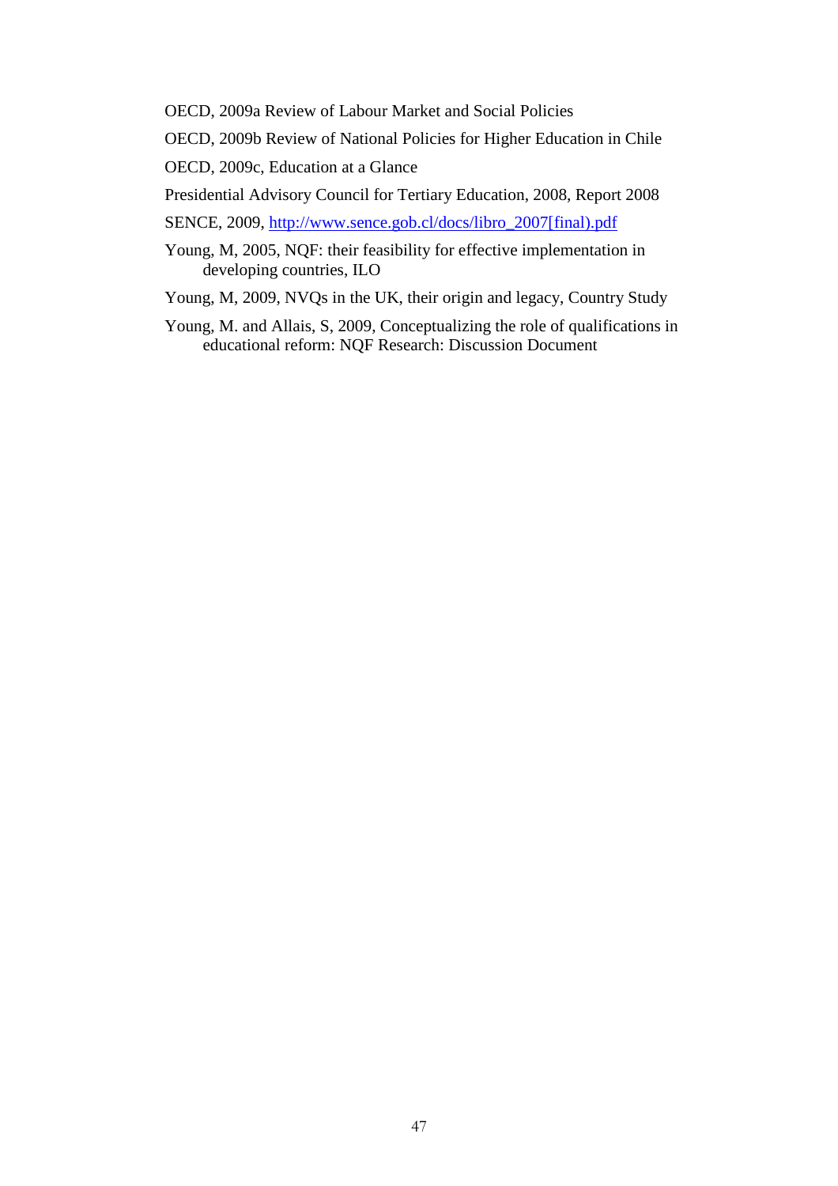OECD, 2009a Review of Labour Market and Social Policies

OECD, 2009b Review of National Policies for Higher Education in Chile

OECD, 2009c, Education at a Glance

Presidential Advisory Council for Tertiary Education, 2008, Report 2008

SENCE, 2009, http://www.sence.gob.cl/docs/libro_2007[final).pdf

Young, M, 2005, NQF: their feasibility for effective implementation in developing countries, ILO

Young, M, 2009, NVQs in the UK, their origin and legacy, Country Study

Young, M. and Allais, S, 2009, Conceptualizing the role of qualifications in educational reform: NQF Research: Discussion Document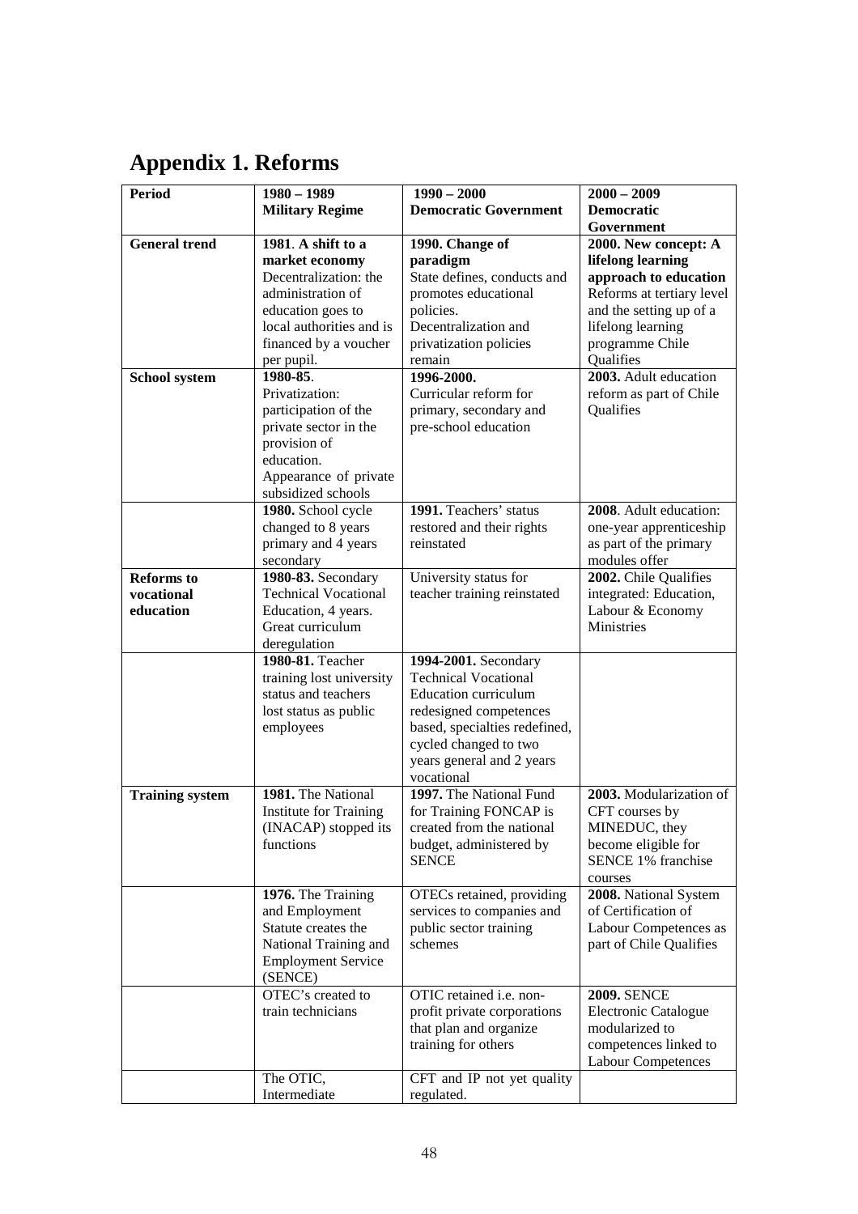# Appendix 1. Reforms

| Period | 1980 – 1989 Military Regime | 1990 – 2000 Democratic Government | 2000 – 2009 Democratic Government |
|---|---|---|---|
| **General trend** | **1981**. **A shift to a market economy** Decentralization: the administration of education goes to local authorities and is financed by a voucher per pupil. | **1990. Change of paradigm** State defines, conducts and promotes educational policies. Decentralization and privatization policies remain | **2000. New concept: A lifelong learning approach to education** Reforms at tertiary level and the setting up of a lifelong learning programme Chile Qualifies |
| **School system** | **1980-85**. Privatization: participation of the private sector in the provision of education. Appearance of private subsidized schools | **1996-2000.** Curricular reform for primary, secondary and pre-school education | **2003.** Adult education reform as part of Chile Qualifies |
| | **1980.** School cycle changed to 8 years primary and 4 years secondary | **1991.** Teachers' status restored and their rights reinstated | **2008**. Adult education: one-year apprenticeship as part of the primary modules offer |
| **Reforms to vocational education** | **1980-83.** Secondary Technical Vocational Education, 4 years. Great curriculum deregulation | University status for teacher training reinstated | **2002.** Chile Qualifies integrated: Education, Labour & Economy Ministries |
| | **1980-81.** Teacher training lost university status and teachers lost status as public employees | **1994-2001.** Secondary Technical Vocational Education curriculum redesigned competences based, specialties redefined, cycled changed to two years general and 2 years vocational | |
| **Training system** | **1981.** The National Institute for Training (INACAP) stopped its functions | **1997.** The National Fund for Training FONCAP is created from the national budget, administered by SENCE | **2003.** Modularization of CFT courses by MINEDUC, they become eligible for SENCE 1% franchise courses |
| | **1976.** The Training and Employment Statute creates the National Training and Employment Service (SENCE) | OTECs retained, providing services to companies and public sector training schemes | **2008.** National System of Certification of Labour Competences as part of Chile Qualifies |
| | OTEC's created to train technicians | OTIC retained i.e. non-profit private corporations that plan and organize training for others | **2009.** SENCE Electronic Catalogue modularized to competences linked to Labour Competences |
| | The OTIC, Intermediate | CFT and IP not yet quality regulated. | |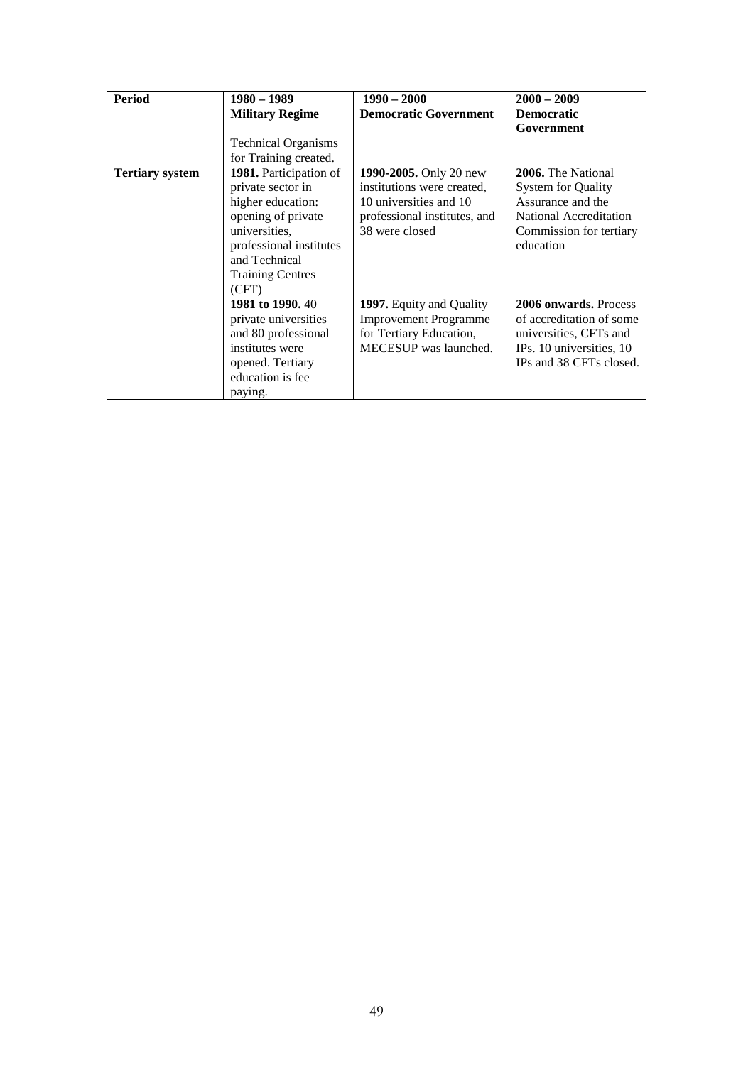| Period | 1980 – 1989 **Military Regime** | 1990 – 2000 **Democratic Government** | 2000 – 2009 **Democratic Government** |
|---|---|---|---|
| | Technical Organisms for Training created. | | |
| **Tertiary system** | **1981.** Participation of private sector in higher education: opening of private universities, professional institutes and Technical Training Centres (CFT) | **1990-2005.** Only 20 new institutions were created, 10 universities and 10 professional institutes, and 38 were closed | **2006.** The National System for Quality Assurance and the National Accreditation Commission for tertiary education |
| | **1981 to 1990.** 40 private universities and 80 professional institutes were opened. Tertiary education is fee paying. | **1997.** Equity and Quality Improvement Programme for Tertiary Education, MECESUP was launched. | **2006 onwards.** Process of accreditation of some universities, CFTs and IPs. 10 universities, 10 IPs and 38 CFTs closed. |